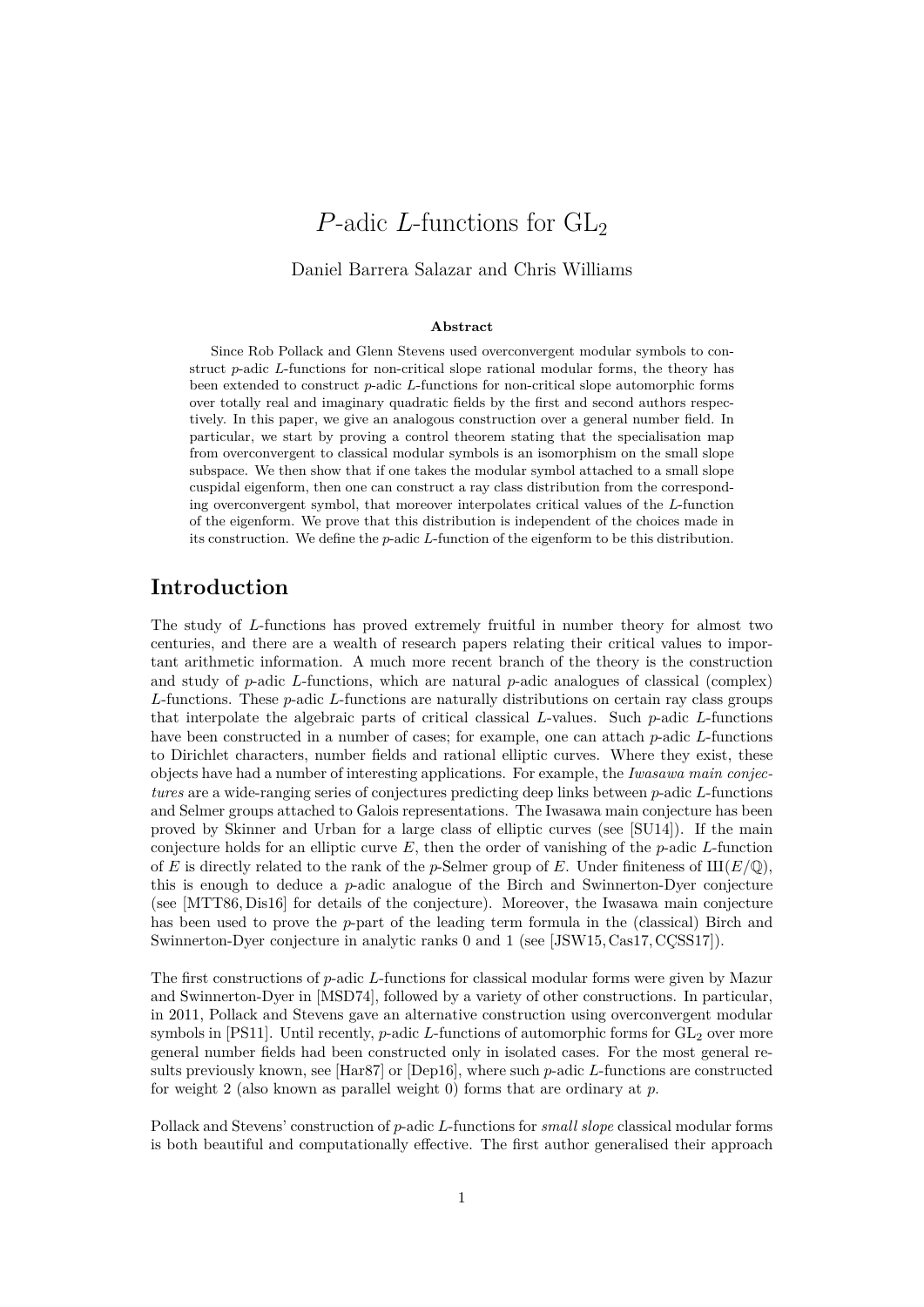# $P$-adic $L$-functions for $\mathrm{GL}_2$

Daniel Barrera Salazar and Chris Williams

**Abstract**

Since Rob Pollack and Glenn Stevens used overconvergent modular symbols to construct $p$-adic $L$-functions for non-critical slope rational modular forms, the theory has been extended to construct $p$-adic $L$-functions for non-critical slope automorphic forms over totally real and imaginary quadratic fields by the first and second authors respectively. In this paper, we give an analogous construction over a general number field. In particular, we start by proving a control theorem stating that the specialisation map from overconvergent to classical modular symbols is an isomorphism on the small slope subspace. We then show that if one takes the modular symbol attached to a small slope cuspidal eigenform, then one can construct a ray class distribution from the corresponding overconvergent symbol, that moreover interpolates critical values of the $L$-function of the eigenform. We prove that this distribution is independent of the choices made in its construction. We define the $p$-adic $L$-function of the eigenform to be this distribution.

## Introduction

The study of $L$-functions has proved extremely fruitful in number theory for almost two centuries, and there are a wealth of research papers relating their critical values to important arithmetic information. A much more recent branch of the theory is the construction and study of $p$-adic $L$-functions, which are natural $p$-adic analogues of classical (complex) $L$-functions. These $p$-adic $L$-functions are naturally distributions on certain ray class groups that interpolate the algebraic parts of critical classical $L$-values. Such $p$-adic $L$-functions have been constructed in a number of cases; for example, one can attach $p$-adic $L$-functions to Dirichlet characters, number fields and rational elliptic curves. Where they exist, these objects have had a number of interesting applications. For example, the *Iwasawa main conjectures* are a wide-ranging series of conjectures predicting deep links between $p$-adic $L$-functions and Selmer groups attached to Galois representations. The Iwasawa main conjecture has been proved by Skinner and Urban for a large class of elliptic curves (see [SU14]). If the main conjecture holds for an elliptic curve $E$, then the order of vanishing of the $p$-adic $L$-function of $E$ is directly related to the rank of the $p$-Selmer group of $E$. Under finiteness of $\text{Ш}(E/\mathbb{Q})$, this is enough to deduce a $p$-adic analogue of the Birch and Swinnerton-Dyer conjecture (see [MTT86, Dis16] for details of the conjecture). Moreover, the Iwasawa main conjecture has been used to prove the $p$-part of the leading term formula in the (classical) Birch and Swinnerton-Dyer conjecture in analytic ranks 0 and 1 (see [JSW15, Cas17, CÇSS17]).

The first constructions of $p$-adic $L$-functions for classical modular forms were given by Mazur and Swinnerton-Dyer in [MSD74], followed by a variety of other constructions. In particular, in 2011, Pollack and Stevens gave an alternative construction using overconvergent modular symbols in [PS11]. Until recently, $p$-adic $L$-functions of automorphic forms for $\mathrm{GL}_2$ over more general number fields had been constructed only in isolated cases. For the most general results previously known, see [Har87] or [Dep16], where such $p$-adic $L$-functions are constructed for weight 2 (also known as parallel weight 0) forms that are ordinary at $p$.

Pollack and Stevens' construction of $p$-adic $L$-functions for *small slope* classical modular forms is both beautiful and computationally effective. The first author generalised their approach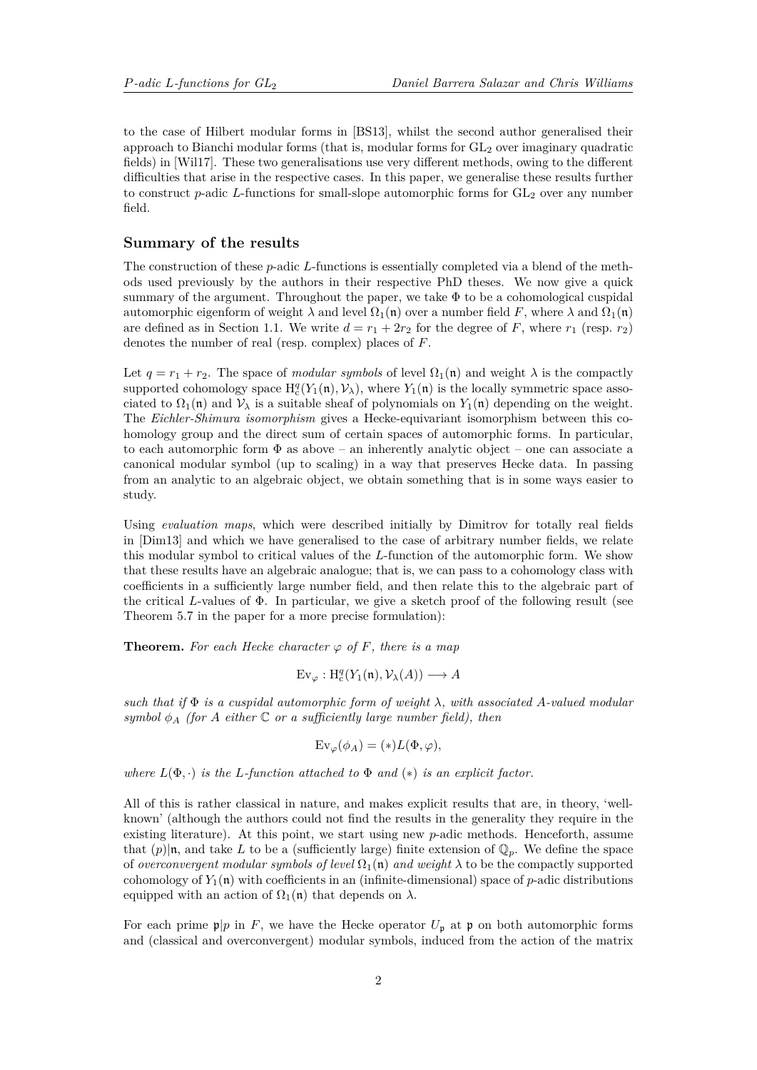to the case of Hilbert modular forms in [BS13], whilst the second author generalised their approach to Bianchi modular forms (that is, modular forms for $\mathrm{GL}_2$ over imaginary quadratic fields) in [Wil17]. These two generalisations use very different methods, owing to the different difficulties that arise in the respective cases. In this paper, we generalise these results further to construct $p$-adic $L$-functions for small-slope automorphic forms for $\mathrm{GL}_2$ over any number field.

## Summary of the results

The construction of these $p$-adic $L$-functions is essentially completed via a blend of the methods used previously by the authors in their respective PhD theses. We now give a quick summary of the argument. Throughout the paper, we take $\Phi$ to be a cohomological cuspidal automorphic eigenform of weight $\lambda$ and level $\Omega_1(\mathfrak{n})$ over a number field $F$, where $\lambda$ and $\Omega_1(\mathfrak{n})$ are defined as in Section 1.1. We write $d = r_1 + 2r_2$ for the degree of $F$, where $r_1$ (resp. $r_2$) denotes the number of real (resp. complex) places of $F$.

Let $q = r_1 + r_2$. The space of *modular symbols* of level $\Omega_1(\mathfrak{n})$ and weight $\lambda$ is the compactly supported cohomology space $\mathrm{H}^q_c(Y_1(\mathfrak{n}), \mathcal{V}_\lambda)$, where $Y_1(\mathfrak{n})$ is the locally symmetric space associated to $\Omega_1(\mathfrak{n})$ and $\mathcal{V}_\lambda$ is a suitable sheaf of polynomials on $Y_1(\mathfrak{n})$ depending on the weight. The *Eichler-Shimura isomorphism* gives a Hecke-equivariant isomorphism between this cohomology group and the direct sum of certain spaces of automorphic forms. In particular, to each automorphic form $\Phi$ as above – an inherently analytic object – one can associate a canonical modular symbol (up to scaling) in a way that preserves Hecke data. In passing from an analytic to an algebraic object, we obtain something that is in some ways easier to study.

Using *evaluation maps*, which were described initially by Dimitrov for totally real fields in [Dim13] and which we have generalised to the case of arbitrary number fields, we relate this modular symbol to critical values of the $L$-function of the automorphic form. We show that these results have an algebraic analogue; that is, we can pass to a cohomology class with coefficients in a sufficiently large number field, and then relate this to the algebraic part of the critical $L$-values of $\Phi$. In particular, we give a sketch proof of the following result (see Theorem 5.7 in the paper for a more precise formulation):

**Theorem.** *For each Hecke character $\varphi$ of $F$, there is a map*

$$\mathrm{Ev}_\varphi : \mathrm{H}^q_c(Y_1(\mathfrak{n}), \mathcal{V}_\lambda(A)) \longrightarrow A$$

*such that if $\Phi$ is a cuspidal automorphic form of weight $\lambda$, with associated $A$-valued modular symbol $\phi_A$ (for $A$ either $\mathbb{C}$ or a sufficiently large number field), then*

$$\mathrm{Ev}_\varphi(\phi_A) = (*)L(\Phi, \varphi),$$

*where $L(\Phi, \cdot)$ is the $L$-function attached to $\Phi$ and $(*)$ is an explicit factor.*

All of this is rather classical in nature, and makes explicit results that are, in theory, 'well-known' (although the authors could not find the results in the generality they require in the existing literature). At this point, we start using new $p$-adic methods. Henceforth, assume that $(p)|\mathfrak{n}$, and take $L$ to be a (sufficiently large) finite extension of $\mathbb{Q}_p$. We define the space of *overconvergent modular symbols of level $\Omega_1(\mathfrak{n})$ and weight $\lambda$* to be the compactly supported cohomology of $Y_1(\mathfrak{n})$ with coefficients in an (infinite-dimensional) space of $p$-adic distributions equipped with an action of $\Omega_1(\mathfrak{n})$ that depends on $\lambda$.

For each prime $\mathfrak{p}|p$ in $F$, we have the Hecke operator $U_\mathfrak{p}$ at $\mathfrak{p}$ on both automorphic forms and (classical and overconvergent) modular symbols, induced from the action of the matrix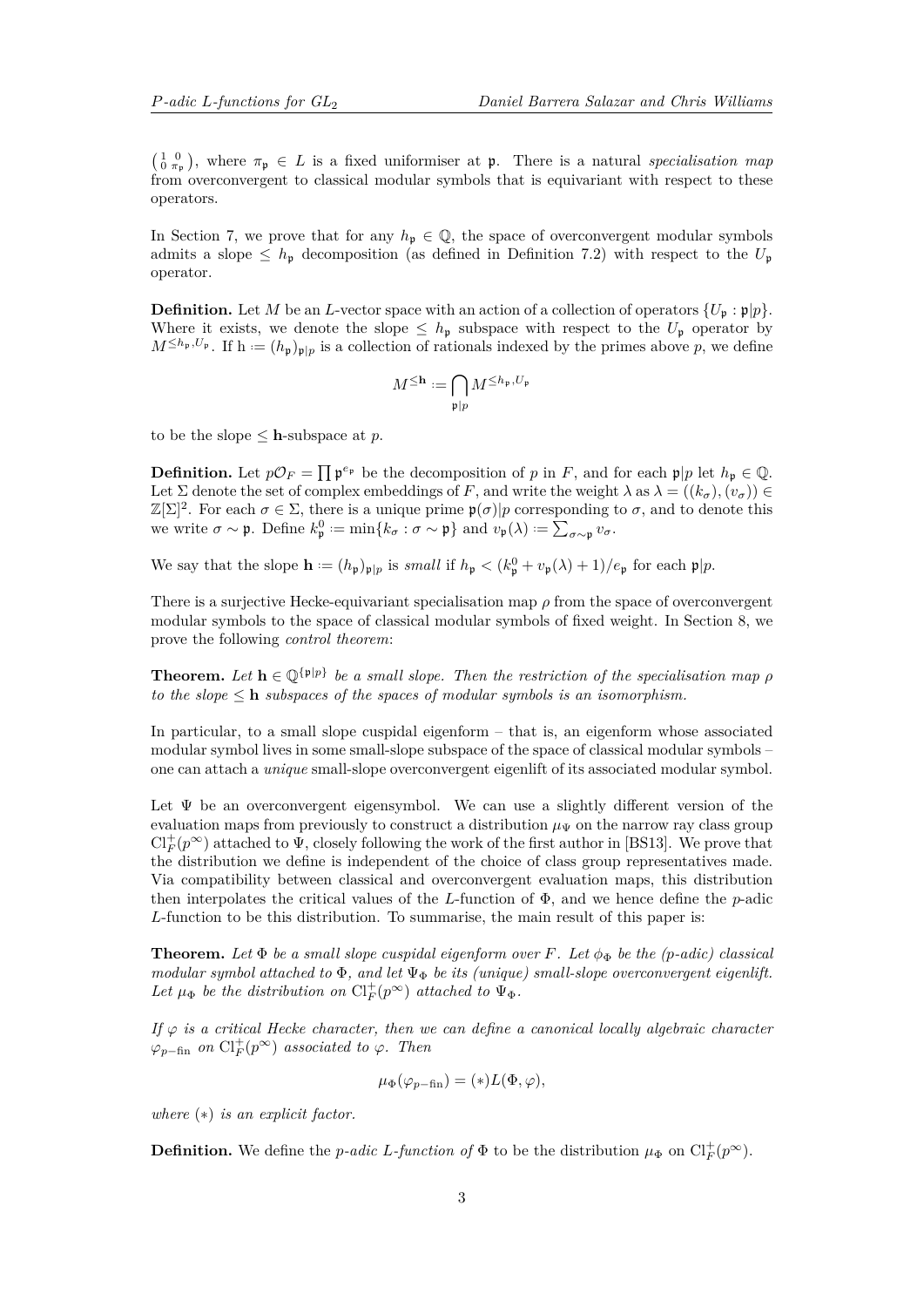$\left(\begin{smallmatrix}1 & 0\\ 0 & \pi_{\mathfrak{p}}\end{smallmatrix}\right)$, where $\pi_{\mathfrak{p}} \in L$ is a fixed uniformiser at $\mathfrak{p}$. There is a natural *specialisation map* from overconvergent to classical modular symbols that is equivariant with respect to these operators.

In Section 7, we prove that for any $h_{\mathfrak{p}} \in \mathbb{Q}$, the space of overconvergent modular symbols admits a slope $\leq h_{\mathfrak{p}}$ decomposition (as defined in Definition 7.2) with respect to the $U_{\mathfrak{p}}$ operator.

**Definition.** Let $M$ be an $L$-vector space with an action of a collection of operators $\{U_{\mathfrak{p}} : \mathfrak{p}|p\}$. Where it exists, we denote the slope $\leq h_{\mathfrak{p}}$ subspace with respect to the $U_{\mathfrak{p}}$ operator by $M^{\leq h_{\mathfrak{p}}, U_{\mathfrak{p}}}$. If $\mathrm{h} := (h_{\mathfrak{p}})_{\mathfrak{p}|p}$ is a collection of rationals indexed by the primes above $p$, we define

$$M^{\leq \mathbf{h}} := \bigcap_{\mathfrak{p}|p} M^{\leq h_{\mathfrak{p}}, U_{\mathfrak{p}}}$$

to be the slope $\leq \mathbf{h}$-subspace at $p$.

**Definition.** Let $p\mathcal{O}_F = \prod \mathfrak{p}^{e_{\mathfrak{p}}}$ be the decomposition of $p$ in $F$, and for each $\mathfrak{p}|p$ let $h_{\mathfrak{p}} \in \mathbb{Q}$. Let $\Sigma$ denote the set of complex embeddings of $F$, and write the weight $\lambda$ as $\lambda = ((k_\sigma), (v_\sigma)) \in \mathbb{Z}[\Sigma]^2$. For each $\sigma \in \Sigma$, there is a unique prime $\mathfrak{p}(\sigma)|p$ corresponding to $\sigma$, and to denote this we write $\sigma \sim \mathfrak{p}$. Define $k_{\mathfrak{p}}^0 := \min\{k_\sigma : \sigma \sim \mathfrak{p}\}$ and $v_{\mathfrak{p}}(\lambda) := \sum_{\sigma\sim\mathfrak{p}} v_\sigma$.

We say that the slope $\mathbf{h} := (h_{\mathfrak{p}})_{\mathfrak{p}|p}$ is *small* if $h_{\mathfrak{p}} < (k_{\mathfrak{p}}^0 + v_{\mathfrak{p}}(\lambda) + 1)/e_{\mathfrak{p}}$ for each $\mathfrak{p}|p$.

There is a surjective Hecke-equivariant specialisation map $\rho$ from the space of overconvergent modular symbols to the space of classical modular symbols of fixed weight. In Section 8, we prove the following *control theorem*:

**Theorem.** *Let $\mathbf{h} \in \mathbb{Q}^{\{\mathfrak{p}|p\}}$ be a small slope. Then the restriction of the specialisation map $\rho$ to the slope $\leq \mathbf{h}$ subspaces of the spaces of modular symbols is an isomorphism.*

In particular, to a small slope cuspidal eigenform – that is, an eigenform whose associated modular symbol lives in some small-slope subspace of the space of classical modular symbols – one can attach a *unique* small-slope overconvergent eigenlift of its associated modular symbol.

Let $\Psi$ be an overconvergent eigensymbol. We can use a slightly different version of the evaluation maps from previously to construct a distribution $\mu_\Psi$ on the narrow ray class group $\mathrm{Cl}_F^+(p^\infty)$ attached to $\Psi$, closely following the work of the first author in [BS13]. We prove that the distribution we define is independent of the choice of class group representatives made. Via compatibility between classical and overconvergent evaluation maps, this distribution then interpolates the critical values of the $L$-function of $\Phi$, and we hence define the $p$-adic $L$-function to be this distribution. To summarise, the main result of this paper is:

**Theorem.** *Let $\Phi$ be a small slope cuspidal eigenform over $F$. Let $\phi_\Phi$ be the ($p$-adic) classical modular symbol attached to $\Phi$, and let $\Psi_\Phi$ be its (unique) small-slope overconvergent eigenlift. Let $\mu_\Phi$ be the distribution on $\mathrm{Cl}_F^+(p^\infty)$ attached to $\Psi_\Phi$.*

*If $\varphi$ is a critical Hecke character, then we can define a canonical locally algebraic character $\varphi_{p-\mathrm{fin}}$ on $\mathrm{Cl}_F^+(p^\infty)$ associated to $\varphi$. Then*

$$\mu_\Phi(\varphi_{p-\mathrm{fin}}) = (*)L(\Phi, \varphi),$$

*where $(*)$ is an explicit factor.*

**Definition.** We define the *$p$-adic $L$-function of* $\Phi$ to be the distribution $\mu_\Phi$ on $\mathrm{Cl}_F^+(p^\infty)$.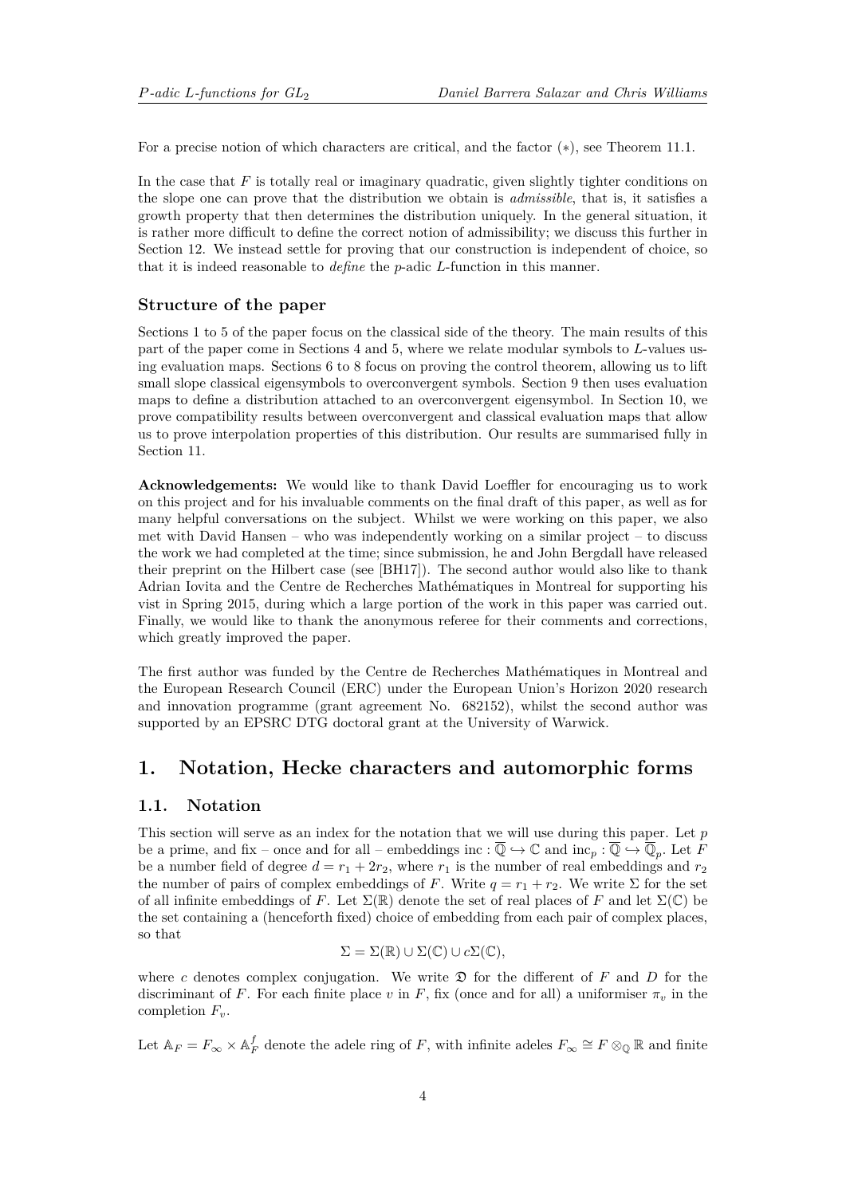For a precise notion of which characters are critical, and the factor $(*)$, see Theorem 11.1.

In the case that $F$ is totally real or imaginary quadratic, given slightly tighter conditions on the slope one can prove that the distribution we obtain is *admissible*, that is, it satisfies a growth property that then determines the distribution uniquely. In the general situation, it is rather more difficult to define the correct notion of admissibility; we discuss this further in Section 12. We instead settle for proving that our construction is independent of choice, so that it is indeed reasonable to *define* the $p$-adic $L$-function in this manner.

### Structure of the paper

Sections 1 to 5 of the paper focus on the classical side of the theory. The main results of this part of the paper come in Sections 4 and 5, where we relate modular symbols to $L$-values using evaluation maps. Sections 6 to 8 focus on proving the control theorem, allowing us to lift small slope classical eigensymbols to overconvergent symbols. Section 9 then uses evaluation maps to define a distribution attached to an overconvergent eigensymbol. In Section 10, we prove compatibility results between overconvergent and classical evaluation maps that allow us to prove interpolation properties of this distribution. Our results are summarised fully in Section 11.

**Acknowledgements:** We would like to thank David Loeffler for encouraging us to work on this project and for his invaluable comments on the final draft of this paper, as well as for many helpful conversations on the subject. Whilst we were working on this paper, we also met with David Hansen – who was independently working on a similar project – to discuss the work we had completed at the time; since submission, he and John Bergdall have released their preprint on the Hilbert case (see [BH17]). The second author would also like to thank Adrian Iovita and the Centre de Recherches Mathématiques in Montreal for supporting his vist in Spring 2015, during which a large portion of the work in this paper was carried out. Finally, we would like to thank the anonymous referee for their comments and corrections, which greatly improved the paper.

The first author was funded by the Centre de Recherches Mathématiques in Montreal and the European Research Council (ERC) under the European Union's Horizon 2020 research and innovation programme (grant agreement No. 682152), whilst the second author was supported by an EPSRC DTG doctoral grant at the University of Warwick.

## 1. Notation, Hecke characters and automorphic forms

### 1.1. Notation

This section will serve as an index for the notation that we will use during this paper. Let $p$ be a prime, and fix – once and for all – embeddings $\mathrm{inc} : \overline{\mathbb{Q}} \hookrightarrow \mathbb{C}$ and $\mathrm{inc}_p : \overline{\mathbb{Q}} \hookrightarrow \overline{\mathbb{Q}}_p$. Let $F$ be a number field of degree $d = r_1 + 2r_2$, where $r_1$ is the number of real embeddings and $r_2$ the number of pairs of complex embeddings of $F$. Write $q = r_1 + r_2$. We write $\Sigma$ for the set of all infinite embeddings of $F$. Let $\Sigma(\mathbb{R})$ denote the set of real places of $F$ and let $\Sigma(\mathbb{C})$ be the set containing a (henceforth fixed) choice of embedding from each pair of complex places, so that

$$\Sigma = \Sigma(\mathbb{R}) \cup \Sigma(\mathbb{C}) \cup c\Sigma(\mathbb{C}),$$

where $c$ denotes complex conjugation. We write $\mathfrak{D}$ for the different of $F$ and $D$ for the discriminant of $F$. For each finite place $v$ in $F$, fix (once and for all) a uniformiser $\pi_v$ in the completion $F_v$.

Let $\mathbb{A}_F = F_\infty \times \mathbb{A}_F^f$ denote the adele ring of $F$, with infinite adeles $F_\infty \cong F \otimes_{\mathbb{Q}} \mathbb{R}$ and finite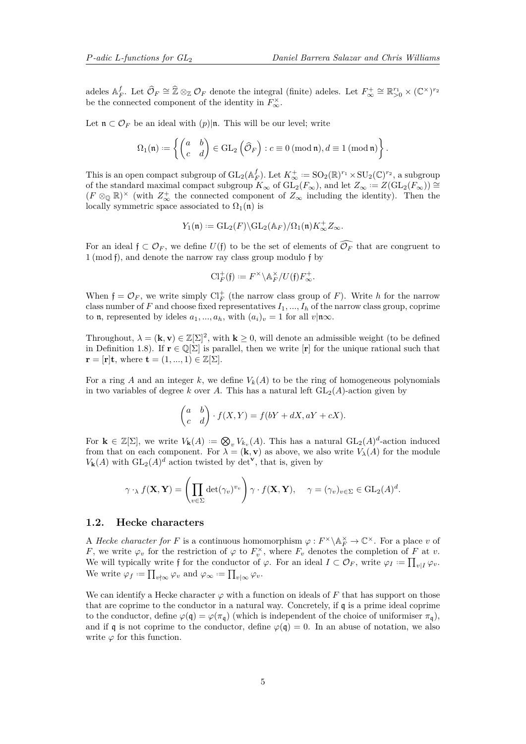adeles $\mathbb{A}_F^f$. Let $\widehat{\mathcal{O}}_F \cong \widehat{\mathbb{Z}} \otimes_{\mathbb{Z}} \mathcal{O}_F$ denote the integral (finite) adeles. Let $F_\infty^+ \cong \mathbb{R}_{>0}^{r_1} \times (\mathbb{C}^\times)^{r_2}$ be the connected component of the identity in $F_\infty^\times$.

Let $\mathfrak{n} \subset \mathcal{O}_F$ be an ideal with $(p)|\mathfrak{n}$. This will be our level; write

$$\Omega_1(\mathfrak{n}) := \left\{ \begin{pmatrix} a & b \\ c & d \end{pmatrix} \in \mathrm{GL}_2\left(\widehat{\mathcal{O}}_F\right) : c \equiv 0 \,(\mathrm{mod}\, \mathfrak{n}), d \equiv 1 \,(\mathrm{mod}\, \mathfrak{n}) \right\}.$$

This is an open compact subgroup of $\mathrm{GL}_2(\mathbb{A}_F^f)$. Let $K_\infty^+ := \mathrm{SO}_2(\mathbb{R})^{r_1} \times \mathrm{SU}_2(\mathbb{C})^{r_2}$, a subgroup of the standard maximal compact subgroup $K_\infty$ of $\mathrm{GL}_2(F_\infty)$, and let $Z_\infty := Z(\mathrm{GL}_2(F_\infty)) \cong (F \otimes_{\mathbb{Q}} \mathbb{R})^\times$ (with $Z_\infty^+$ the connected component of $Z_\infty$ including the identity). Then the locally symmetric space associated to $\Omega_1(\mathfrak{n})$ is

$$Y_1(\mathfrak{n}) := \mathrm{GL}_2(F)\backslash \mathrm{GL}_2(\mathbb{A}_F)/\Omega_1(\mathfrak{n})K_\infty^+ Z_\infty.$$

For an ideal $\mathfrak{f} \subset \mathcal{O}_F$, we define $U(\mathfrak{f})$ to be the set of elements of $\widehat{\mathcal{O}_F}$ that are congruent to $1 \,(\mathrm{mod}\, \mathfrak{f})$, and denote the narrow ray class group modulo $\mathfrak{f}$ by

$$\mathrm{Cl}_F^+(\mathfrak{f}) := F^\times \backslash \mathbb{A}_F^\times / U(\mathfrak{f}) F_\infty^+.$$

When $\mathfrak{f} = \mathcal{O}_F$, we write simply $\mathrm{Cl}_F^+$ (the narrow class group of $F$). Write $h$ for the narrow class number of $F$ and choose fixed representatives $I_1, ..., I_h$ of the narrow class group, coprime to $\mathfrak{n}$, represented by ideles $a_1, ..., a_h$, with $(a_i)_v = 1$ for all $v|\mathfrak{n}\infty$.

Throughout, $\lambda = (\mathbf{k}, \mathbf{v}) \in \mathbb{Z}[\Sigma]^2$, with $\mathbf{k} \geq 0$, will denote an admissible weight (to be defined in Definition 1.8). If $\mathbf{r} \in \mathbb{Q}[\Sigma]$ is parallel, then we write $[\mathbf{r}]$ for the unique rational such that $\mathbf{r} = [\mathbf{r}]\mathbf{t}$, where $\mathbf{t} = (1, ..., 1) \in \mathbb{Z}[\Sigma]$.

For a ring $A$ and an integer $k$, we define $V_k(A)$ to be the ring of homogeneous polynomials in two variables of degree $k$ over $A$. This has a natural left $\mathrm{GL}_2(A)$-action given by

$$\begin{pmatrix} a & b \\ c & d \end{pmatrix} \cdot f(X, Y) = f(bY + dX, aY + cX).$$

For $\mathbf{k} \in \mathbb{Z}[\Sigma]$, we write $V_{\mathbf{k}}(A) := \bigotimes_v V_{k_v}(A)$. This has a natural $\mathrm{GL}_2(A)^d$-action induced from that on each component. For $\lambda = (\mathbf{k}, \mathbf{v})$ as above, we also write $V_\lambda(A)$ for the module $V_{\mathbf{k}}(A)$ with $\mathrm{GL}_2(A)^d$ action twisted by $\det^{\mathbf{v}}$, that is, given by

$$\gamma \cdot_\lambda f(\mathbf{X}, \mathbf{Y}) = \left( \prod_{v \in \Sigma} \det(\gamma_v)^{v_v} \right) \gamma \cdot f(\mathbf{X}, \mathbf{Y}), \quad \gamma = (\gamma_v)_{v \in \Sigma} \in \mathrm{GL}_2(A)^d.$$

## 1.2. Hecke characters

A *Hecke character for* $F$ is a continuous homomorphism $\varphi : F^\times \backslash \mathbb{A}_F^\times \to \mathbb{C}^\times$. For a place $v$ of $F$, we write $\varphi_v$ for the restriction of $\varphi$ to $F_v^\times$, where $F_v$ denotes the completion of $F$ at $v$. We will typically write $\mathfrak{f}$ for the conductor of $\varphi$. For an ideal $I \subset \mathcal{O}_F$, write $\varphi_I := \prod_{v|I} \varphi_v$. We write $\varphi_f := \prod_{v \nmid \infty} \varphi_v$ and $\varphi_\infty := \prod_{v|\infty} \varphi_v$.

We can identify a Hecke character $\varphi$ with a function on ideals of $F$ that has support on those that are coprime to the conductor in a natural way. Concretely, if $\mathfrak{q}$ is a prime ideal coprime to the conductor, define $\varphi(\mathfrak{q}) = \varphi(\pi_{\mathfrak{q}})$ (which is independent of the choice of uniformiser $\pi_{\mathfrak{q}}$), and if $\mathfrak{q}$ is not coprime to the conductor, define $\varphi(\mathfrak{q}) = 0$. In an abuse of notation, we also write $\varphi$ for this function.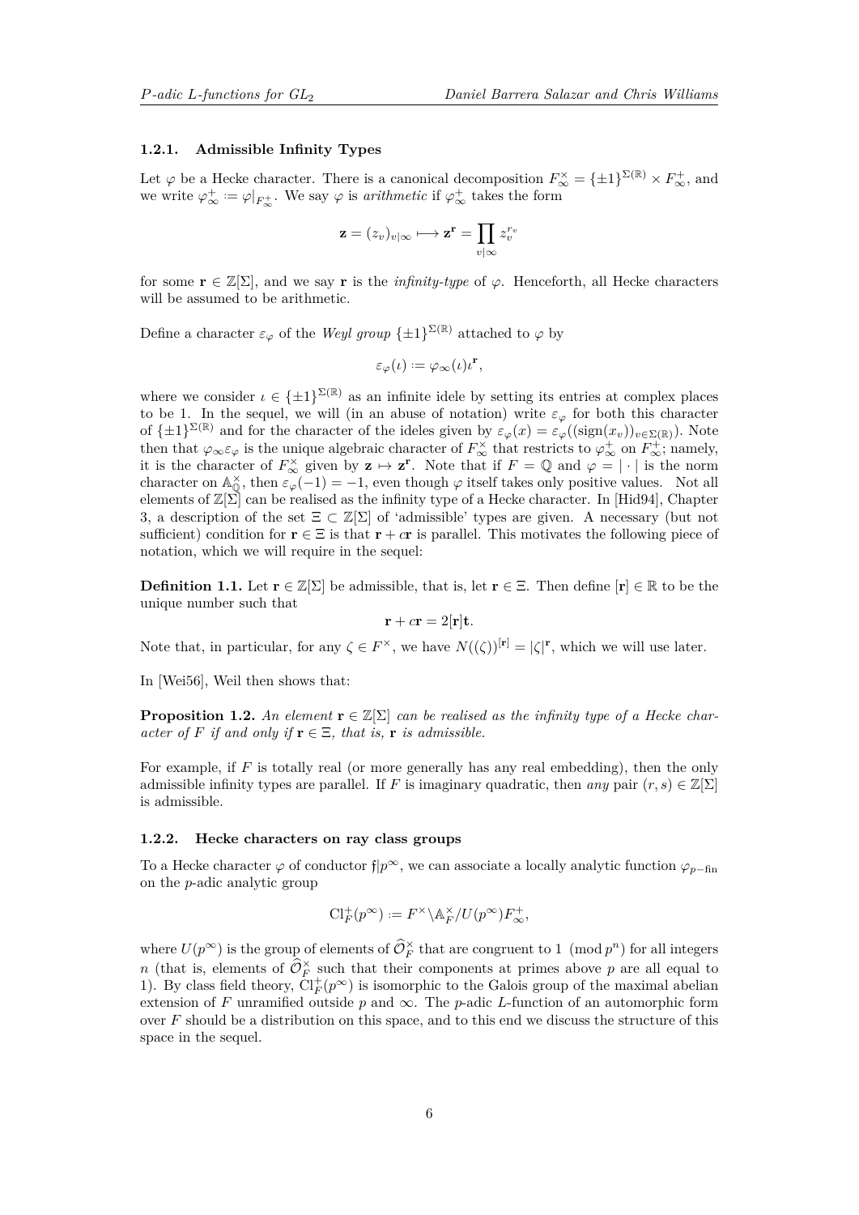### 1.2.1. Admissible Infinity Types

Let $\varphi$ be a Hecke character. There is a canonical decomposition $F_\infty^\times = \{\pm 1\}^{\Sigma(\mathbb{R})} \times F_\infty^+$, and we write $\varphi_\infty^+ := \varphi|_{F_\infty^+}$. We say $\varphi$ is *arithmetic* if $\varphi_\infty^+$ takes the form

$$\mathbf{z} = (z_v)_{v|\infty} \longmapsto \mathbf{z}^{\mathbf{r}} = \prod_{v|\infty} z_v^{r_v}$$

for some $\mathbf{r} \in \mathbb{Z}[\Sigma]$, and we say $\mathbf{r}$ is the *infinity-type* of $\varphi$. Henceforth, all Hecke characters will be assumed to be arithmetic.

Define a character $\varepsilon_\varphi$ of the *Weyl group* $\{\pm 1\}^{\Sigma(\mathbb{R})}$ attached to $\varphi$ by

$$\varepsilon_\varphi(\iota) := \varphi_\infty(\iota)\iota^{\mathbf{r}},$$

where we consider $\iota \in \{\pm 1\}^{\Sigma(\mathbb{R})}$ as an infinite idele by setting its entries at complex places to be 1. In the sequel, we will (in an abuse of notation) write $\varepsilon_\varphi$ for both this character of $\{\pm 1\}^{\Sigma(\mathbb{R})}$ and for the character of the ideles given by $\varepsilon_\varphi(x) = \varepsilon_\varphi((\mathrm{sign}(x_v))_{v\in\Sigma(\mathbb{R})})$. Note then that $\varphi_\infty\varepsilon_\varphi$ is the unique algebraic character of $F_\infty^\times$ that restricts to $\varphi_\infty^+$ on $F_\infty^+$; namely, it is the character of $F_\infty^\times$ given by $\mathbf{z} \mapsto \mathbf{z}^{\mathbf{r}}$. Note that if $F = \mathbb{Q}$ and $\varphi = |\cdot|$ is the norm character on $\mathbb{A}_\mathbb{Q}^\times$, then $\varepsilon_\varphi(-1) = -1$, even though $\varphi$ itself takes only positive values. Not all elements of $\mathbb{Z}[\Sigma]$ can be realised as the infinity type of a Hecke character. In [Hid94], Chapter 3, a description of the set $\Xi \subset \mathbb{Z}[\Sigma]$ of 'admissible' types are given. A necessary (but not sufficient) condition for $\mathbf{r} \in \Xi$ is that $\mathbf{r} + c\mathbf{r}$ is parallel. This motivates the following piece of notation, which we will require in the sequel:

**Definition 1.1.** Let $\mathbf{r} \in \mathbb{Z}[\Sigma]$ be admissible, that is, let $\mathbf{r} \in \Xi$. Then define $[\mathbf{r}] \in \mathbb{R}$ to be the unique number such that

$$\mathbf{r} + c\mathbf{r} = 2[\mathbf{r}]\mathbf{t}.$$

Note that, in particular, for any $\zeta \in F^\times$, we have $N((\zeta))^{[\mathbf{r}]} = |\zeta|^{\mathbf{r}}$, which we will use later.

In [Wei56], Weil then shows that:

**Proposition 1.2.** *An element $\mathbf{r} \in \mathbb{Z}[\Sigma]$ can be realised as the infinity type of a Hecke character of $F$ if and only if $\mathbf{r} \in \Xi$, that is, $\mathbf{r}$ is admissible.*

For example, if $F$ is totally real (or more generally has any real embedding), then the only admissible infinity types are parallel. If $F$ is imaginary quadratic, then *any* pair $(r, s) \in \mathbb{Z}[\Sigma]$ is admissible.

### 1.2.2. Hecke characters on ray class groups

To a Hecke character $\varphi$ of conductor $\mathfrak{f}|p^\infty$, we can associate a locally analytic function $\varphi_{p-\mathrm{fin}}$ on the $p$-adic analytic group

$$\mathrm{Cl}_F^+(p^\infty) := F^\times\backslash\mathbb{A}_F^\times/U(p^\infty)F_\infty^+,$$

where $U(p^\infty)$ is the group of elements of $\widehat{\mathcal{O}}_F^\times$ that are congruent to $1 \pmod{p^n}$ for all integers $n$ (that is, elements of $\widehat{\mathcal{O}}_F^\times$ such that their components at primes above $p$ are all equal to 1). By class field theory, $\mathrm{Cl}_F^+(p^\infty)$ is isomorphic to the Galois group of the maximal abelian extension of $F$ unramified outside $p$ and $\infty$. The $p$-adic $L$-function of an automorphic form over $F$ should be a distribution on this space, and to this end we discuss the structure of this space in the sequel.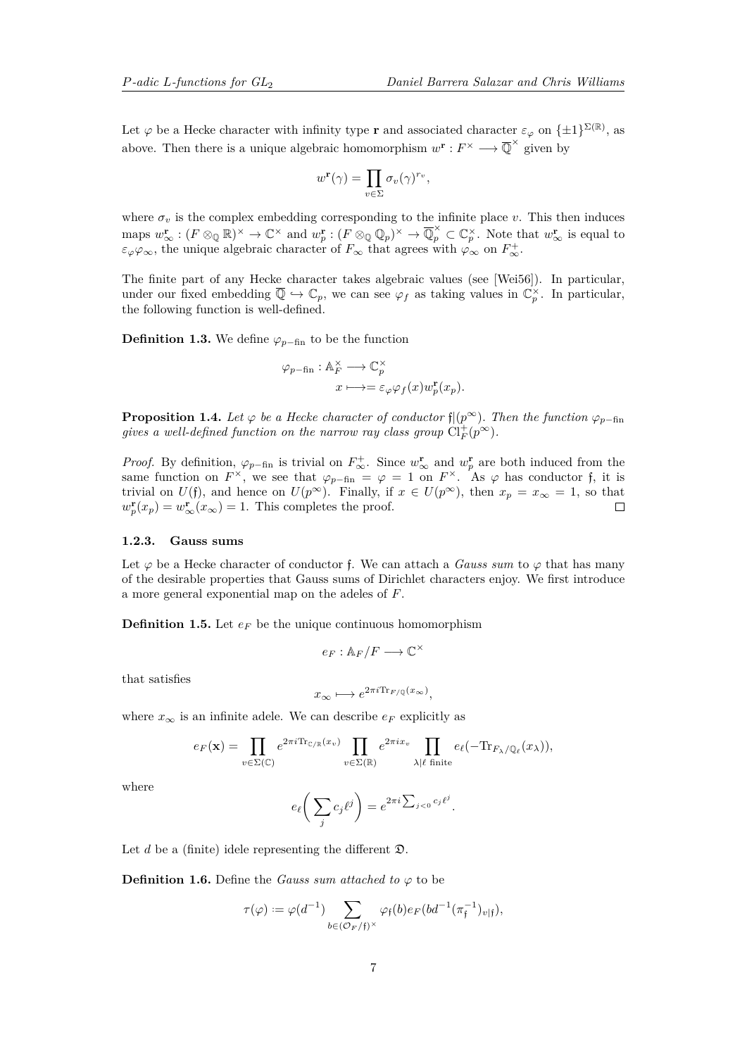Let $\varphi$ be a Hecke character with infinity type $\mathbf{r}$ and associated character $\varepsilon_\varphi$ on $\{\pm 1\}^{\Sigma(\mathbb{R})}$, as above. Then there is a unique algebraic homomorphism $w^{\mathbf{r}} : F^\times \longrightarrow \overline{\mathbb{Q}}^\times$ given by

$$w^{\mathbf{r}}(\gamma) = \prod_{v\in\Sigma} \sigma_v(\gamma)^{r_v},$$

where $\sigma_v$ is the complex embedding corresponding to the infinite place $v$. This then induces maps $w^{\mathbf{r}}_\infty : (F\otimes_{\mathbb{Q}}\mathbb{R})^\times \to \mathbb{C}^\times$ and $w^{\mathbf{r}}_p : (F\otimes_{\mathbb{Q}}\mathbb{Q}_p)^\times \to \overline{\mathbb{Q}}_p^\times \subset \mathbb{C}_p^\times$. Note that $w^{\mathbf{r}}_\infty$ is equal to $\varepsilon_\varphi\varphi_\infty$, the unique algebraic character of $F_\infty$ that agrees with $\varphi_\infty$ on $F_\infty^+$.

The finite part of any Hecke character takes algebraic values (see [Wei56]). In particular, under our fixed embedding $\overline{\mathbb{Q}} \hookrightarrow \mathbb{C}_p$, we can see $\varphi_f$ as taking values in $\mathbb{C}_p^\times$. In particular, the following function is well-defined.

**Definition 1.3.** We define $\varphi_{p-\mathrm{fin}}$ to be the function

$$\begin{aligned}\varphi_{p-\mathrm{fin}} : \mathbb{A}_F^\times &\longrightarrow \mathbb{C}_p^\times\\ x &\longmapsto= \varepsilon_\varphi\varphi_f(x)w^{\mathbf{r}}_p(x_p).\end{aligned}$$

**Proposition 1.4.** *Let $\varphi$ be a Hecke character of conductor $\mathfrak{f}|(p^\infty)$. Then the function $\varphi_{p-\mathrm{fin}}$ gives a well-defined function on the narrow ray class group $\mathrm{Cl}_F^+(p^\infty)$.*

*Proof.* By definition, $\varphi_{p-\mathrm{fin}}$ is trivial on $F_\infty^+$. Since $w^{\mathbf{r}}_\infty$ and $w^{\mathbf{r}}_p$ are both induced from the same function on $F^\times$, we see that $\varphi_{p-\mathrm{fin}} = \varphi = 1$ on $F^\times$. As $\varphi$ has conductor $\mathfrak{f}$, it is trivial on $U(\mathfrak{f})$, and hence on $U(p^\infty)$. Finally, if $x \in U(p^\infty)$, then $x_p = x_\infty = 1$, so that $w^{\mathbf{r}}_p(x_p) = w^{\mathbf{r}}_\infty(x_\infty) = 1$. This completes the proof. □

### 1.2.3. Gauss sums

Let $\varphi$ be a Hecke character of conductor $\mathfrak{f}$. We can attach a *Gauss sum* to $\varphi$ that has many of the desirable properties that Gauss sums of Dirichlet characters enjoy. We first introduce a more general exponential map on the adeles of $F$.

**Definition 1.5.** Let $e_F$ be the unique continuous homomorphism

$$e_F : \mathbb{A}_F/F \longrightarrow \mathbb{C}^\times$$

that satisfies

$$x_\infty \longmapsto e^{2\pi i \mathrm{Tr}_{F/\mathbb{Q}}(x_\infty)},$$

where $x_\infty$ is an infinite adele. We can describe $e_F$ explicitly as

$$e_F(\mathbf{x}) = \prod_{v\in\Sigma(\mathbb{C})} e^{2\pi i\mathrm{Tr}_{\mathbb{C}/\mathbb{R}}(x_v)} \prod_{v\in\Sigma(\mathbb{R})} e^{2\pi i x_v} \prod_{\lambda|\ell \text{ finite}} e_\ell(-\mathrm{Tr}_{F_\lambda/\mathbb{Q}_\ell}(x_\lambda)),$$

where

$$e_\ell\bigg(\sum_j c_j\ell^j\bigg) = e^{2\pi i \sum_{j<0} c_j\ell^j}.$$

Let $d$ be a (finite) idele representing the different $\mathfrak{D}$.

**Definition 1.6.** Define the *Gauss sum attached to* $\varphi$ to be

$$\tau(\varphi) \coloneqq \varphi(d^{-1}) \sum_{b\in(\mathcal{O}_F/\mathfrak{f})^\times} \varphi_{\mathfrak{f}}(b)e_F(bd^{-1}(\pi_{\mathfrak{f}}^{-1})_{v|\mathfrak{f}}),$$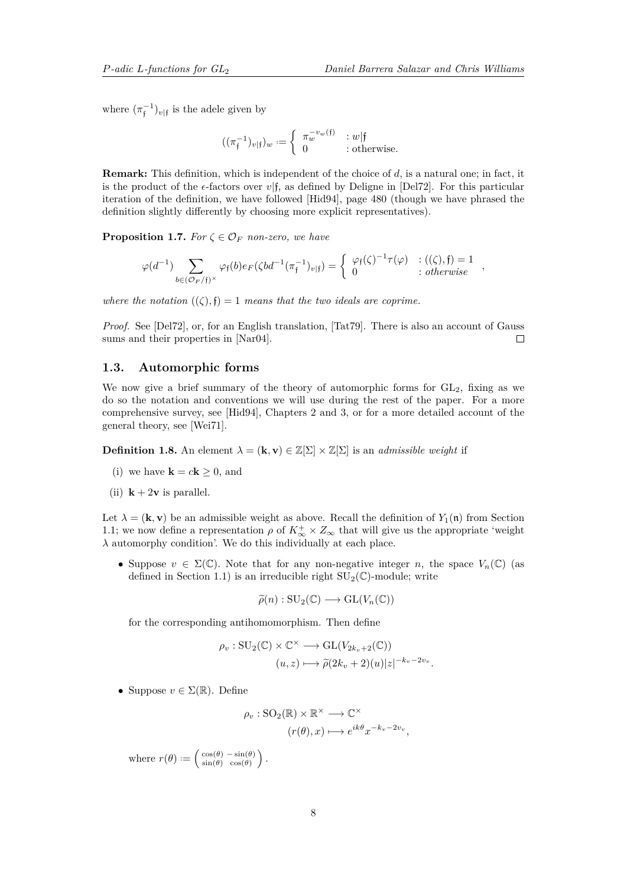where $(\pi_{\mathfrak{f}}^{-1})_{v|\mathfrak{f}}$ is the adele given by

$$((\pi_{\mathfrak{f}}^{-1})_{v|\mathfrak{f}})_w := \begin{cases} \pi_w^{-v_w(\mathfrak{f})} & : w|\mathfrak{f} \\ 0 & : \text{otherwise.} \end{cases}$$

**Remark:** This definition, which is independent of the choice of $d$, is a natural one; in fact, it is the product of the $\epsilon$-factors over $v|\mathfrak{f}$, as defined by Deligne in [Del72]. For this particular iteration of the definition, we have followed [Hid94], page 480 (though we have phrased the definition slightly differently by choosing more explicit representatives).

**Proposition 1.7.** *For $\zeta \in \mathcal{O}_F$ non-zero, we have*

$$\varphi(d^{-1}) \sum_{b \in (\mathcal{O}_F/\mathfrak{f})^\times} \varphi_{\mathfrak{f}}(b) e_F(\zeta b d^{-1} (\pi_{\mathfrak{f}}^{-1})_{v|\mathfrak{f}}) = \begin{cases} \varphi_{\mathfrak{f}}(\zeta)^{-1}\tau(\varphi) & : ((\zeta), \mathfrak{f}) = 1 \\ 0 & : \textit{otherwise} \end{cases},$$

*where the notation $((\zeta), \mathfrak{f}) = 1$ means that the two ideals are coprime.*

*Proof.* See [Del72], or, for an English translation, [Tat79]. There is also an account of Gauss sums and their properties in [Nar04]. $\square$

## 1.3. Automorphic forms

We now give a brief summary of the theory of automorphic forms for $\mathrm{GL}_2$, fixing as we do so the notation and conventions we will use during the rest of the paper. For a more comprehensive survey, see [Hid94], Chapters 2 and 3, or for a more detailed account of the general theory, see [Wei71].

**Definition 1.8.** An element $\lambda = (\mathbf{k}, \mathbf{v}) \in \mathbb{Z}[\Sigma] \times \mathbb{Z}[\Sigma]$ is an *admissible weight* if

(i) we have $\mathbf{k} = c\mathbf{k} \geq 0$, and

(ii) $\mathbf{k} + 2\mathbf{v}$ is parallel.

Let $\lambda = (\mathbf{k}, \mathbf{v})$ be an admissible weight as above. Recall the definition of $Y_1(\mathfrak{n})$ from Section 1.1; we now define a representation $\rho$ of $K_\infty^+ \times Z_\infty$ that will give us the appropriate 'weight $\lambda$ automorphy condition'. We do this individually at each place.

- Suppose $v \in \Sigma(\mathbb{C})$. Note that for any non-negative integer $n$, the space $V_n(\mathbb{C})$ (as defined in Section 1.1) is an irreducible right $\mathrm{SU}_2(\mathbb{C})$-module; write

$$\widetilde{\rho}(n) : \mathrm{SU}_2(\mathbb{C}) \longrightarrow \mathrm{GL}(V_n(\mathbb{C}))$$

  for the corresponding antihomomorphism. Then define

$$\rho_v : \mathrm{SU}_2(\mathbb{C}) \times \mathbb{C}^\times \longrightarrow \mathrm{GL}(V_{2k_v+2}(\mathbb{C}))$$
$$(u, z) \longmapsto \widetilde{\rho}(2k_v + 2)(u)|z|^{-k_v - 2v_v}.$$

- Suppose $v \in \Sigma(\mathbb{R})$. Define

$$\rho_v : \mathrm{SO}_2(\mathbb{R}) \times \mathbb{R}^\times \longrightarrow \mathbb{C}^\times$$
$$(r(\theta), x) \longmapsto e^{ik\theta} x^{-k_v - 2v_v},$$

  where $r(\theta) := \begin{pmatrix} \cos(\theta) & -\sin(\theta) \\ \sin(\theta) & \cos(\theta) \end{pmatrix}$.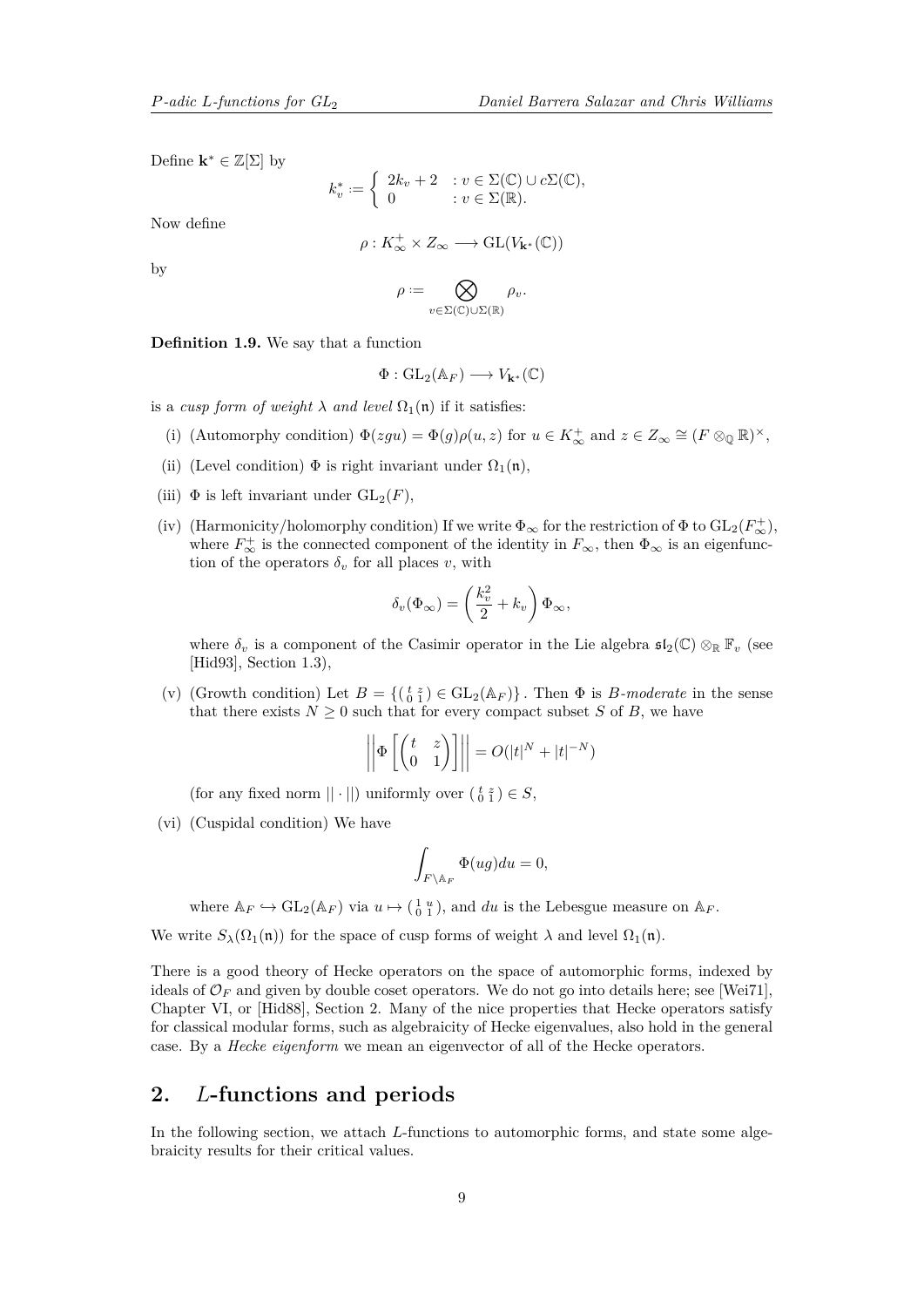Define $\mathbf{k}^* \in \mathbb{Z}[\Sigma]$ by

$$k_v^* := \left\{ \begin{array}{ll} 2k_v + 2 & : v \in \Sigma(\mathbb{C}) \cup c\Sigma(\mathbb{C}), \\ 0 & : v \in \Sigma(\mathbb{R}). \end{array} \right.$$

Now define

$$\rho : K_\infty^+ \times Z_\infty \longrightarrow \mathrm{GL}(V_{\mathbf{k}^*}(\mathbb{C}))$$

by

$$\rho := \bigotimes_{v \in \Sigma(\mathbb{C}) \cup \Sigma(\mathbb{R})} \rho_v.$$

**Definition 1.9.** We say that a function

$$\Phi : \mathrm{GL}_2(\mathbb{A}_F) \longrightarrow V_{\mathbf{k}^*}(\mathbb{C})$$

is a *cusp form of weight $\lambda$ and level $\Omega_1(\mathfrak{n})$* if it satisfies:

(i) (Automorphy condition) $\Phi(zgu) = \Phi(g)\rho(u,z)$ for $u \in K_\infty^+$ and $z \in Z_\infty \cong (F \otimes_{\mathbb{Q}} \mathbb{R})^\times$,

(ii) (Level condition) $\Phi$ is right invariant under $\Omega_1(\mathfrak{n})$,

(iii) $\Phi$ is left invariant under $\mathrm{GL}_2(F)$,

(iv) (Harmonicity/holomorphy condition) If we write $\Phi_\infty$ for the restriction of $\Phi$ to $\mathrm{GL}_2(F_\infty^+)$, where $F_\infty^+$ is the connected component of the identity in $F_\infty$, then $\Phi_\infty$ is an eigenfunction of the operators $\delta_v$ for all places $v$, with

$$\delta_v(\Phi_\infty) = \left(\frac{k_v^2}{2} + k_v\right)\Phi_\infty,$$

where $\delta_v$ is a component of the Casimir operator in the Lie algebra $\mathfrak{sl}_2(\mathbb{C}) \otimes_{\mathbb{R}} \mathbb{F}_v$ (see [Hid93], Section 1.3),

(v) (Growth condition) Let $B = \{\left(\begin{smallmatrix} t & z \\ 0 & 1 \end{smallmatrix}\right) \in \mathrm{GL}_2(\mathbb{A}_F)\}$. Then $\Phi$ is *$B$-moderate* in the sense that there exists $N \geq 0$ such that for every compact subset $S$ of $B$, we have

$$\left|\left|\Phi\left[\begin{pmatrix} t & z \\ 0 & 1 \end{pmatrix}\right]\right|\right| = O(|t|^N + |t|^{-N})$$

(for any fixed norm $||\cdot||$) uniformly over $\left(\begin{smallmatrix} t & z \\ 0 & 1 \end{smallmatrix}\right) \in S$,

(vi) (Cuspidal condition) We have

$$\int_{F \backslash \mathbb{A}_F} \Phi(ug)du = 0,$$

where $\mathbb{A}_F \hookrightarrow \mathrm{GL}_2(\mathbb{A}_F)$ via $u \mapsto \left(\begin{smallmatrix} 1 & u \\ 0 & 1 \end{smallmatrix}\right)$, and $du$ is the Lebesgue measure on $\mathbb{A}_F$.

We write $S_\lambda(\Omega_1(\mathfrak{n}))$ for the space of cusp forms of weight $\lambda$ and level $\Omega_1(\mathfrak{n})$.

There is a good theory of Hecke operators on the space of automorphic forms, indexed by ideals of $\mathcal{O}_F$ and given by double coset operators. We do not go into details here; see [Wei71], Chapter VI, or [Hid88], Section 2. Many of the nice properties that Hecke operators satisfy for classical modular forms, such as algebraicity of Hecke eigenvalues, also hold in the general case. By a *Hecke eigenform* we mean an eigenvector of all of the Hecke operators.

## 2. $L$-functions and periods

In the following section, we attach $L$-functions to automorphic forms, and state some algebraicity results for their critical values.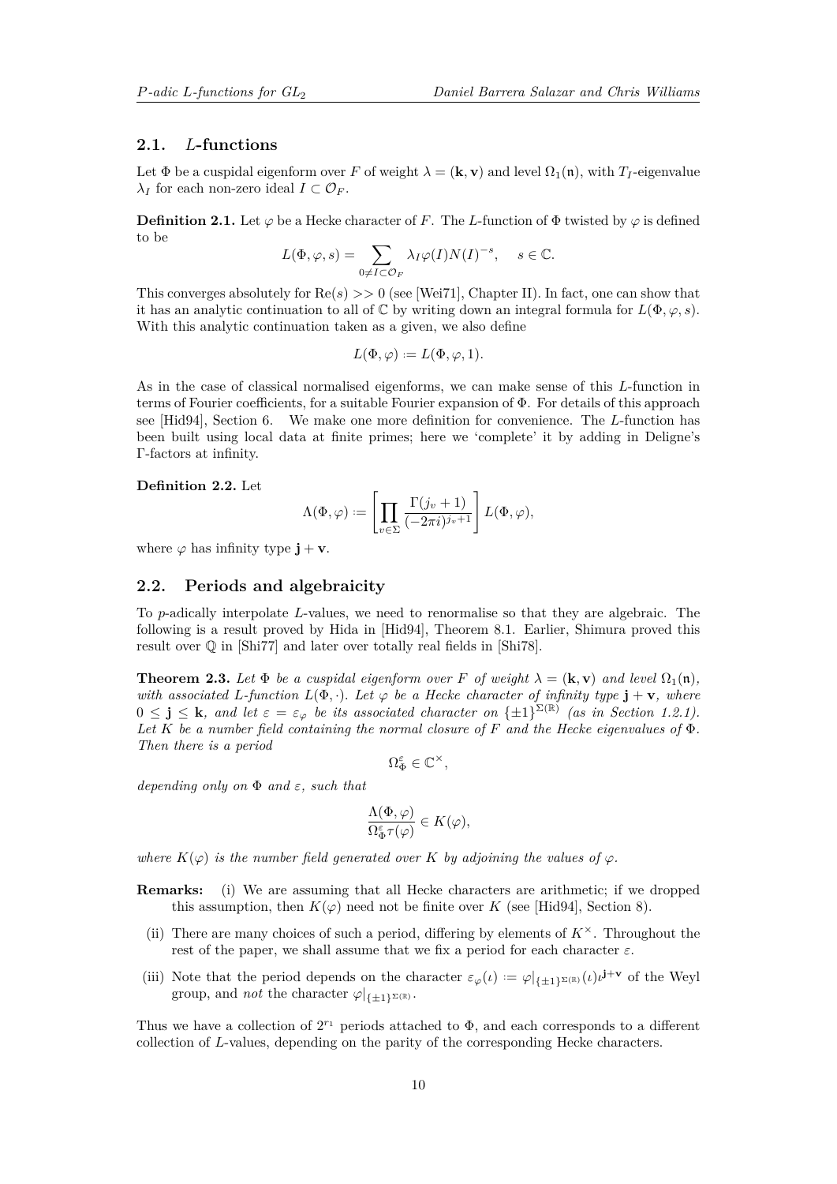## 2.1. $L$-functions

Let $\Phi$ be a cuspidal eigenform over $F$ of weight $\lambda = (\mathbf{k}, \mathbf{v})$ and level $\Omega_1(\mathfrak{n})$, with $T_I$-eigenvalue $\lambda_I$ for each non-zero ideal $I \subset \mathcal{O}_F$.

**Definition 2.1.** Let $\varphi$ be a Hecke character of $F$. The $L$-function of $\Phi$ twisted by $\varphi$ is defined to be

$$L(\Phi, \varphi, s) = \sum_{0 \neq I \subset \mathcal{O}_F} \lambda_I \varphi(I) N(I)^{-s}, \quad s \in \mathbb{C}.$$

This converges absolutely for $\mathrm{Re}(s) >> 0$ (see [Wei71], Chapter II). In fact, one can show that it has an analytic continuation to all of $\mathbb{C}$ by writing down an integral formula for $L(\Phi, \varphi, s)$. With this analytic continuation taken as a given, we also define

$$L(\Phi, \varphi) := L(\Phi, \varphi, 1).$$

As in the case of classical normalised eigenforms, we can make sense of this $L$-function in terms of Fourier coefficients, for a suitable Fourier expansion of $\Phi$. For details of this approach see [Hid94], Section 6. We make one more definition for convenience. The $L$-function has been built using local data at finite primes; here we 'complete' it by adding in Deligne's $\Gamma$-factors at infinity.

**Definition 2.2.** Let

$$\Lambda(\Phi, \varphi) := \left[\prod_{v \in \Sigma} \frac{\Gamma(j_v + 1)}{(-2\pi i)^{j_v + 1}}\right] L(\Phi, \varphi),$$

where $\varphi$ has infinity type $\mathbf{j} + \mathbf{v}$.

## 2.2. Periods and algebraicity

To $p$-adically interpolate $L$-values, we need to renormalise so that they are algebraic. The following is a result proved by Hida in [Hid94], Theorem 8.1. Earlier, Shimura proved this result over $\mathbb{Q}$ in [Shi77] and later over totally real fields in [Shi78].

**Theorem 2.3.** *Let $\Phi$ be a cuspidal eigenform over $F$ of weight $\lambda = (\mathbf{k}, \mathbf{v})$ and level $\Omega_1(\mathfrak{n})$, with associated $L$-function $L(\Phi, \cdot)$. Let $\varphi$ be a Hecke character of infinity type $\mathbf{j} + \mathbf{v}$, where $0 \leq \mathbf{j} \leq \mathbf{k}$, and let $\varepsilon = \varepsilon_\varphi$ be its associated character on $\{\pm 1\}^{\Sigma(\mathbb{R})}$ (as in Section 1.2.1). Let $K$ be a number field containing the normal closure of $F$ and the Hecke eigenvalues of $\Phi$. Then there is a period*

$$\Omega_\Phi^\varepsilon \in \mathbb{C}^\times,$$

*depending only on $\Phi$ and $\varepsilon$, such that*

$$\frac{\Lambda(\Phi, \varphi)}{\Omega_\Phi^\varepsilon \tau(\varphi)} \in K(\varphi),$$

*where $K(\varphi)$ is the number field generated over $K$ by adjoining the values of $\varphi$.*

**Remarks:** (i) We are assuming that all Hecke characters are arithmetic; if we dropped this assumption, then $K(\varphi)$ need not be finite over $K$ (see [Hid94], Section 8).

(ii) There are many choices of such a period, differing by elements of $K^\times$. Throughout the rest of the paper, we shall assume that we fix a period for each character $\varepsilon$.

(iii) Note that the period depends on the character $\varepsilon_\varphi(\iota) := \varphi|_{\{\pm 1\}^{\Sigma(\mathbb{R})}}(\iota)\iota^{\mathbf{j}+\mathbf{v}}$ of the Weyl group, and *not* the character $\varphi|_{\{\pm 1\}^{\Sigma(\mathbb{R})}}$.

Thus we have a collection of $2^{r_1}$ periods attached to $\Phi$, and each corresponds to a different collection of $L$-values, depending on the parity of the corresponding Hecke characters.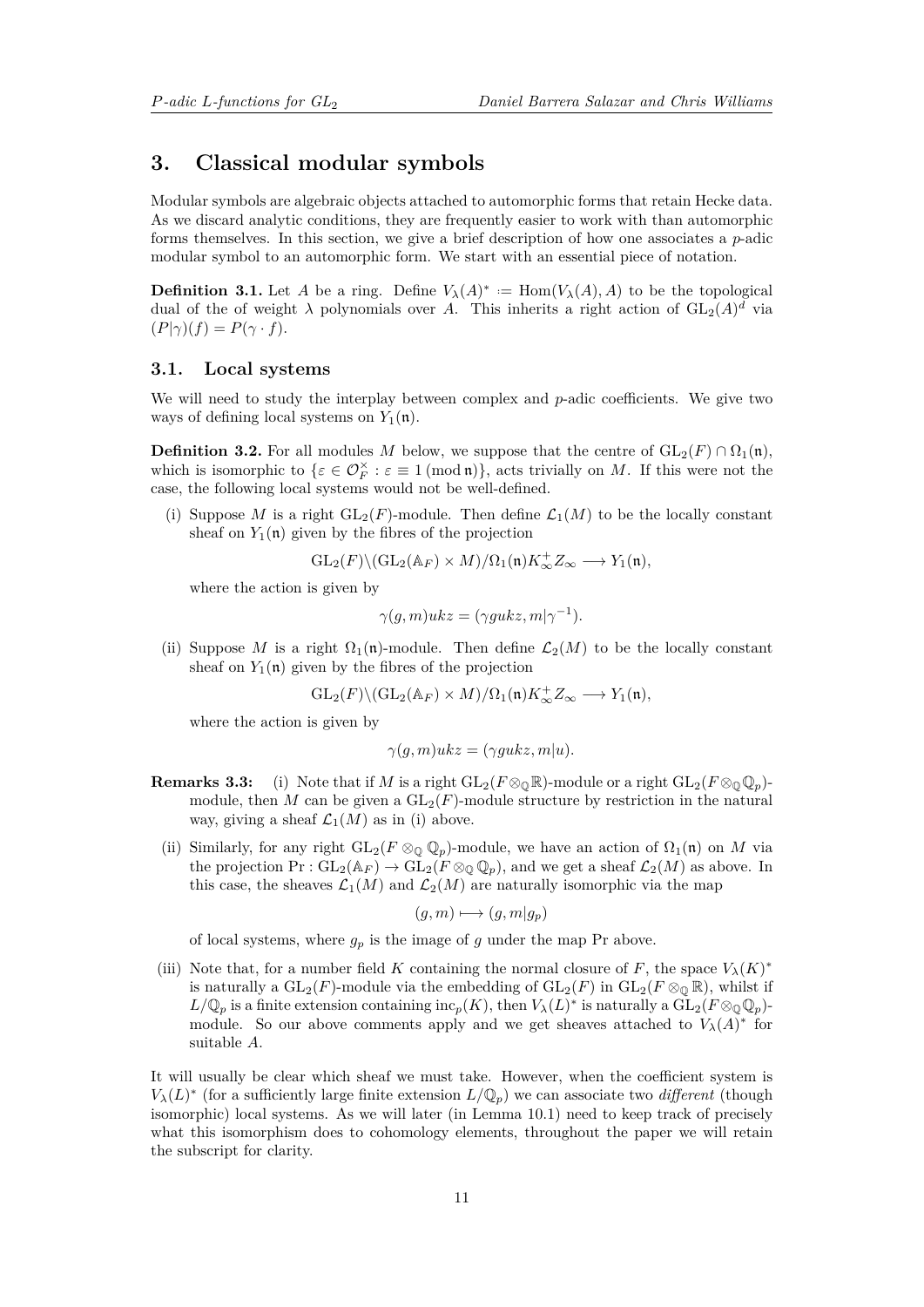# 3. Classical modular symbols

Modular symbols are algebraic objects attached to automorphic forms that retain Hecke data. As we discard analytic conditions, they are frequently easier to work with than automorphic forms themselves. In this section, we give a brief description of how one associates a $p$-adic modular symbol to an automorphic form. We start with an essential piece of notation.

**Definition 3.1.** Let $A$ be a ring. Define $V_\lambda(A)^* := \mathrm{Hom}(V_\lambda(A), A)$ to be the topological dual of the of weight $\lambda$ polynomials over $A$. This inherits a right action of $\mathrm{GL}_2(A)^d$ via $(P|\gamma)(f) = P(\gamma \cdot f)$.

## 3.1. Local systems

We will need to study the interplay between complex and $p$-adic coefficients. We give two ways of defining local systems on $Y_1(\mathfrak{n})$.

**Definition 3.2.** For all modules $M$ below, we suppose that the centre of $\mathrm{GL}_2(F) \cap \Omega_1(\mathfrak{n})$, which is isomorphic to $\{\varepsilon \in \mathcal{O}_F^\times : \varepsilon \equiv 1 \,(\mathrm{mod}\, \mathfrak{n})\}$, acts trivially on $M$. If this were not the case, the following local systems would not be well-defined.

(i) Suppose $M$ is a right $\mathrm{GL}_2(F)$-module. Then define $\mathcal{L}_1(M)$ to be the locally constant sheaf on $Y_1(\mathfrak{n})$ given by the fibres of the projection

$$\mathrm{GL}_2(F)\backslash(\mathrm{GL}_2(\mathbb{A}_F) \times M)/\Omega_1(\mathfrak{n})K_\infty^+ Z_\infty \longrightarrow Y_1(\mathfrak{n}),$$

where the action is given by

$$\gamma(g, m)ukz = (\gamma gukz, m|\gamma^{-1}).$$

(ii) Suppose $M$ is a right $\Omega_1(\mathfrak{n})$-module. Then define $\mathcal{L}_2(M)$ to be the locally constant sheaf on $Y_1(\mathfrak{n})$ given by the fibres of the projection

$$\mathrm{GL}_2(F)\backslash(\mathrm{GL}_2(\mathbb{A}_F) \times M)/\Omega_1(\mathfrak{n})K_\infty^+ Z_\infty \longrightarrow Y_1(\mathfrak{n}),$$

where the action is given by

$$\gamma(g, m)ukz = (\gamma gukz, m|u).$$

**Remarks 3.3:** (i) Note that if $M$ is a right $\mathrm{GL}_2(F \otimes_\mathbb{Q} \mathbb{R})$-module or a right $\mathrm{GL}_2(F \otimes_\mathbb{Q} \mathbb{Q}_p)$-module, then $M$ can be given a $\mathrm{GL}_2(F)$-module structure by restriction in the natural way, giving a sheaf $\mathcal{L}_1(M)$ as in (i) above.

(ii) Similarly, for any right $\mathrm{GL}_2(F \otimes_\mathbb{Q} \mathbb{Q}_p)$-module, we have an action of $\Omega_1(\mathfrak{n})$ on $M$ via the projection $\mathrm{Pr} : \mathrm{GL}_2(\mathbb{A}_F) \to \mathrm{GL}_2(F \otimes_\mathbb{Q} \mathbb{Q}_p)$, and we get a sheaf $\mathcal{L}_2(M)$ as above. In this case, the sheaves $\mathcal{L}_1(M)$ and $\mathcal{L}_2(M)$ are naturally isomorphic via the map

$$(g, m) \longmapsto (g, m|g_p)$$

of local systems, where $g_p$ is the image of $g$ under the map Pr above.

(iii) Note that, for a number field $K$ containing the normal closure of $F$, the space $V_\lambda(K)^*$ is naturally a $\mathrm{GL}_2(F)$-module via the embedding of $\mathrm{GL}_2(F)$ in $\mathrm{GL}_2(F \otimes_\mathbb{Q} \mathbb{R})$, whilst if $L/\mathbb{Q}_p$ is a finite extension containing $\mathrm{inc}_p(K)$, then $V_\lambda(L)^*$ is naturally a $\mathrm{GL}_2(F \otimes_\mathbb{Q} \mathbb{Q}_p)$-module. So our above comments apply and we get sheaves attached to $V_\lambda(A)^*$ for suitable $A$.

It will usually be clear which sheaf we must take. However, when the coefficient system is $V_\lambda(L)^*$ (for a sufficiently large finite extension $L/\mathbb{Q}_p$) we can associate two *different* (though isomorphic) local systems. As we will later (in Lemma 10.1) need to keep track of precisely what this isomorphism does to cohomology elements, throughout the paper we will retain the subscript for clarity.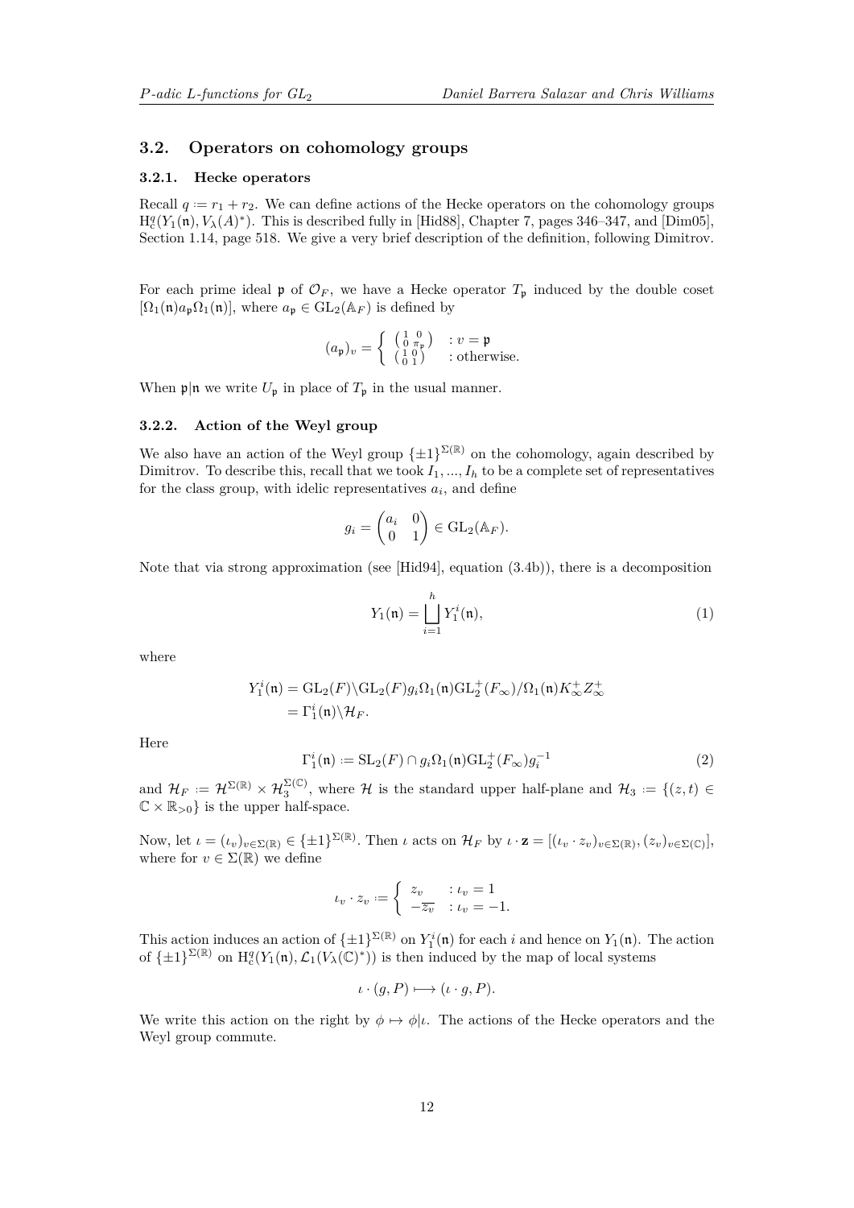## 3.2. Operators on cohomology groups

### 3.2.1. Hecke operators

Recall $q := r_1 + r_2$. We can define actions of the Hecke operators on the cohomology groups $\mathrm{H}^q_c(Y_1(\mathfrak{n}), V_\lambda(A)^*)$. This is described fully in [Hid88], Chapter 7, pages 346–347, and [Dim05], Section 1.14, page 518. We give a very brief description of the definition, following Dimitrov.

For each prime ideal $\mathfrak{p}$ of $\mathcal{O}_F$, we have a Hecke operator $T_\mathfrak{p}$ induced by the double coset $[\Omega_1(\mathfrak{n}) a_\mathfrak{p} \Omega_1(\mathfrak{n})]$, where $a_\mathfrak{p} \in \mathrm{GL}_2(\mathbb{A}_F)$ is defined by

$$(a_\mathfrak{p})_v = \begin{cases} \left(\begin{smallmatrix} 1 & 0 \\ 0 & \pi_\mathfrak{p} \end{smallmatrix}\right) & : v = \mathfrak{p} \\ \left(\begin{smallmatrix} 1 & 0 \\ 0 & 1 \end{smallmatrix}\right) & : \text{otherwise.} \end{cases}$$

When $\mathfrak{p}|\mathfrak{n}$ we write $U_\mathfrak{p}$ in place of $T_\mathfrak{p}$ in the usual manner.

### 3.2.2. Action of the Weyl group

We also have an action of the Weyl group $\{\pm 1\}^{\Sigma(\mathbb{R})}$ on the cohomology, again described by Dimitrov. To describe this, recall that we took $I_1, ..., I_h$ to be a complete set of representatives for the class group, with idelic representatives $a_i$, and define

$$g_i = \begin{pmatrix} a_i & 0 \\ 0 & 1 \end{pmatrix} \in \mathrm{GL}_2(\mathbb{A}_F).$$

Note that via strong approximation (see [Hid94], equation (3.4b)), there is a decomposition

$$Y_1(\mathfrak{n}) = \bigsqcup_{i=1}^{h} Y_1^i(\mathfrak{n}), \tag{1}$$

where

$$\begin{aligned} Y_1^i(\mathfrak{n}) &= \mathrm{GL}_2(F)\backslash \mathrm{GL}_2(F) g_i \Omega_1(\mathfrak{n}) \mathrm{GL}_2^+(F_\infty)/\Omega_1(\mathfrak{n}) K_\infty^+ Z_\infty^+ \\ &= \Gamma_1^i(\mathfrak{n})\backslash \mathcal{H}_F. \end{aligned}$$

Here

$$\Gamma_1^i(\mathfrak{n}) := \mathrm{SL}_2(F) \cap g_i \Omega_1(\mathfrak{n}) \mathrm{GL}_2^+(F_\infty) g_i^{-1} \tag{2}$$

and $\mathcal{H}_F := \mathcal{H}^{\Sigma(\mathbb{R})} \times \mathcal{H}_3^{\Sigma(\mathbb{C})}$, where $\mathcal{H}$ is the standard upper half-plane and $\mathcal{H}_3 := \{(z,t) \in \mathbb{C} \times \mathbb{R}_{>0}\}$ is the upper half-space.

Now, let $\iota = (\iota_v)_{v \in \Sigma(\mathbb{R})} \in \{\pm 1\}^{\Sigma(\mathbb{R})}$. Then $\iota$ acts on $\mathcal{H}_F$ by $\iota \cdot \mathbf{z} = [(\iota_v \cdot z_v)_{v \in \Sigma(\mathbb{R})}, (z_v)_{v \in \Sigma(\mathbb{C})}]$, where for $v \in \Sigma(\mathbb{R})$ we define

$$\iota_v \cdot z_v := \begin{cases} z_v & : \iota_v = 1 \\ -\overline{z_v} & : \iota_v = -1. \end{cases}$$

This action induces an action of $\{\pm 1\}^{\Sigma(\mathbb{R})}$ on $Y_1^i(\mathfrak{n})$ for each $i$ and hence on $Y_1(\mathfrak{n})$. The action of $\{\pm 1\}^{\Sigma(\mathbb{R})}$ on $\mathrm{H}^q_c(Y_1(\mathfrak{n}), \mathcal{L}_1(V_\lambda(\mathbb{C})^*))$ is then induced by the map of local systems

$$\iota \cdot (g, P) \longmapsto (\iota \cdot g, P).$$

We write this action on the right by $\phi \mapsto \phi|\iota$. The actions of the Hecke operators and the Weyl group commute.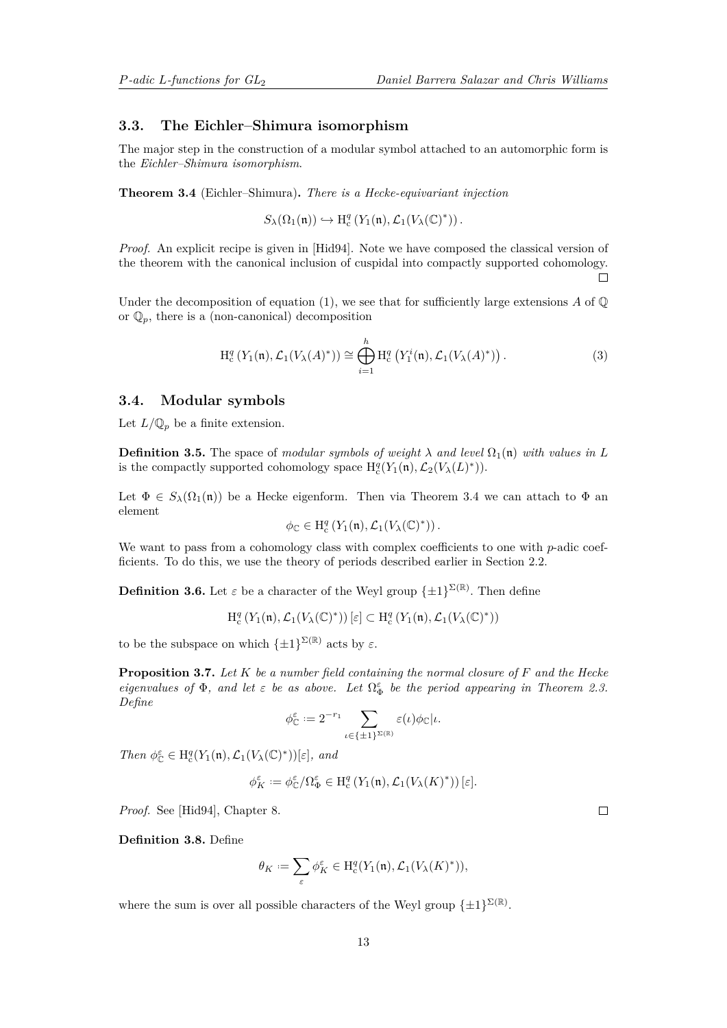### 3.3. The Eichler–Shimura isomorphism

The major step in the construction of a modular symbol attached to an automorphic form is the *Eichler–Shimura isomorphism*.

**Theorem 3.4** (Eichler–Shimura)**.** *There is a Hecke-equivariant injection*

$$S_\lambda(\Omega_1(\mathfrak{n})) \hookrightarrow \mathrm{H}^q_c\left(Y_1(\mathfrak{n}), \mathcal{L}_1(V_\lambda(\mathbb{C})^*)\right).$$

*Proof.* An explicit recipe is given in [Hid94]. Note we have composed the classical version of the theorem with the canonical inclusion of cuspidal into compactly supported cohomology. □

Under the decomposition of equation (1), we see that for sufficiently large extensions $A$ of $\mathbb{Q}$ or $\mathbb{Q}_p$, there is a (non-canonical) decomposition

$$\mathrm{H}^q_c\left(Y_1(\mathfrak{n}), \mathcal{L}_1(V_\lambda(A)^*)\right) \cong \bigoplus_{i=1}^{h} \mathrm{H}^q_c\left(Y_1^i(\mathfrak{n}), \mathcal{L}_1(V_\lambda(A)^*)\right). \tag{3}$$

### 3.4. Modular symbols

Let $L/\mathbb{Q}_p$ be a finite extension.

**Definition 3.5.** The space of *modular symbols of weight $\lambda$ and level $\Omega_1(\mathfrak{n})$ with values in $L$* is the compactly supported cohomology space $\mathrm{H}^q_c(Y_1(\mathfrak{n}), \mathcal{L}_2(V_\lambda(L)^*))$.

Let $\Phi \in S_\lambda(\Omega_1(\mathfrak{n}))$ be a Hecke eigenform. Then via Theorem 3.4 we can attach to $\Phi$ an element

$$\phi_{\mathbb{C}} \in \mathrm{H}^q_c\left(Y_1(\mathfrak{n}), \mathcal{L}_1(V_\lambda(\mathbb{C})^*)\right).$$

We want to pass from a cohomology class with complex coefficients to one with $p$-adic coefficients. To do this, we use the theory of periods described earlier in Section 2.2.

**Definition 3.6.** Let $\varepsilon$ be a character of the Weyl group $\{\pm 1\}^{\Sigma(\mathbb{R})}$. Then define

$$\mathrm{H}^q_c\left(Y_1(\mathfrak{n}), \mathcal{L}_1(V_\lambda(\mathbb{C})^*)\right)[\varepsilon] \subset \mathrm{H}^q_c\left(Y_1(\mathfrak{n}), \mathcal{L}_1(V_\lambda(\mathbb{C})^*)\right)$$

to be the subspace on which $\{\pm 1\}^{\Sigma(\mathbb{R})}$ acts by $\varepsilon$.

**Proposition 3.7.** *Let $K$ be a number field containing the normal closure of $F$ and the Hecke eigenvalues of $\Phi$, and let $\varepsilon$ be as above. Let $\Omega_\Phi^\varepsilon$ be the period appearing in Theorem 2.3. Define*

$$\phi_{\mathbb{C}}^\varepsilon := 2^{-r_1} \sum_{\iota \in \{\pm 1\}^{\Sigma(\mathbb{R})}} \varepsilon(\iota) \phi_{\mathbb{C}}|\iota.$$

*Then $\phi_{\mathbb{C}}^\varepsilon \in \mathrm{H}^q_c(Y_1(\mathfrak{n}), \mathcal{L}_1(V_\lambda(\mathbb{C})^*))[\varepsilon]$, and*

$$\phi_K^\varepsilon := \phi_{\mathbb{C}}^\varepsilon / \Omega_\Phi^\varepsilon \in \mathrm{H}^q_c\left(Y_1(\mathfrak{n}), \mathcal{L}_1(V_\lambda(K)^*)\right)[\varepsilon].$$

*Proof.* See [Hid94], Chapter 8. □

**Definition 3.8.** Define

$$\theta_K := \sum_{\varepsilon} \phi_K^\varepsilon \in \mathrm{H}^q_c(Y_1(\mathfrak{n}), \mathcal{L}_1(V_\lambda(K)^*)),$$

where the sum is over all possible characters of the Weyl group $\{\pm 1\}^{\Sigma(\mathbb{R})}$.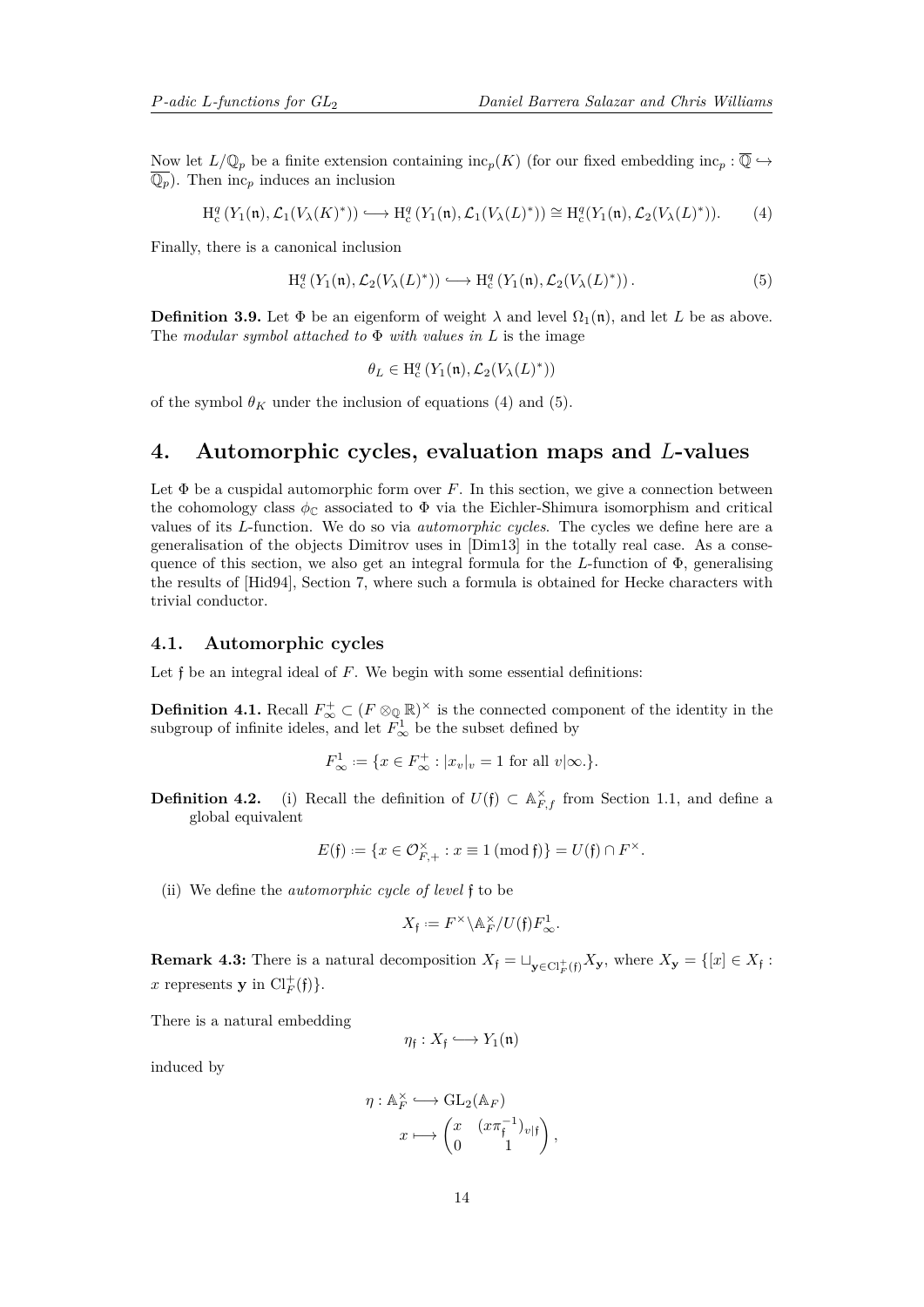Now let $L/\mathbb{Q}_p$ be a finite extension containing $\mathrm{inc}_p(K)$ (for our fixed embedding $\mathrm{inc}_p : \overline{\mathbb{Q}} \hookrightarrow \overline{\mathbb{Q}_p}$). Then $\mathrm{inc}_p$ induces an inclusion

$$\mathrm{H}^q_c\left(Y_1(\mathfrak{n}), \mathcal{L}_1(V_\lambda(K)^*)\right) \hookrightarrow \mathrm{H}^q_c\left(Y_1(\mathfrak{n}), \mathcal{L}_1(V_\lambda(L)^*)\right) \cong \mathrm{H}^q_c(Y_1(\mathfrak{n}), \mathcal{L}_2(V_\lambda(L)^*)). \tag{4}$$

Finally, there is a canonical inclusion

$$\mathrm{H}^q_c\left(Y_1(\mathfrak{n}), \mathcal{L}_2(V_\lambda(L)^*)\right) \hookrightarrow \mathrm{H}^q_c\left(Y_1(\mathfrak{n}), \mathcal{L}_2(V_\lambda(L)^*)\right). \tag{5}$$

**Definition 3.9.** Let $\Phi$ be an eigenform of weight $\lambda$ and level $\Omega_1(\mathfrak{n})$, and let $L$ be as above. The *modular symbol attached to* $\Phi$ *with values in* $L$ is the image

$$\theta_L \in \mathrm{H}^q_c\left(Y_1(\mathfrak{n}), \mathcal{L}_2(V_\lambda(L)^*)\right)$$

of the symbol $\theta_K$ under the inclusion of equations (4) and (5).

# 4. Automorphic cycles, evaluation maps and $L$-values

Let $\Phi$ be a cuspidal automorphic form over $F$. In this section, we give a connection between the cohomology class $\phi_{\mathbb{C}}$ associated to $\Phi$ via the Eichler-Shimura isomorphism and critical values of its $L$-function. We do so via *automorphic cycles*. The cycles we define here are a generalisation of the objects Dimitrov uses in [Dim13] in the totally real case. As a consequence of this section, we also get an integral formula for the $L$-function of $\Phi$, generalising the results of [Hid94], Section 7, where such a formula is obtained for Hecke characters with trivial conductor.

## 4.1. Automorphic cycles

Let $\mathfrak{f}$ be an integral ideal of $F$. We begin with some essential definitions:

**Definition 4.1.** Recall $F_\infty^+ \subset (F \otimes_{\mathbb{Q}} \mathbb{R})^\times$ is the connected component of the identity in the subgroup of infinite ideles, and let $F_\infty^1$ be the subset defined by

$$F_\infty^1 := \{x \in F_\infty^+ : |x_v|_v = 1 \text{ for all } v|\infty.\}.$$

**Definition 4.2.** (i) Recall the definition of $U(\mathfrak{f}) \subset \mathbb{A}_{F,f}^\times$ from Section 1.1, and define a global equivalent

$$E(\mathfrak{f}) := \{x \in \mathcal{O}_{F,+}^\times : x \equiv 1 \,(\mathrm{mod}\, \mathfrak{f})\} = U(\mathfrak{f}) \cap F^\times.$$

(ii) We define the *automorphic cycle of level* $\mathfrak{f}$ to be

$$X_{\mathfrak{f}} := F^\times \backslash \mathbb{A}_F^\times / U(\mathfrak{f}) F_\infty^1.$$

**Remark 4.3:** There is a natural decomposition $X_{\mathfrak{f}} = \sqcup_{\mathbf{y} \in \mathrm{Cl}_F^+(\mathfrak{f})} X_{\mathbf{y}}$, where $X_{\mathbf{y}} = \{[x] \in X_{\mathfrak{f}} : x \text{ represents } \mathbf{y} \text{ in } \mathrm{Cl}_F^+(\mathfrak{f})\}$.

There is a natural embedding

$$\eta_{\mathfrak{f}} : X_{\mathfrak{f}} \hookrightarrow Y_1(\mathfrak{n})$$

induced by

$$\eta : \mathbb{A}_F^\times \hookrightarrow \mathrm{GL}_2(\mathbb{A}_F)$$
$$x \longmapsto \begin{pmatrix} x & (x\pi_{\mathfrak{f}}^{-1})_{v|\mathfrak{f}} \\ 0 & 1 \end{pmatrix},$$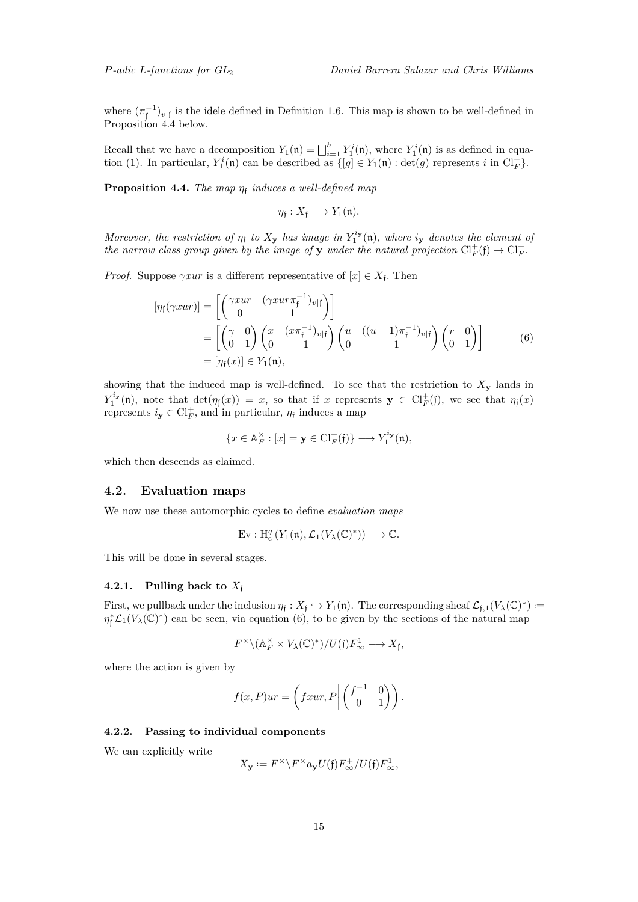where $(\pi_{\mathfrak{f}}^{-1})_{v|\mathfrak{f}}$ is the idele defined in Definition 1.6. This map is shown to be well-defined in Proposition 4.4 below.

Recall that we have a decomposition $Y_1(\mathfrak{n}) = \bigsqcup_{i=1}^{h} Y_1^i(\mathfrak{n})$, where $Y_1^i(\mathfrak{n})$ is as defined in equation (1). In particular, $Y_1^i(\mathfrak{n})$ can be described as $\{[g] \in Y_1(\mathfrak{n}) : \det(g) \text{ represents } i \text{ in } \mathrm{Cl}_F^+\}$.

**Proposition 4.4.** *The map $\eta_{\mathfrak{f}}$ induces a well-defined map*

$$\eta_{\mathfrak{f}} : X_{\mathfrak{f}} \longrightarrow Y_1(\mathfrak{n}).$$

*Moreover, the restriction of $\eta_{\mathfrak{f}}$ to $X_{\mathbf{y}}$ has image in $Y_1^{i_{\mathbf{y}}}(\mathfrak{n})$, where $i_{\mathbf{y}}$ denotes the element of the narrow class group given by the image of $\mathbf{y}$ under the natural projection $\mathrm{Cl}_F^+(\mathfrak{f}) \to \mathrm{Cl}_F^+$.*

*Proof.* Suppose $\gamma x u r$ is a different representative of $[x] \in X_{\mathfrak{f}}$. Then

$$\begin{aligned}
[\eta_{\mathfrak{f}}(\gamma x u r)] &= \left[\begin{pmatrix} \gamma x u r & (\gamma x u r \pi_{\mathfrak{f}}^{-1})_{v|\mathfrak{f}} \\ 0 & 1 \end{pmatrix}\right] \\
&= \left[\begin{pmatrix} \gamma & 0 \\ 0 & 1 \end{pmatrix}\begin{pmatrix} x & (x\pi_{\mathfrak{f}}^{-1})_{v|\mathfrak{f}} \\ 0 & 1 \end{pmatrix}\begin{pmatrix} u & ((u-1)\pi_{\mathfrak{f}}^{-1})_{v|\mathfrak{f}} \\ 0 & 1 \end{pmatrix}\begin{pmatrix} r & 0 \\ 0 & 1 \end{pmatrix}\right] \\
&= [\eta_{\mathfrak{f}}(x)] \in Y_1(\mathfrak{n}),
\end{aligned} \tag{6}$$

showing that the induced map is well-defined. To see that the restriction to $X_{\mathbf{y}}$ lands in $Y_1^{i_{\mathbf{y}}}(\mathfrak{n})$, note that $\det(\eta_{\mathfrak{f}}(x)) = x$, so that if $x$ represents $\mathbf{y} \in \mathrm{Cl}_F^+(\mathfrak{f})$, we see that $\eta_{\mathfrak{f}}(x)$ represents $i_{\mathbf{y}} \in \mathrm{Cl}_F^+$, and in particular, $\eta_{\mathfrak{f}}$ induces a map

$$\{x \in \mathbb{A}_F^\times : [x] = \mathbf{y} \in \mathrm{Cl}_F^+(\mathfrak{f})\} \longrightarrow Y_1^{i_{\mathbf{y}}}(\mathfrak{n}),$$

which then descends as claimed. $\square$

## 4.2. Evaluation maps

We now use these automorphic cycles to define *evaluation maps*

$$\mathrm{Ev} : \mathrm{H}_c^q(Y_1(\mathfrak{n}), \mathcal{L}_1(V_\lambda(\mathbb{C})^*)) \longrightarrow \mathbb{C}.$$

This will be done in several stages.

### 4.2.1. Pulling back to $X_{\mathfrak{f}}$

First, we pullback under the inclusion $\eta_{\mathfrak{f}} : X_{\mathfrak{f}} \hookrightarrow Y_1(\mathfrak{n})$. The corresponding sheaf $\mathcal{L}_{\mathfrak{f},1}(V_\lambda(\mathbb{C})^*) := \eta_{\mathfrak{f}}^* \mathcal{L}_1(V_\lambda(\mathbb{C})^*)$ can be seen, via equation (6), to be given by the sections of the natural map

$$F^\times \backslash (\mathbb{A}_F^\times \times V_\lambda(\mathbb{C})^*)/U(\mathfrak{f})F_\infty^1 \longrightarrow X_{\mathfrak{f}},$$

where the action is given by

$$f(x, P)ur = \left(f x u r, P \middle| \begin{pmatrix} f^{-1} & 0 \\ 0 & 1 \end{pmatrix}\right).$$

### 4.2.2. Passing to individual components

We can explicitly write

$$X_{\mathbf{y}} := F^\times \backslash F^\times a_{\mathbf{y}} U(\mathfrak{f}) F_\infty^+ / U(\mathfrak{f}) F_\infty^1,$$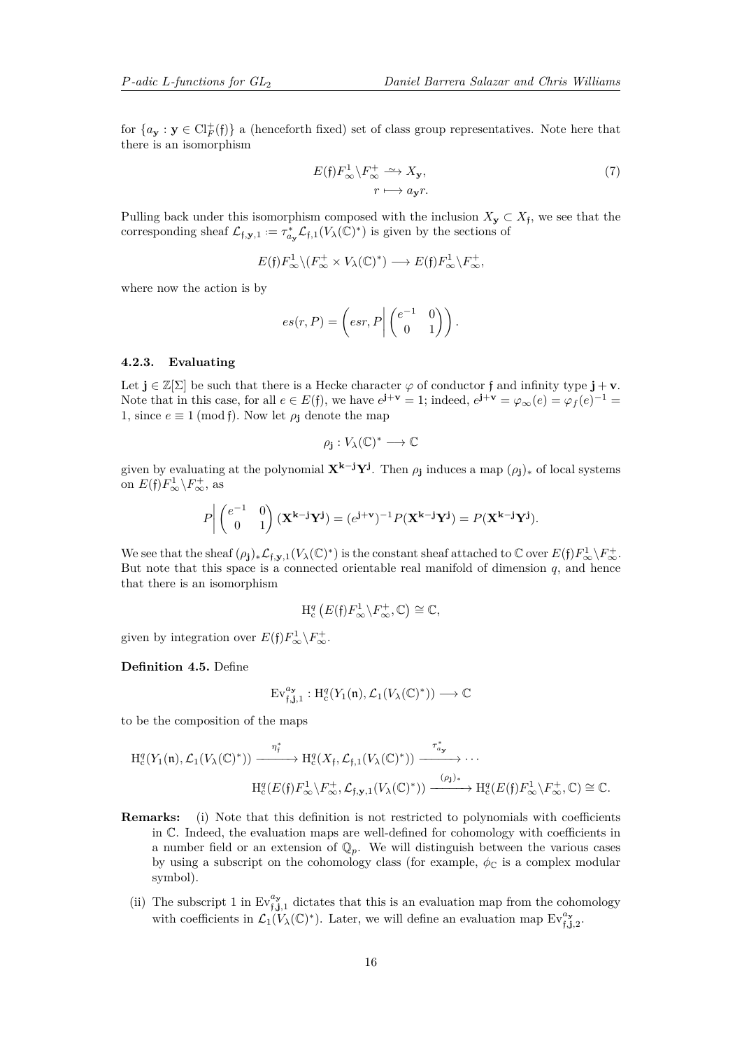for $\{a_{\mathbf{y}} : \mathbf{y} \in \mathrm{Cl}_F^+(\mathfrak{f})\}$ a (henceforth fixed) set of class group representatives. Note here that there is an isomorphism

$$E(\mathfrak{f})F_\infty^1\backslash F_\infty^+ \xrightarrow{\sim} X_{\mathbf{y}}, \qquad r \longmapsto a_{\mathbf{y}}r. \tag{7}$$

Pulling back under this isomorphism composed with the inclusion $X_{\mathbf{y}} \subset X_{\mathfrak{f}}$, we see that the corresponding sheaf $\mathcal{L}_{\mathfrak{f},\mathbf{y},1} := \tau_{a_{\mathbf{y}}}^* \mathcal{L}_{\mathfrak{f},1}(V_\lambda(\mathbb{C})^*)$ is given by the sections of

$$E(\mathfrak{f})F_\infty^1\backslash(F_\infty^+ \times V_\lambda(\mathbb{C})^*) \longrightarrow E(\mathfrak{f})F_\infty^1\backslash F_\infty^+,$$

where now the action is by

$$es(r,P) = \left(esr, P\middle| \begin{pmatrix} e^{-1} & 0 \\ 0 & 1\end{pmatrix}\right).$$

#### 4.2.3. Evaluating

Let $\mathbf{j} \in \mathbb{Z}[\Sigma]$ be such that there is a Hecke character $\varphi$ of conductor $\mathfrak{f}$ and infinity type $\mathbf{j}+\mathbf{v}$. Note that in this case, for all $e \in E(\mathfrak{f})$, we have $e^{\mathbf{j}+\mathbf{v}} = 1$; indeed, $e^{\mathbf{j}+\mathbf{v}} = \varphi_\infty(e) = \varphi_f(e)^{-1} = 1$, since $e \equiv 1 \pmod{\mathfrak{f}}$. Now let $\rho_{\mathbf{j}}$ denote the map

$$\rho_{\mathbf{j}} : V_\lambda(\mathbb{C})^* \longrightarrow \mathbb{C}$$

given by evaluating at the polynomial $\mathbf{X}^{\mathbf{k}-\mathbf{j}}\mathbf{Y}^{\mathbf{j}}$. Then $\rho_{\mathbf{j}}$ induces a map $(\rho_{\mathbf{j}})_*$ of local systems on $E(\mathfrak{f})F_\infty^1\backslash F_\infty^+$, as

$$P\middle| \begin{pmatrix} e^{-1} & 0 \\ 0 & 1\end{pmatrix}(\mathbf{X}^{\mathbf{k}-\mathbf{j}}\mathbf{Y}^{\mathbf{j}}) = (e^{\mathbf{j}+\mathbf{v}})^{-1}P(\mathbf{X}^{\mathbf{k}-\mathbf{j}}\mathbf{Y}^{\mathbf{j}}) = P(\mathbf{X}^{\mathbf{k}-\mathbf{j}}\mathbf{Y}^{\mathbf{j}}).$$

We see that the sheaf $(\rho_{\mathbf{j}})_*\mathcal{L}_{\mathfrak{f},\mathbf{y},1}(V_\lambda(\mathbb{C})^*)$ is the constant sheaf attached to $\mathbb{C}$ over $E(\mathfrak{f})F_\infty^1\backslash F_\infty^+$. But note that this space is a connected orientable real manifold of dimension $q$, and hence that there is an isomorphism

$$\mathrm{H}_c^q\left(E(\mathfrak{f})F_\infty^1\backslash F_\infty^+, \mathbb{C}\right) \cong \mathbb{C},$$

given by integration over $E(\mathfrak{f})F_\infty^1\backslash F_\infty^+$.

**Definition 4.5.** Define

$$\mathrm{Ev}_{\mathfrak{f},\mathbf{j},1}^{a_{\mathbf{y}}} : \mathrm{H}_c^q(Y_1(\mathfrak{n}), \mathcal{L}_1(V_\lambda(\mathbb{C})^*)) \longrightarrow \mathbb{C}$$

to be the composition of the maps

$$\mathrm{H}_c^q(Y_1(\mathfrak{n}), \mathcal{L}_1(V_\lambda(\mathbb{C})^*)) \xrightarrow{\eta_{\mathfrak{f}}^*} \mathrm{H}_c^q(X_{\mathfrak{f}}, \mathcal{L}_{\mathfrak{f},1}(V_\lambda(\mathbb{C})^*)) \xrightarrow{\tau_{a_{\mathbf{y}}}^*} \cdots$$
$$\mathrm{H}_c^q(E(\mathfrak{f})F_\infty^1\backslash F_\infty^+, \mathcal{L}_{\mathfrak{f},\mathbf{y},1}(V_\lambda(\mathbb{C})^*)) \xrightarrow{(\rho_{\mathbf{j}})_*} \mathrm{H}_c^q(E(\mathfrak{f})F_\infty^1\backslash F_\infty^+, \mathbb{C}) \cong \mathbb{C}.$$

**Remarks:**

(i) Note that this definition is not restricted to polynomials with coefficients in $\mathbb{C}$. Indeed, the evaluation maps are well-defined for cohomology with coefficients in a number field or an extension of $\mathbb{Q}_p$. We will distinguish between the various cases by using a subscript on the cohomology class (for example, $\phi_{\mathbb{C}}$ is a complex modular symbol).

(ii) The subscript 1 in $\mathrm{Ev}_{\mathfrak{f},\mathbf{j},1}^{a_{\mathbf{y}}}$ dictates that this is an evaluation map from the cohomology with coefficients in $\mathcal{L}_1(V_\lambda(\mathbb{C})^*)$. Later, we will define an evaluation map $\mathrm{Ev}_{\mathfrak{f},\mathbf{j},2}^{a_{\mathbf{y}}}$.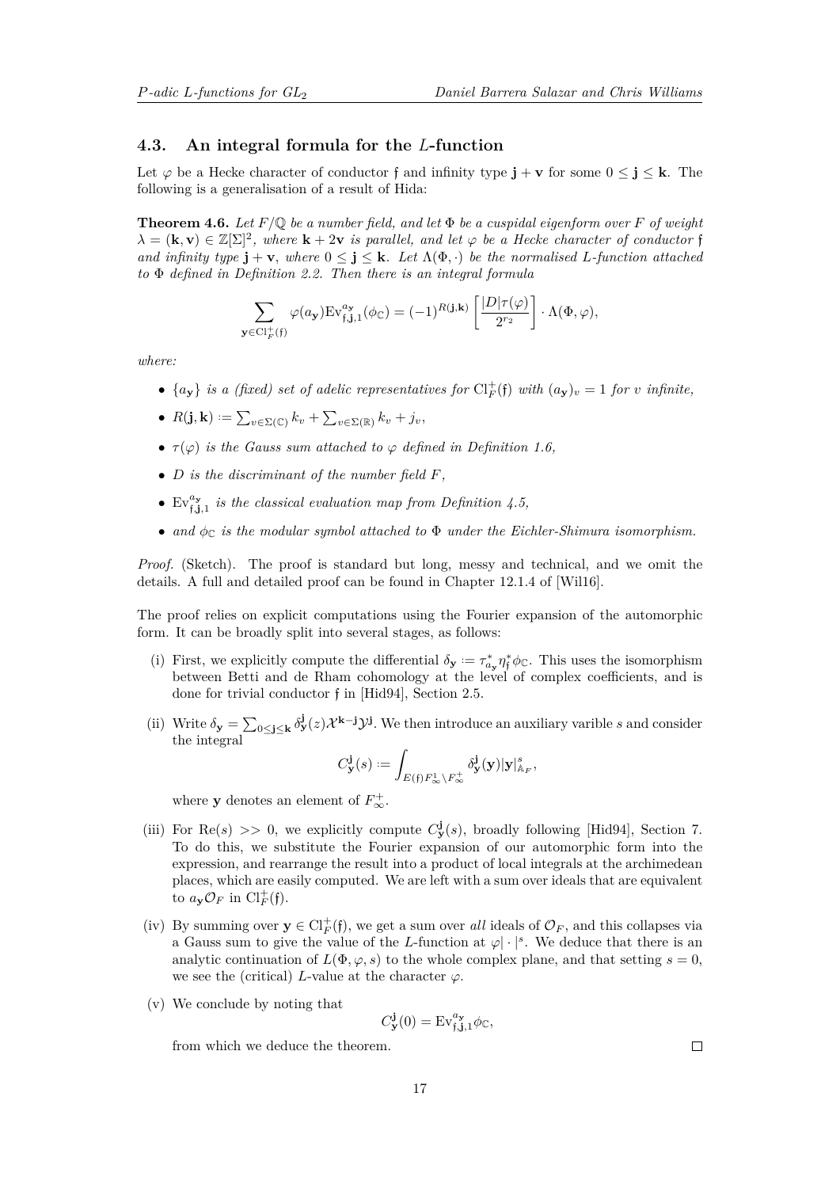### 4.3. An integral formula for the $L$-function

Let $\varphi$ be a Hecke character of conductor $\mathfrak{f}$ and infinity type $\mathbf{j}+\mathbf{v}$ for some $0 \leq \mathbf{j} \leq \mathbf{k}$. The following is a generalisation of a result of Hida:

**Theorem 4.6.** *Let $F/\mathbb{Q}$ be a number field, and let $\Phi$ be a cuspidal eigenform over $F$ of weight $\lambda = (\mathbf{k}, \mathbf{v}) \in \mathbb{Z}[\Sigma]^2$, where $\mathbf{k}+2\mathbf{v}$ is parallel, and let $\varphi$ be a Hecke character of conductor $\mathfrak{f}$ and infinity type $\mathbf{j}+\mathbf{v}$, where $0 \leq \mathbf{j} \leq \mathbf{k}$. Let $\Lambda(\Phi, \cdot)$ be the normalised $L$-function attached to $\Phi$ defined in Definition 2.2. Then there is an integral formula*

$$\sum_{\mathbf{y} \in \mathrm{Cl}_F^+(\mathfrak{f})} \varphi(a_{\mathbf{y}}) \mathrm{Ev}_{\mathfrak{f},\mathbf{j},1}^{a_{\mathbf{y}}}(\phi_{\mathbb{C}}) = (-1)^{R(\mathbf{j},\mathbf{k})} \left[\frac{|D|\tau(\varphi)}{2^{r_2}}\right] \cdot \Lambda(\Phi, \varphi),$$

*where:*

- *$\{a_{\mathbf{y}}\}$ is a (fixed) set of adelic representatives for $\mathrm{Cl}_F^+(\mathfrak{f})$ with $(a_{\mathbf{y}})_v = 1$ for $v$ infinite,*
- *$R(\mathbf{j}, \mathbf{k}) := \sum_{v \in \Sigma(\mathbb{C})} k_v + \sum_{v \in \Sigma(\mathbb{R})} k_v + j_v$,*
- *$\tau(\varphi)$ is the Gauss sum attached to $\varphi$ defined in Definition 1.6,*
- *$D$ is the discriminant of the number field $F$,*
- *$\mathrm{Ev}_{\mathfrak{f},\mathbf{j},1}^{a_{\mathbf{y}}}$ is the classical evaluation map from Definition 4.5,*
- *and $\phi_{\mathbb{C}}$ is the modular symbol attached to $\Phi$ under the Eichler-Shimura isomorphism.*

*Proof.* (Sketch). The proof is standard but long, messy and technical, and we omit the details. A full and detailed proof can be found in Chapter 12.1.4 of [Wil16].

The proof relies on explicit computations using the Fourier expansion of the automorphic form. It can be broadly split into several stages, as follows:

(i) First, we explicitly compute the differential $\delta_{\mathbf{y}} := \tau_{a_{\mathbf{y}}}^* \eta_{\mathfrak{f}}^* \phi_{\mathbb{C}}$. This uses the isomorphism between Betti and de Rham cohomology at the level of complex coefficients, and is done for trivial conductor $\mathfrak{f}$ in [Hid94], Section 2.5.

(ii) Write $\delta_{\mathbf{y}} = \sum_{0 \leq \mathbf{j} \leq \mathbf{k}} \delta_{\mathbf{y}}^{\mathbf{j}}(z) \mathcal{X}^{\mathbf{k}-\mathbf{j}} \mathcal{Y}^{\mathbf{j}}$. We then introduce an auxiliary varible $s$ and consider the integral

$$C_{\mathbf{y}}^{\mathbf{j}}(s) := \int_{E(\mathfrak{f}) F_\infty^1 \backslash F_\infty^+} \delta_{\mathbf{y}}^{\mathbf{j}}(\mathbf{y}) |\mathbf{y}|_{\mathbb{A}_F}^s,$$

where $\mathbf{y}$ denotes an element of $F_\infty^+$.

(iii) For $\mathrm{Re}(s) >> 0$, we explicitly compute $C_{\mathbf{y}}^{\mathbf{j}}(s)$, broadly following [Hid94], Section 7. To do this, we substitute the Fourier expansion of our automorphic form into the expression, and rearrange the result into a product of local integrals at the archimedean places, which are easily computed. We are left with a sum over ideals that are equivalent to $a_{\mathbf{y}}\mathcal{O}_F$ in $\mathrm{Cl}_F^+(\mathfrak{f})$.

(iv) By summing over $\mathbf{y} \in \mathrm{Cl}_F^+(\mathfrak{f})$, we get a sum over *all* ideals of $\mathcal{O}_F$, and this collapses via a Gauss sum to give the value of the $L$-function at $\varphi|\cdot|^s$. We deduce that there is an analytic continuation of $L(\Phi, \varphi, s)$ to the whole complex plane, and that setting $s = 0$, we see the (critical) $L$-value at the character $\varphi$.

(v) We conclude by noting that

$$C_{\mathbf{y}}^{\mathbf{j}}(0) = \mathrm{Ev}_{\mathfrak{f},\mathbf{j},1}^{a_{\mathbf{y}}} \phi_{\mathbb{C}},$$

from which we deduce the theorem.

□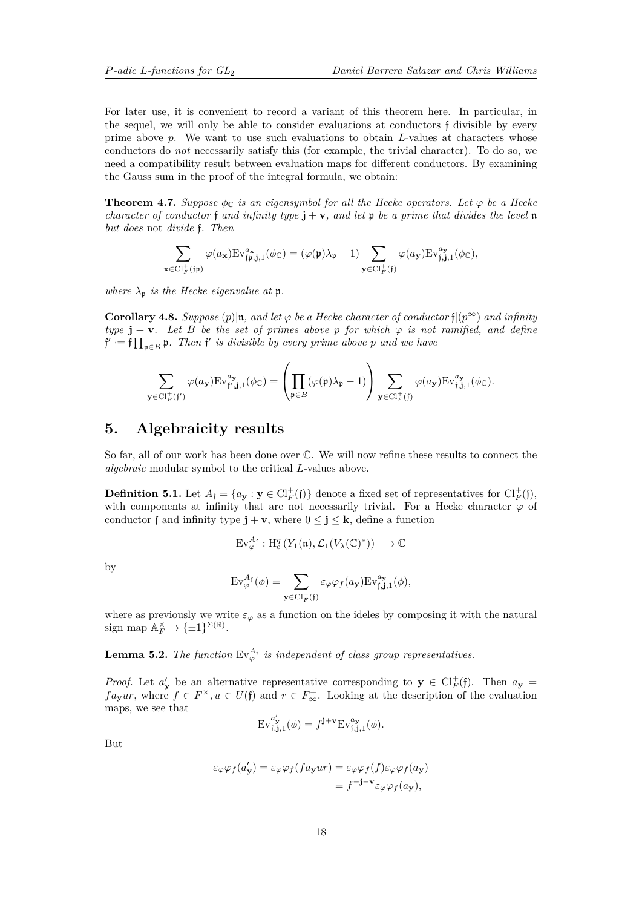For later use, it is convenient to record a variant of this theorem here. In particular, in the sequel, we will only be able to consider evaluations at conductors $\mathfrak{f}$ divisible by every prime above $p$. We want to use such evaluations to obtain $L$-values at characters whose conductors do *not* necessarily satisfy this (for example, the trivial character). To do so, we need a compatibility result between evaluation maps for different conductors. By examining the Gauss sum in the proof of the integral formula, we obtain:

**Theorem 4.7.** *Suppose $\phi_{\mathbb{C}}$ is an eigensymbol for all the Hecke operators. Let $\varphi$ be a Hecke character of conductor $\mathfrak{f}$ and infinity type $\mathbf{j}+\mathbf{v}$, and let $\mathfrak{p}$ be a prime that divides the level $\mathfrak{n}$ but does* not *divide $\mathfrak{f}$. Then*

$$\sum_{\mathbf{x}\in \mathrm{Cl}_F^+(\mathfrak{f}\mathfrak{p})} \varphi(a_{\mathbf{x}})\mathrm{Ev}_{\mathfrak{f}\mathfrak{p},\mathbf{j},1}^{a_{\mathbf{x}}}(\phi_{\mathbb{C}}) = (\varphi(\mathfrak{p})\lambda_{\mathfrak{p}}-1)\sum_{\mathbf{y}\in \mathrm{Cl}_F^+(\mathfrak{f})} \varphi(a_{\mathbf{y}})\mathrm{Ev}_{\mathfrak{f},\mathbf{j},1}^{a_{\mathbf{y}}}(\phi_{\mathbb{C}}),$$

*where $\lambda_{\mathfrak{p}}$ is the Hecke eigenvalue at $\mathfrak{p}$.*

**Corollary 4.8.** *Suppose $(p)|\mathfrak{n}$, and let $\varphi$ be a Hecke character of conductor $\mathfrak{f}|(p^\infty)$ and infinity type $\mathbf{j}+\mathbf{v}$. Let $B$ be the set of primes above $p$ for which $\varphi$ is not ramified, and define $\mathfrak{f}' \coloneqq \mathfrak{f}\prod_{\mathfrak{p}\in B}\mathfrak{p}$. Then $\mathfrak{f}'$ is divisible by every prime above $p$ and we have*

$$\sum_{\mathbf{y}\in \mathrm{Cl}_F^+(\mathfrak{f}')} \varphi(a_{\mathbf{y}})\mathrm{Ev}_{\mathfrak{f}',\mathbf{j},1}^{a_{\mathbf{y}}}(\phi_{\mathbb{C}}) = \left(\prod_{\mathfrak{p}\in B}(\varphi(\mathfrak{p})\lambda_{\mathfrak{p}}-1)\right)\sum_{\mathbf{y}\in \mathrm{Cl}_F^+(\mathfrak{f})} \varphi(a_{\mathbf{y}})\mathrm{Ev}_{\mathfrak{f},\mathbf{j},1}^{a_{\mathbf{y}}}(\phi_{\mathbb{C}}).$$

# 5. Algebraicity results

So far, all of our work has been done over $\mathbb{C}$. We will now refine these results to connect the *algebraic* modular symbol to the critical $L$-values above.

**Definition 5.1.** Let $A_{\mathfrak{f}} = \{a_{\mathbf{y}} : \mathbf{y}\in \mathrm{Cl}_F^+(\mathfrak{f})\}$ denote a fixed set of representatives for $\mathrm{Cl}_F^+(\mathfrak{f})$, with components at infinity that are not necessarily trivial. For a Hecke character $\varphi$ of conductor $\mathfrak{f}$ and infinity type $\mathbf{j}+\mathbf{v}$, where $0\leq \mathbf{j}\leq \mathbf{k}$, define a function

$$\mathrm{Ev}_{\varphi}^{A_{\mathfrak{f}}} : \mathrm{H}^q_{\mathrm{c}}(Y_1(\mathfrak{n}), \mathcal{L}_1(V_\lambda(\mathbb{C})^*)) \longrightarrow \mathbb{C}$$

by

$$\mathrm{Ev}_{\varphi}^{A_{\mathfrak{f}}}(\phi) = \sum_{\mathbf{y}\in \mathrm{Cl}_F^+(\mathfrak{f})} \varepsilon_\varphi\varphi_f(a_{\mathbf{y}})\mathrm{Ev}_{\mathfrak{f},\mathbf{j},1}^{a_{\mathbf{y}}}(\phi),$$

where as previously we write $\varepsilon_\varphi$ as a function on the ideles by composing it with the natural sign map $\mathbb{A}_F^\times \to \{\pm 1\}^{\Sigma(\mathbb{R})}$.

**Lemma 5.2.** *The function $\mathrm{Ev}_{\varphi}^{A_{\mathfrak{f}}}$ is independent of class group representatives.*

*Proof.* Let $a_{\mathbf{y}}'$ be an alternative representative corresponding to $\mathbf{y}\in \mathrm{Cl}_F^+(\mathfrak{f})$. Then $a_{\mathbf{y}} = fa_{\mathbf{y}}ur$, where $f\in F^\times, u\in U(\mathfrak{f})$ and $r\in F_\infty^+$. Looking at the description of the evaluation maps, we see that

$$\mathrm{Ev}_{\mathfrak{f},\mathbf{j},1}^{a_{\mathbf{y}}'}(\phi) = f^{\mathbf{j}+\mathbf{v}}\mathrm{Ev}_{\mathfrak{f},\mathbf{j},1}^{a_{\mathbf{y}}}(\phi).$$

But

$$\begin{aligned}\varepsilon_\varphi\varphi_f(a_{\mathbf{y}}') = \varepsilon_\varphi\varphi_f(fa_{\mathbf{y}}ur) &= \varepsilon_\varphi\varphi_f(f)\varepsilon_\varphi\varphi_f(a_{\mathbf{y}})\\ &= f^{-\mathbf{j}-\mathbf{v}}\varepsilon_\varphi\varphi_f(a_{\mathbf{y}}),\end{aligned}$$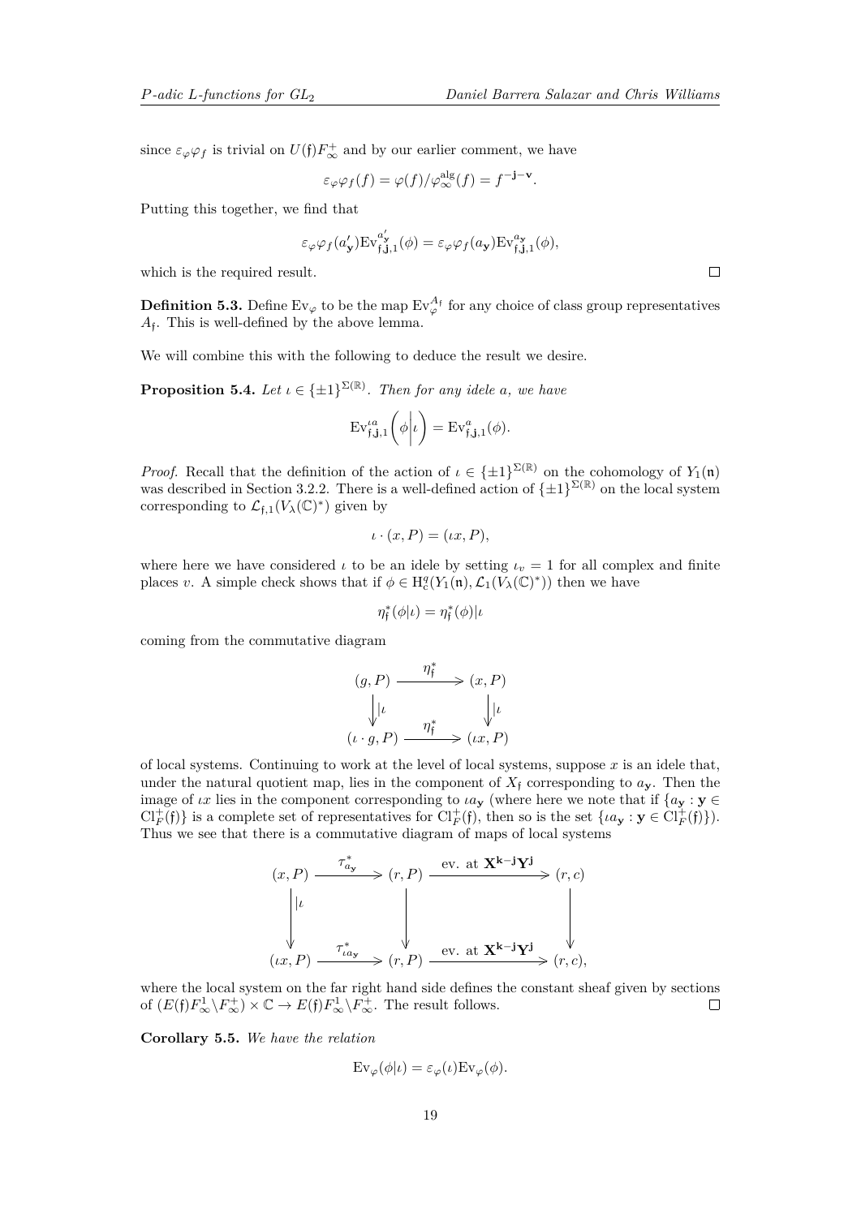since $\varepsilon_\varphi \varphi_f$ is trivial on $U(\mathfrak{f})F_\infty^+$ and by our earlier comment, we have

$$\varepsilon_\varphi \varphi_f(f) = \varphi(f)/\varphi_\infty^{\mathrm{alg}}(f) = f^{-\mathbf{j}-\mathbf{v}}.$$

Putting this together, we find that

$$\varepsilon_\varphi \varphi_f(a'_{\mathbf{y}})\mathrm{Ev}_{\mathfrak{f},\mathbf{j},1}^{a'_{\mathbf{y}}}(\phi) = \varepsilon_\varphi \varphi_f(a_{\mathbf{y}})\mathrm{Ev}_{\mathfrak{f},\mathbf{j},1}^{a_{\mathbf{y}}}(\phi),$$

which is the required result. □

**Definition 5.3.** Define $\mathrm{Ev}_\varphi$ to be the map $\mathrm{Ev}_\varphi^{A_\mathfrak{f}}$ for any choice of class group representatives $A_\mathfrak{f}$. This is well-defined by the above lemma.

We will combine this with the following to deduce the result we desire.

**Proposition 5.4.** *Let $\iota \in \{\pm 1\}^{\Sigma(\mathbb{R})}$. Then for any idele $a$, we have*

$$\mathrm{Ev}_{\mathfrak{f},\mathbf{j},1}^{\iota a}\left(\phi\middle|\iota\right) = \mathrm{Ev}_{\mathfrak{f},\mathbf{j},1}^{a}(\phi).$$

*Proof.* Recall that the definition of the action of $\iota \in \{\pm 1\}^{\Sigma(\mathbb{R})}$ on the cohomology of $Y_1(\mathfrak{n})$ was described in Section 3.2.2. There is a well-defined action of $\{\pm 1\}^{\Sigma(\mathbb{R})}$ on the local system corresponding to $\mathcal{L}_{\mathfrak{f},1}(V_\lambda(\mathbb{C})^*)$ given by

$$\iota \cdot (x, P) = (\iota x, P),$$

where here we have considered $\iota$ to be an idele by setting $\iota_v = 1$ for all complex and finite places $v$. A simple check shows that if $\phi \in \mathrm{H}^q_c(Y_1(\mathfrak{n}), \mathcal{L}_1(V_\lambda(\mathbb{C})^*))$ then we have

$$\eta_\mathfrak{f}^*(\phi|\iota) = \eta_\mathfrak{f}^*(\phi)|\iota$$

coming from the commutative diagram

$$\begin{array}{ccc}
(g, P) & \xrightarrow{\ \eta_\mathfrak{f}^*\ } & (x, P) \\
\big\downarrow |\iota & & \big\downarrow |\iota \\
(\iota \cdot g, P) & \xrightarrow{\ \eta_\mathfrak{f}^*\ } & (\iota x, P)
\end{array}$$

of local systems. Continuing to work at the level of local systems, suppose $x$ is an idele that, under the natural quotient map, lies in the component of $X_\mathfrak{f}$ corresponding to $a_{\mathbf{y}}$. Then the image of $\iota x$ lies in the component corresponding to $\iota a_{\mathbf{y}}$ (where here we note that if $\{a_{\mathbf{y}} : \mathbf{y} \in \mathrm{Cl}_F^+(\mathfrak{f})\}$ is a complete set of representatives for $\mathrm{Cl}_F^+(\mathfrak{f})$, then so is the set $\{\iota a_{\mathbf{y}} : \mathbf{y} \in \mathrm{Cl}_F^+(\mathfrak{f})\}$). Thus we see that there is a commutative diagram of maps of local systems

$$\begin{array}{ccccc}
(x, P) & \xrightarrow{\ \tau_{a_{\mathbf{y}}}^*\ } & (r, P) & \xrightarrow{\text{ ev. at } \mathbf{X}^{\mathbf{k}-\mathbf{j}}\mathbf{Y}^{\mathbf{j}}} & (r, c) \\
\big\downarrow |\iota & & \big\downarrow & & \big\downarrow \\
(\iota x, P) & \xrightarrow{\ \tau_{\iota a_{\mathbf{y}}}^*\ } & (r, P) & \xrightarrow{\text{ ev. at } \mathbf{X}^{\mathbf{k}-\mathbf{j}}\mathbf{Y}^{\mathbf{j}}} & (r, c),
\end{array}$$

where the local system on the far right hand side defines the constant sheaf given by sections of $(E(\mathfrak{f})F_\infty^1\backslash F_\infty^+) \times \mathbb{C} \to E(\mathfrak{f})F_\infty^1\backslash F_\infty^+$. The result follows. □

**Corollary 5.5.** *We have the relation*

$$\mathrm{Ev}_\varphi(\phi|\iota) = \varepsilon_\varphi(\iota)\mathrm{Ev}_\varphi(\phi).$$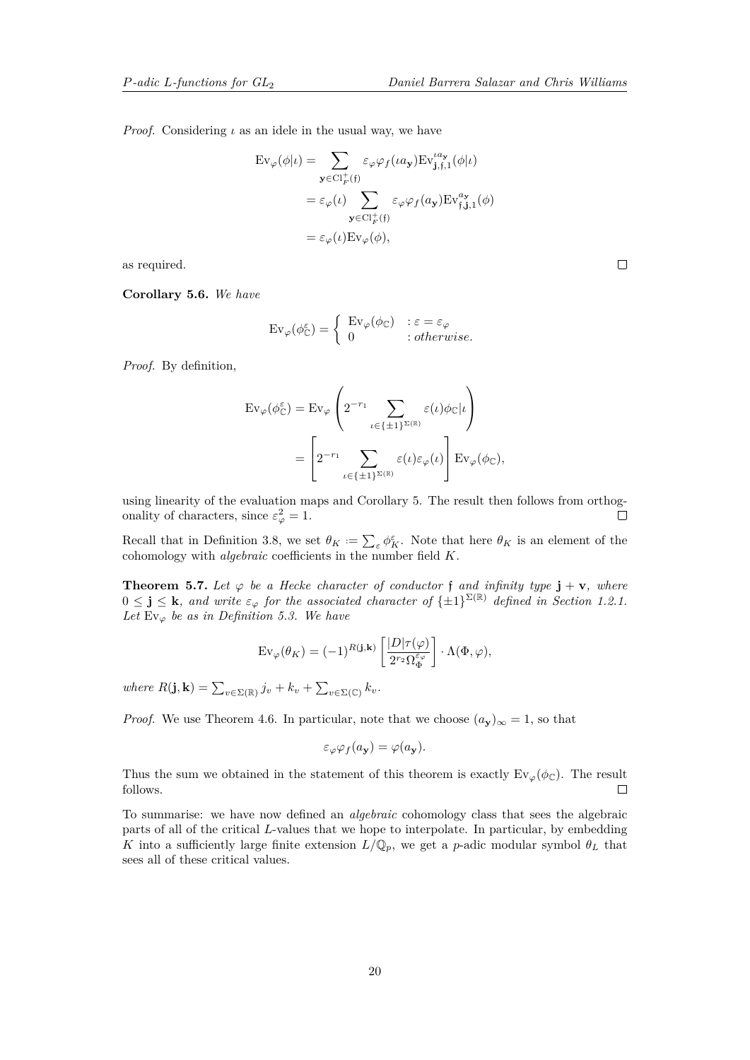*Proof.* Considering $\iota$ as an idele in the usual way, we have

$$
\begin{aligned}
\mathrm{Ev}_\varphi(\phi|\iota) &= \sum_{\mathbf{y}\in \mathrm{Cl}_F^+(\mathfrak{f})} \varepsilon_\varphi \varphi_f(\iota a_{\mathbf{y}}) \mathrm{Ev}_{\mathbf{j},\mathfrak{f},1}^{\iota a_{\mathbf{y}}}(\phi|\iota) \\
&= \varepsilon_\varphi(\iota) \sum_{\mathbf{y}\in \mathrm{Cl}_F^+(\mathfrak{f})} \varepsilon_\varphi \varphi_f(a_{\mathbf{y}}) \mathrm{Ev}_{\mathfrak{f},\mathbf{j},1}^{a_{\mathbf{y}}}(\phi) \\
&= \varepsilon_\varphi(\iota)\mathrm{Ev}_\varphi(\phi),
\end{aligned}
$$

as required. □

**Corollary 5.6.** *We have*

$$
\mathrm{Ev}_\varphi(\phi_{\mathbb{C}}^{\varepsilon}) = \begin{cases} \mathrm{Ev}_\varphi(\phi_{\mathbb{C}}) & : \varepsilon = \varepsilon_\varphi \\ 0 & : \textit{otherwise}. \end{cases}
$$

*Proof.* By definition,

$$
\begin{aligned}
\mathrm{Ev}_\varphi(\phi_{\mathbb{C}}^{\varepsilon}) &= \mathrm{Ev}_\varphi\left(2^{-r_1}\sum_{\iota\in\{\pm 1\}^{\Sigma(\mathbb{R})}} \varepsilon(\iota)\phi_{\mathbb{C}}|\iota\right) \\
&= \left[2^{-r_1}\sum_{\iota\in\{\pm 1\}^{\Sigma(\mathbb{R})}} \varepsilon(\iota)\varepsilon_\varphi(\iota)\right]\mathrm{Ev}_\varphi(\phi_{\mathbb{C}}),
\end{aligned}
$$

using linearity of the evaluation maps and Corollary 5. The result then follows from orthogonality of characters, since $\varepsilon_\varphi^2 = 1$. □

Recall that in Definition 3.8, we set $\theta_K := \sum_\varepsilon \phi_K^\varepsilon$. Note that here $\theta_K$ is an element of the cohomology with *algebraic* coefficients in the number field $K$.

**Theorem 5.7.** *Let $\varphi$ be a Hecke character of conductor $\mathfrak{f}$ and infinity type $\mathbf{j}+\mathbf{v}$, where $0 \leq \mathbf{j} \leq \mathbf{k}$, and write $\varepsilon_\varphi$ for the associated character of $\{\pm 1\}^{\Sigma(\mathbb{R})}$ defined in Section 1.2.1. Let $\mathrm{Ev}_\varphi$ be as in Definition 5.3. We have*

$$
\mathrm{Ev}_\varphi(\theta_K) = (-1)^{R(\mathbf{j},\mathbf{k})}\left[\frac{|D|\tau(\varphi)}{2^{r_2}\Omega_\Phi^{\varepsilon_\varphi}}\right]\cdot \Lambda(\Phi,\varphi),
$$

*where $R(\mathbf{j},\mathbf{k}) = \sum_{v\in\Sigma(\mathbb{R})} j_v + k_v + \sum_{v\in\Sigma(\mathbb{C})} k_v$.*

*Proof.* We use Theorem 4.6. In particular, note that we choose $(a_{\mathbf{y}})_\infty = 1$, so that

$$
\varepsilon_\varphi\varphi_f(a_{\mathbf{y}}) = \varphi(a_{\mathbf{y}}).
$$

Thus the sum we obtained in the statement of this theorem is exactly $\mathrm{Ev}_\varphi(\phi_{\mathbb{C}})$. The result follows. □

To summarise: we have now defined an *algebraic* cohomology class that sees the algebraic parts of all of the critical $L$-values that we hope to interpolate. In particular, by embedding $K$ into a sufficiently large finite extension $L/\mathbb{Q}_p$, we get a $p$-adic modular symbol $\theta_L$ that sees all of these critical values.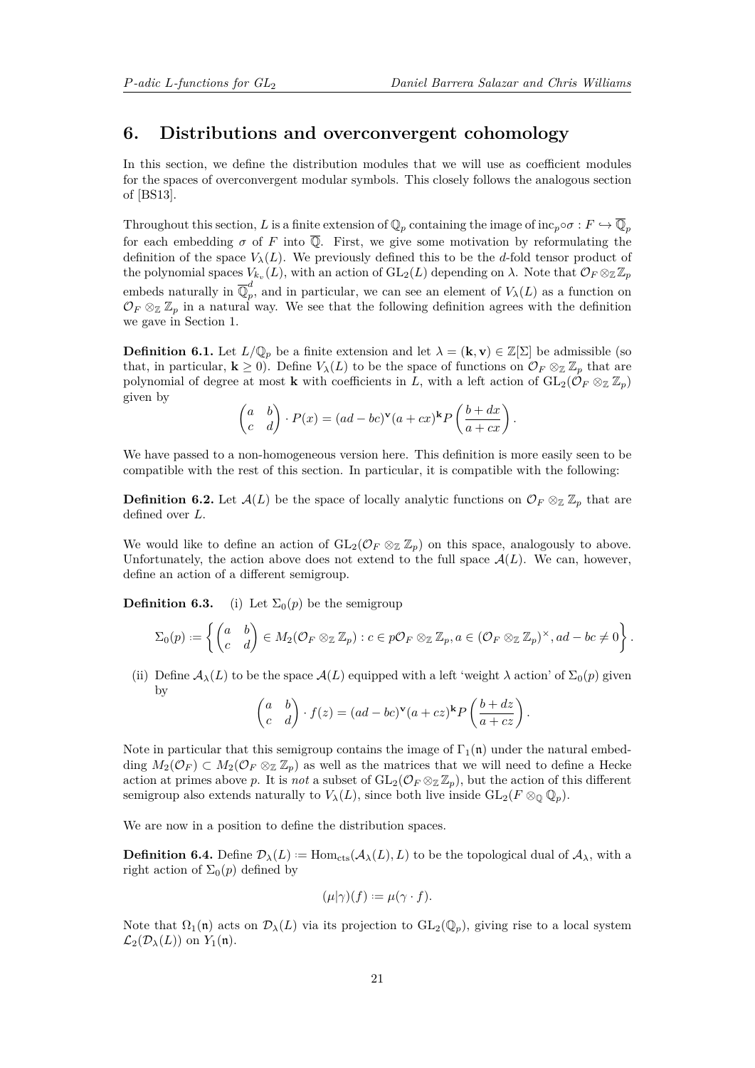## 6. Distributions and overconvergent cohomology

In this section, we define the distribution modules that we will use as coefficient modules for the spaces of overconvergent modular symbols. This closely follows the analogous section of [BS13].

Throughout this section, $L$ is a finite extension of $\mathbb{Q}_p$ containing the image of $\mathrm{inc}_p \circ \sigma : F \hookrightarrow \overline{\mathbb{Q}}_p$ for each embedding $\sigma$ of $F$ into $\overline{\mathbb{Q}}$. First, we give some motivation by reformulating the definition of the space $V_\lambda(L)$. We previously defined this to be the $d$-fold tensor product of the polynomial spaces $V_{k_v}(L)$, with an action of $\mathrm{GL}_2(L)$ depending on $\lambda$. Note that $\mathcal{O}_F \otimes_{\mathbb{Z}} \mathbb{Z}_p$ embeds naturally in $\overline{\mathbb{Q}}_p^d$, and in particular, we can see an element of $V_\lambda(L)$ as a function on $\mathcal{O}_F \otimes_{\mathbb{Z}} \mathbb{Z}_p$ in a natural way. We see that the following definition agrees with the definition we gave in Section 1.

**Definition 6.1.** Let $L/\mathbb{Q}_p$ be a finite extension and let $\lambda = (\mathbf{k}, \mathbf{v}) \in \mathbb{Z}[\Sigma]$ be admissible (so that, in particular, $\mathbf{k} \geq 0$). Define $V_\lambda(L)$ to be the space of functions on $\mathcal{O}_F \otimes_{\mathbb{Z}} \mathbb{Z}_p$ that are polynomial of degree at most $\mathbf{k}$ with coefficients in $L$, with a left action of $\mathrm{GL}_2(\mathcal{O}_F \otimes_{\mathbb{Z}} \mathbb{Z}_p)$ given by

$$\begin{pmatrix} a & b \\ c & d \end{pmatrix} \cdot P(x) = (ad - bc)^{\mathbf{v}} (a + cx)^{\mathbf{k}} P\left(\frac{b + dx}{a + cx}\right).$$

We have passed to a non-homogeneous version here. This definition is more easily seen to be compatible with the rest of this section. In particular, it is compatible with the following:

**Definition 6.2.** Let $\mathcal{A}(L)$ be the space of locally analytic functions on $\mathcal{O}_F \otimes_{\mathbb{Z}} \mathbb{Z}_p$ that are defined over $L$.

We would like to define an action of $\mathrm{GL}_2(\mathcal{O}_F \otimes_{\mathbb{Z}} \mathbb{Z}_p)$ on this space, analogously to above. Unfortunately, the action above does not extend to the full space $\mathcal{A}(L)$. We can, however, define an action of a different semigroup.

**Definition 6.3.** (i) Let $\Sigma_0(p)$ be the semigroup

$$\Sigma_0(p) := \left\{ \begin{pmatrix} a & b \\ c & d \end{pmatrix} \in M_2(\mathcal{O}_F \otimes_{\mathbb{Z}} \mathbb{Z}_p) : c \in p\mathcal{O}_F \otimes_{\mathbb{Z}} \mathbb{Z}_p, a \in (\mathcal{O}_F \otimes_{\mathbb{Z}} \mathbb{Z}_p)^\times, ad - bc \neq 0 \right\}.$$

(ii) Define $\mathcal{A}_\lambda(L)$ to be the space $\mathcal{A}(L)$ equipped with a left 'weight $\lambda$ action' of $\Sigma_0(p)$ given by

$$\begin{pmatrix} a & b \\ c & d \end{pmatrix} \cdot f(z) = (ad - bc)^{\mathbf{v}} (a + cz)^{\mathbf{k}} P\left(\frac{b + dz}{a + cz}\right).$$

Note in particular that this semigroup contains the image of $\Gamma_1(\mathfrak{n})$ under the natural embedding $M_2(\mathcal{O}_F) \subset M_2(\mathcal{O}_F \otimes_{\mathbb{Z}} \mathbb{Z}_p)$ as well as the matrices that we will need to define a Hecke action at primes above $p$. It is *not* a subset of $\mathrm{GL}_2(\mathcal{O}_F \otimes_{\mathbb{Z}} \mathbb{Z}_p)$, but the action of this different semigroup also extends naturally to $V_\lambda(L)$, since both live inside $\mathrm{GL}_2(F \otimes_{\mathbb{Q}} \mathbb{Q}_p)$.

We are now in a position to define the distribution spaces.

**Definition 6.4.** Define $\mathcal{D}_\lambda(L) := \mathrm{Hom}_{\mathrm{cts}}(\mathcal{A}_\lambda(L), L)$ to be the topological dual of $\mathcal{A}_\lambda$, with a right action of $\Sigma_0(p)$ defined by

$$(\mu|\gamma)(f) := \mu(\gamma \cdot f).$$

Note that $\Omega_1(\mathfrak{n})$ acts on $\mathcal{D}_\lambda(L)$ via its projection to $\mathrm{GL}_2(\mathbb{Q}_p)$, giving rise to a local system $\mathcal{L}_2(\mathcal{D}_\lambda(L))$ on $Y_1(\mathfrak{n})$.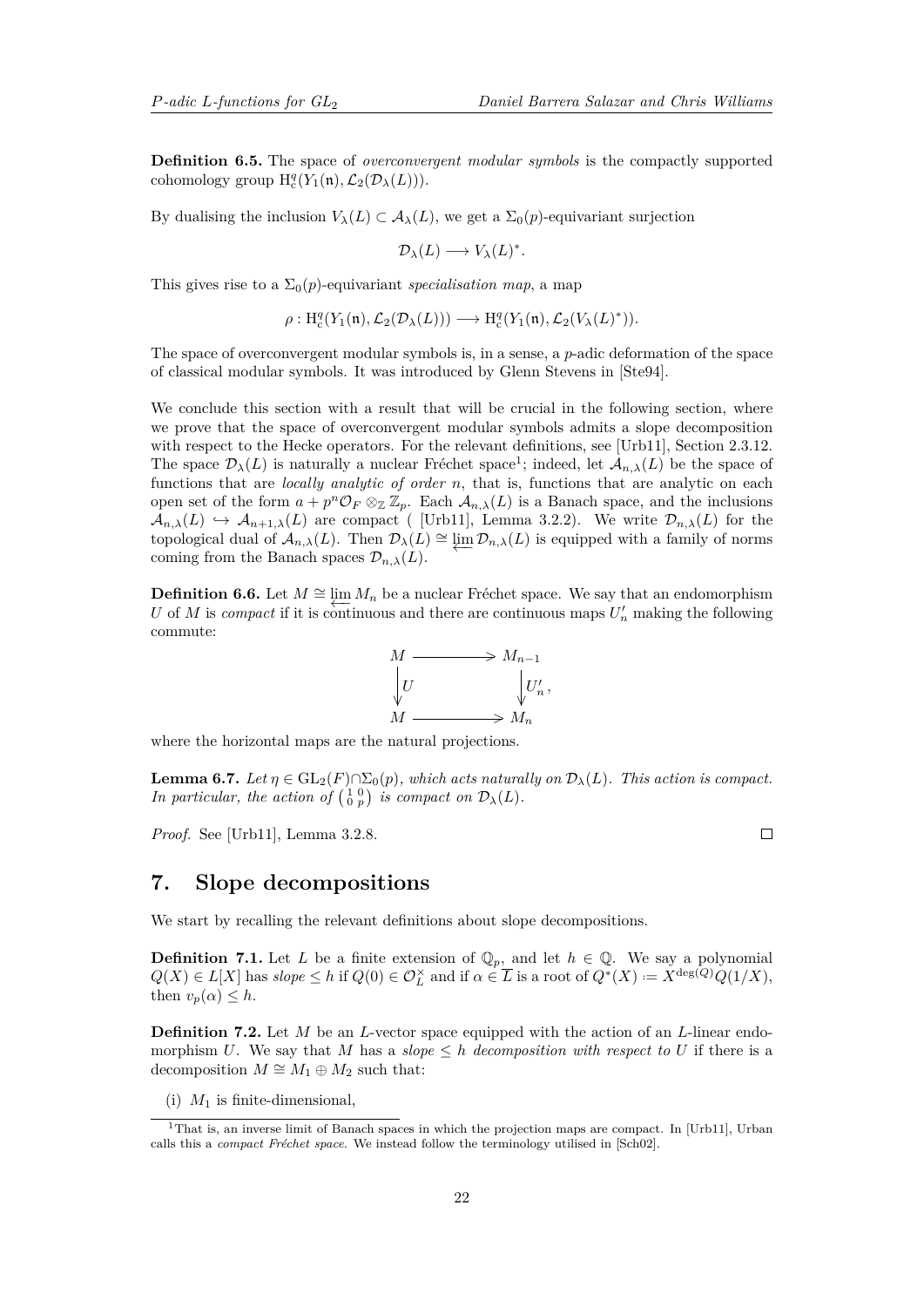**Definition 6.5.** The space of *overconvergent modular symbols* is the compactly supported cohomology group $\mathrm{H}^q_c(Y_1(\mathfrak{n}), \mathcal{L}_2(\mathcal{D}_\lambda(L)))$.

By dualising the inclusion $V_\lambda(L) \subset \mathcal{A}_\lambda(L)$, we get a $\Sigma_0(p)$-equivariant surjection

$$\mathcal{D}_\lambda(L) \longrightarrow V_\lambda(L)^*.$$

This gives rise to a $\Sigma_0(p)$-equivariant *specialisation map*, a map

$$\rho : \mathrm{H}^q_c(Y_1(\mathfrak{n}), \mathcal{L}_2(\mathcal{D}_\lambda(L))) \longrightarrow \mathrm{H}^q_c(Y_1(\mathfrak{n}), \mathcal{L}_2(V_\lambda(L)^*)).$$

The space of overconvergent modular symbols is, in a sense, a $p$-adic deformation of the space of classical modular symbols. It was introduced by Glenn Stevens in [Ste94].

We conclude this section with a result that will be crucial in the following section, where we prove that the space of overconvergent modular symbols admits a slope decomposition with respect to the Hecke operators. For the relevant definitions, see [Urb11], Section 2.3.12. The space $\mathcal{D}_\lambda(L)$ is naturally a nuclear Fréchet space[1]; indeed, let $\mathcal{A}_{n,\lambda}(L)$ be the space of functions that are *locally analytic of order $n$*, that is, functions that are analytic on each open set of the form $a + p^n\mathcal{O}_F \otimes_{\mathbb{Z}} \mathbb{Z}_p$. Each $\mathcal{A}_{n,\lambda}(L)$ is a Banach space, and the inclusions $\mathcal{A}_{n,\lambda}(L) \hookrightarrow \mathcal{A}_{n+1,\lambda}(L)$ are compact ( [Urb11], Lemma 3.2.2). We write $\mathcal{D}_{n,\lambda}(L)$ for the topological dual of $\mathcal{A}_{n,\lambda}(L)$. Then $\mathcal{D}_\lambda(L) \cong \varprojlim \mathcal{D}_{n,\lambda}(L)$ is equipped with a family of norms coming from the Banach spaces $\mathcal{D}_{n,\lambda}(L)$.

**Definition 6.6.** Let $M \cong \varprojlim M_n$ be a nuclear Fréchet space. We say that an endomorphism $U$ of $M$ is *compact* if it is continuous and there are continuous maps $U'_n$ making the following commute:

$$\begin{array}{ccc} M & \longrightarrow & M_{n-1} \\ \downarrow U & & \downarrow U'_n \\ M & \longrightarrow & M_n \end{array},$$

where the horizontal maps are the natural projections.

**Lemma 6.7.** *Let $\eta \in \mathrm{GL}_2(F) \cap \Sigma_0(p)$, which acts naturally on $\mathcal{D}_\lambda(L)$. This action is compact. In particular, the action of $\left(\begin{smallmatrix} 1 & 0 \\ 0 & p \end{smallmatrix}\right)$ is compact on $\mathcal{D}_\lambda(L)$.*

*Proof.* See [Urb11], Lemma 3.2.8. $\square$

## 7. Slope decompositions

We start by recalling the relevant definitions about slope decompositions.

**Definition 7.1.** Let $L$ be a finite extension of $\mathbb{Q}_p$, and let $h \in \mathbb{Q}$. We say a polynomial $Q(X) \in L[X]$ has *slope $\leq h$* if $Q(0) \in \mathcal{O}_L^\times$ and if $\alpha \in \overline{L}$ is a root of $Q^*(X) := X^{\deg(Q)}Q(1/X)$, then $v_p(\alpha) \leq h$.

**Definition 7.2.** Let $M$ be an $L$-vector space equipped with the action of an $L$-linear endomorphism $U$. We say that $M$ has a *slope $\leq h$ decomposition with respect to $U$* if there is a decomposition $M \cong M_1 \oplus M_2$ such that:

(i) $M_1$ is finite-dimensional,

[1] That is, an inverse limit of Banach spaces in which the projection maps are compact. In [Urb11], Urban calls this a *compact Fréchet space*. We instead follow the terminology utilised in [Sch02].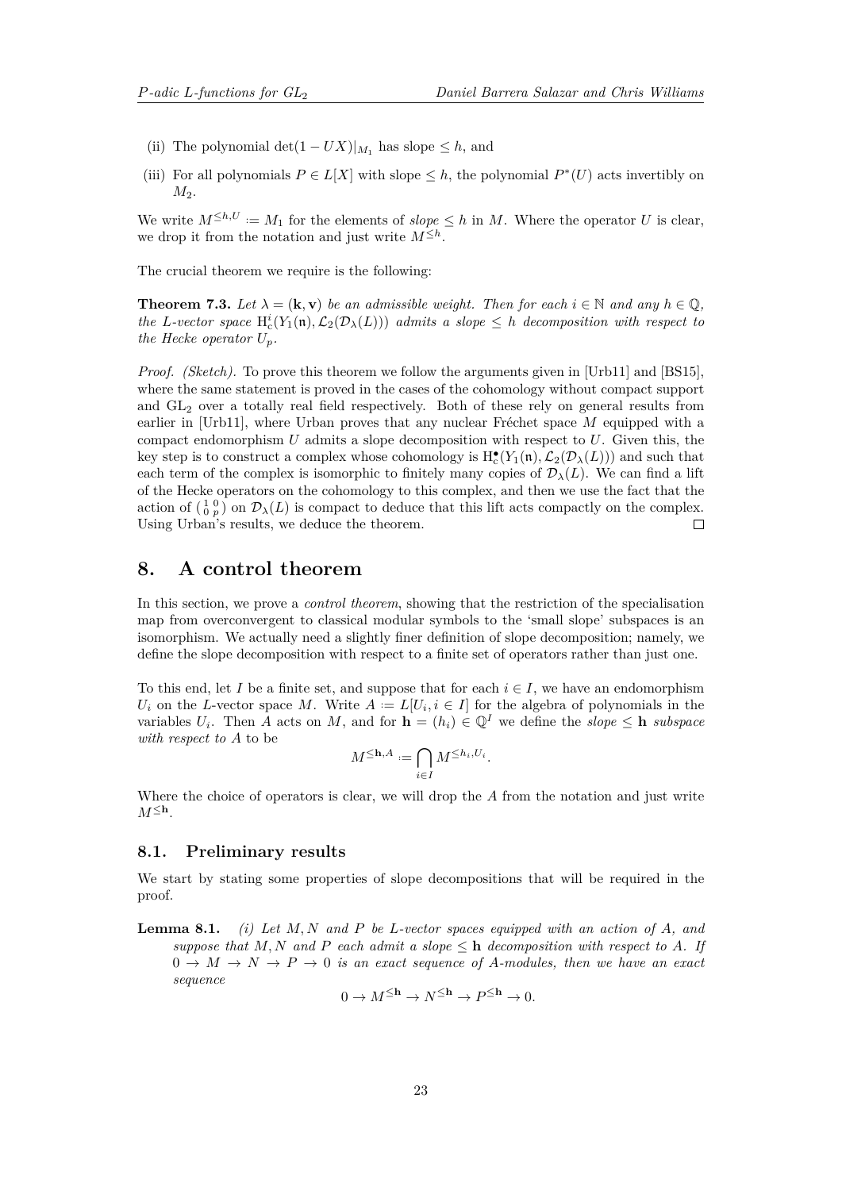(ii) The polynomial $\det(1 - UX)|_{M_1}$ has slope $\leq h$, and

(iii) For all polynomials $P \in L[X]$ with slope $\leq h$, the polynomial $P^*(U)$ acts invertibly on $M_2$.

We write $M^{\leq h, U} := M_1$ for the elements of *slope* $\leq h$ in $M$. Where the operator $U$ is clear, we drop it from the notation and just write $M^{\leq h}$.

The crucial theorem we require is the following:

**Theorem 7.3.** *Let $\lambda = (\mathbf{k}, \mathbf{v})$ be an admissible weight. Then for each $i \in \mathbb{N}$ and any $h \in \mathbb{Q}$, the $L$-vector space $\mathrm{H}^i_c(Y_1(\mathfrak{n}), \mathcal{L}_2(\mathcal{D}_\lambda(L)))$ admits a slope $\leq h$ decomposition with respect to the Hecke operator $U_p$.*

*Proof. (Sketch).* To prove this theorem we follow the arguments given in [Urb11] and [BS15], where the same statement is proved in the cases of the cohomology without compact support and $\mathrm{GL}_2$ over a totally real field respectively. Both of these rely on general results from earlier in [Urb11], where Urban proves that any nuclear Fréchet space $M$ equipped with a compact endomorphism $U$ admits a slope decomposition with respect to $U$. Given this, the key step is to construct a complex whose cohomology is $\mathrm{H}^\bullet_c(Y_1(\mathfrak{n}), \mathcal{L}_2(\mathcal{D}_\lambda(L)))$ and such that each term of the complex is isomorphic to finitely many copies of $\mathcal{D}_\lambda(L)$. We can find a lift of the Hecke operators on the cohomology to this complex, and then we use the fact that the action of $\left(\begin{smallmatrix} 1 & 0 \\ 0 & p \end{smallmatrix}\right)$ on $\mathcal{D}_\lambda(L)$ is compact to deduce that this lift acts compactly on the complex. Using Urban's results, we deduce the theorem. ∎

# 8. A control theorem

In this section, we prove a *control theorem*, showing that the restriction of the specialisation map from overconvergent to classical modular symbols to the 'small slope' subspaces is an isomorphism. We actually need a slightly finer definition of slope decomposition; namely, we define the slope decomposition with respect to a finite set of operators rather than just one.

To this end, let $I$ be a finite set, and suppose that for each $i \in I$, we have an endomorphism $U_i$ on the $L$-vector space $M$. Write $A := L[U_i, i \in I]$ for the algebra of polynomials in the variables $U_i$. Then $A$ acts on $M$, and for $\mathbf{h} = (h_i) \in \mathbb{Q}^I$ we define the *slope* $\leq \mathbf{h}$ *subspace with respect to* $A$ to be

$$M^{\leq \mathbf{h}, A} := \bigcap_{i \in I} M^{\leq h_i, U_i}.$$

Where the choice of operators is clear, we will drop the $A$ from the notation and just write $M^{\leq \mathbf{h}}$.

## 8.1. Preliminary results

We start by stating some properties of slope decompositions that will be required in the proof.

**Lemma 8.1.** *(i) Let $M, N$ and $P$ be $L$-vector spaces equipped with an action of $A$, and suppose that $M, N$ and $P$ each admit a slope $\leq \mathbf{h}$ decomposition with respect to $A$. If $0 \to M \to N \to P \to 0$ is an exact sequence of $A$-modules, then we have an exact sequence*

$$0 \to M^{\leq \mathbf{h}} \to N^{\leq \mathbf{h}} \to P^{\leq \mathbf{h}} \to 0.$$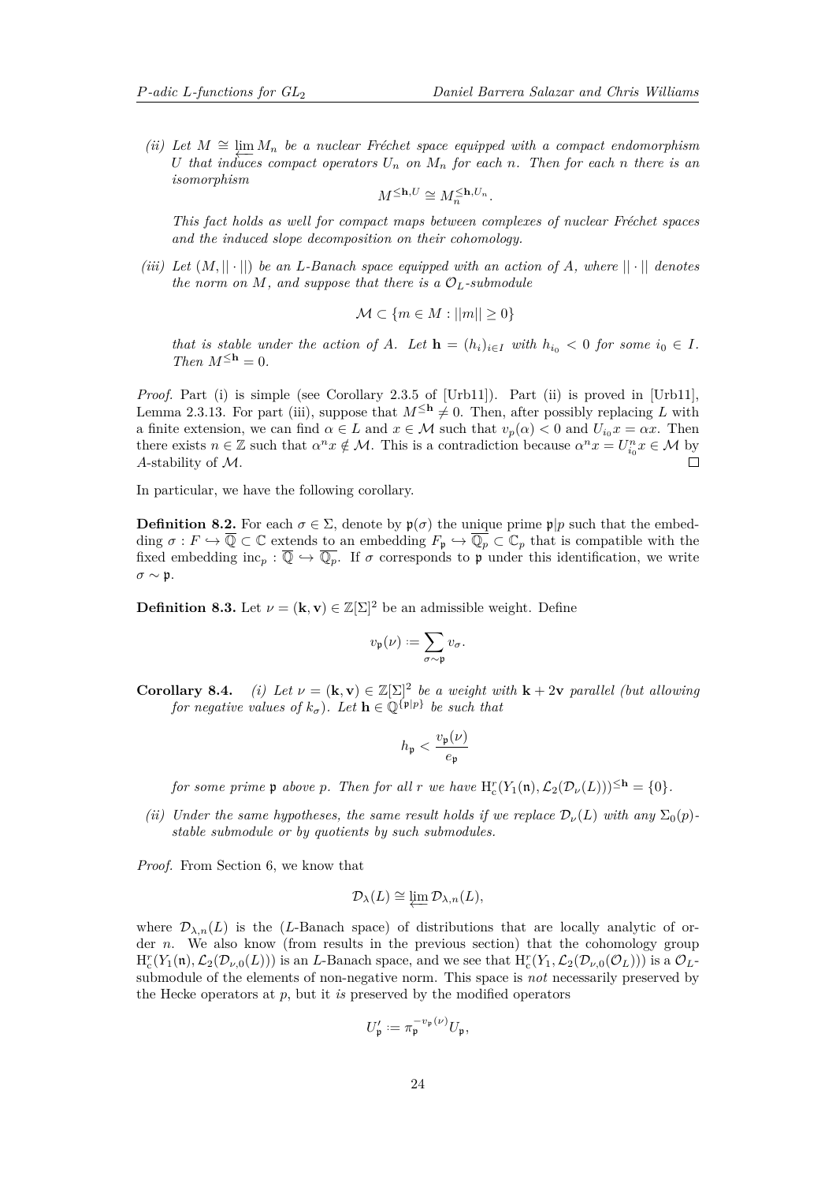*(ii) Let $M \cong \varprojlim M_n$ be a nuclear Fréchet space equipped with a compact endomorphism $U$ that induces compact operators $U_n$ on $M_n$ for each $n$. Then for each $n$ there is an isomorphism*

$$M^{\leq \mathbf{h}, U} \cong M_n^{\leq \mathbf{h}, U_n}.$$

*This fact holds as well for compact maps between complexes of nuclear Fréchet spaces and the induced slope decomposition on their cohomology.*

*(iii) Let $(M, ||\cdot||)$ be an $L$-Banach space equipped with an action of $A$, where $||\cdot||$ denotes the norm on $M$, and suppose that there is a $\mathcal{O}_L$-submodule*

$$\mathcal{M} \subset \{m \in M : ||m|| \geq 0\}$$

*that is stable under the action of $A$. Let $\mathbf{h} = (h_i)_{i \in I}$ with $h_{i_0} < 0$ for some $i_0 \in I$. Then $M^{\leq \mathbf{h}} = 0$.*

*Proof.* Part (i) is simple (see Corollary 2.3.5 of [Urb11]). Part (ii) is proved in [Urb11], Lemma 2.3.13. For part (iii), suppose that $M^{\leq \mathbf{h}} \neq 0$. Then, after possibly replacing $L$ with a finite extension, we can find $\alpha \in L$ and $x \in \mathcal{M}$ such that $v_p(\alpha) < 0$ and $U_{i_0} x = \alpha x$. Then there exists $n \in \mathbb{Z}$ such that $\alpha^n x \notin \mathcal{M}$. This is a contradiction because $\alpha^n x = U_{i_0}^n x \in \mathcal{M}$ by $A$-stability of $\mathcal{M}$. ∎

In particular, we have the following corollary.

**Definition 8.2.** For each $\sigma \in \Sigma$, denote by $\mathfrak{p}(\sigma)$ the unique prime $\mathfrak{p}|p$ such that the embedding $\sigma : F \hookrightarrow \overline{\mathbb{Q}} \subset \mathbb{C}$ extends to an embedding $F_{\mathfrak{p}} \hookrightarrow \overline{\mathbb{Q}_p} \subset \mathbb{C}_p$ that is compatible with the fixed embedding $\mathrm{inc}_p : \overline{\mathbb{Q}} \hookrightarrow \overline{\mathbb{Q}_p}$. If $\sigma$ corresponds to $\mathfrak{p}$ under this identification, we write $\sigma \sim \mathfrak{p}$.

**Definition 8.3.** Let $\nu = (\mathbf{k}, \mathbf{v}) \in \mathbb{Z}[\Sigma]^2$ be an admissible weight. Define

$$v_{\mathfrak{p}}(\nu) := \sum_{\sigma \sim \mathfrak{p}} v_\sigma.$$

**Corollary 8.4.** *(i) Let $\nu = (\mathbf{k}, \mathbf{v}) \in \mathbb{Z}[\Sigma]^2$ be a weight with $\mathbf{k} + 2\mathbf{v}$ parallel (but allowing for negative values of $k_\sigma$). Let $\mathbf{h} \in \mathbb{Q}^{\{\mathfrak{p}|p\}}$ be such that*

$$h_{\mathfrak{p}} < \frac{v_{\mathfrak{p}}(\nu)}{e_{\mathfrak{p}}}$$

*for some prime $\mathfrak{p}$ above $p$. Then for all $r$ we have $\mathrm{H}^r_{\mathrm{c}}(Y_1(\mathfrak{n}), \mathcal{L}_2(\mathcal{D}_\nu(L)))^{\leq \mathbf{h}} = \{0\}$.*

*(ii) Under the same hypotheses, the same result holds if we replace $\mathcal{D}_\nu(L)$ with any $\Sigma_0(p)$-stable submodule or by quotients by such submodules.*

*Proof.* From Section 6, we know that

$$\mathcal{D}_\lambda(L) \cong \varprojlim \mathcal{D}_{\lambda,n}(L),$$

where $\mathcal{D}_{\lambda,n}(L)$ is the ($L$-Banach space) of distributions that are locally analytic of order $n$. We also know (from results in the previous section) that the cohomology group $\mathrm{H}^r_{\mathrm{c}}(Y_1(\mathfrak{n}), \mathcal{L}_2(\mathcal{D}_{\nu,0}(L)))$ is an $L$-Banach space, and we see that $\mathrm{H}^r_{\mathrm{c}}(Y_1, \mathcal{L}_2(\mathcal{D}_{\nu,0}(\mathcal{O}_L)))$ is a $\mathcal{O}_L$-submodule of the elements of non-negative norm. This space is *not* necessarily preserved by the Hecke operators at $p$, but it *is* preserved by the modified operators

$$U'_{\mathfrak{p}} := \pi_{\mathfrak{p}}^{-v_{\mathfrak{p}}(\nu)} U_{\mathfrak{p}},$$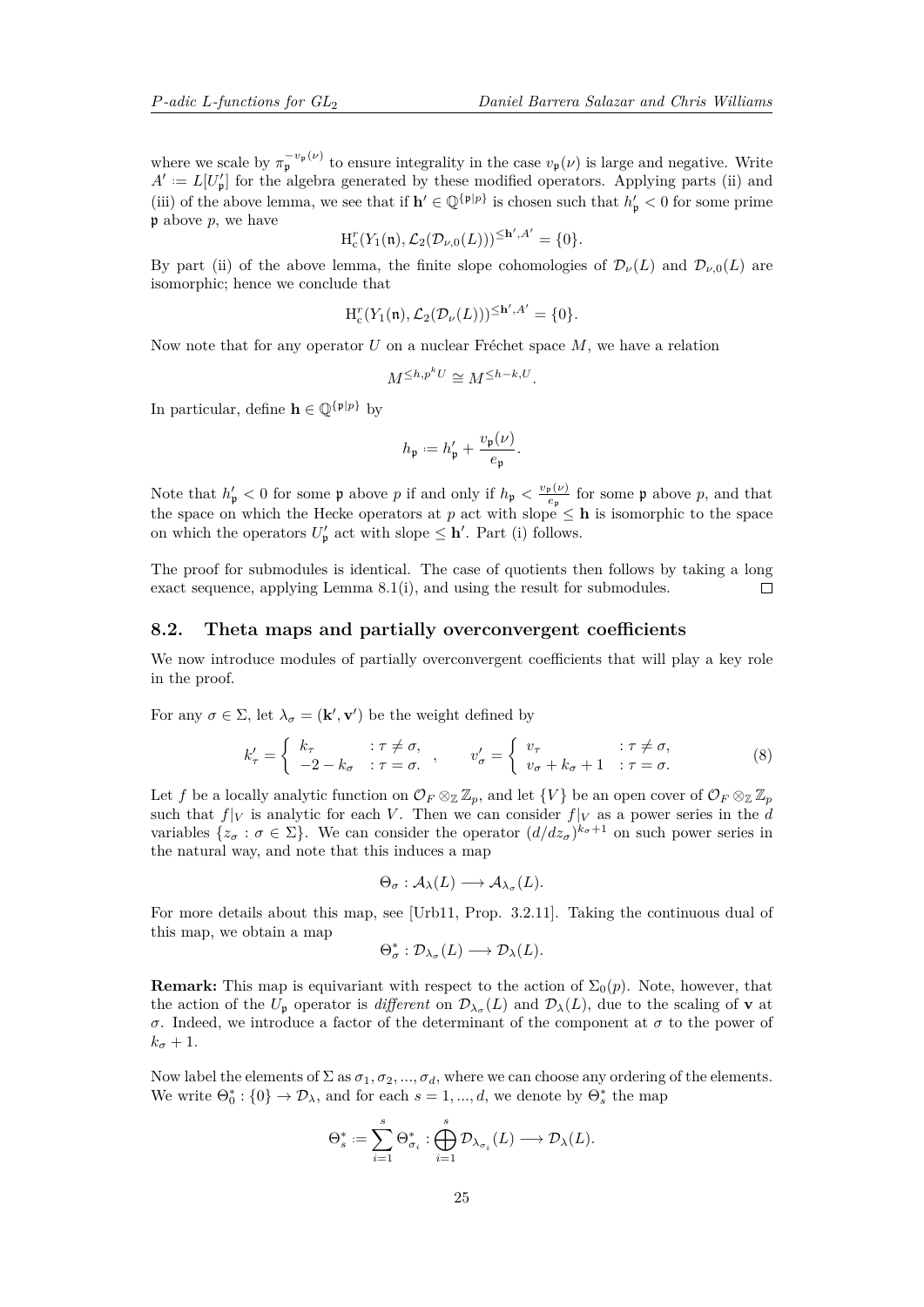where we scale by $\pi_{\mathfrak{p}}^{-v_{\mathfrak{p}}(\nu)}$ to ensure integrality in the case $v_{\mathfrak{p}}(\nu)$ is large and negative. Write $A' := L[U_{\mathfrak{p}}']$ for the algebra generated by these modified operators. Applying parts (ii) and (iii) of the above lemma, we see that if $\mathbf{h}' \in \mathbb{Q}^{\{\mathfrak{p}|p\}}$ is chosen such that $h_{\mathfrak{p}}' < 0$ for some prime $\mathfrak{p}$ above $p$, we have

$$\mathrm{H}_{\mathrm{c}}^{r}(Y_1(\mathfrak{n}), \mathcal{L}_2(\mathcal{D}_{\nu,0}(L)))^{\leq \mathbf{h}', A'} = \{0\}.$$

By part (ii) of the above lemma, the finite slope cohomologies of $\mathcal{D}_{\nu}(L)$ and $\mathcal{D}_{\nu,0}(L)$ are isomorphic; hence we conclude that

$$\mathrm{H}_{\mathrm{c}}^{r}(Y_1(\mathfrak{n}), \mathcal{L}_2(\mathcal{D}_{\nu}(L)))^{\leq \mathbf{h}', A'} = \{0\}.$$

Now note that for any operator $U$ on a nuclear Fréchet space $M$, we have a relation

$$M^{\leq h, p^k U} \cong M^{\leq h-k, U}.$$

In particular, define $\mathbf{h} \in \mathbb{Q}^{\{\mathfrak{p}|p\}}$ by

$$h_{\mathfrak{p}} := h_{\mathfrak{p}}' + \frac{v_{\mathfrak{p}}(\nu)}{e_{\mathfrak{p}}}.$$

Note that $h_{\mathfrak{p}}' < 0$ for some $\mathfrak{p}$ above $p$ if and only if $h_{\mathfrak{p}} < \frac{v_{\mathfrak{p}}(\nu)}{e_{\mathfrak{p}}}$ for some $\mathfrak{p}$ above $p$, and that the space on which the Hecke operators at $p$ act with slope $\leq \mathbf{h}$ is isomorphic to the space on which the operators $U_{\mathfrak{p}}'$ act with slope $\leq \mathbf{h}'$. Part (i) follows.

The proof for submodules is identical. The case of quotients then follows by taking a long exact sequence, applying Lemma 8.1(i), and using the result for submodules. $\square$

### 8.2. Theta maps and partially overconvergent coefficients

We now introduce modules of partially overconvergent coefficients that will play a key role in the proof.

For any $\sigma \in \Sigma$, let $\lambda_\sigma = (\mathbf{k}', \mathbf{v}')$ be the weight defined by

$$k_\tau' = \begin{cases} k_\tau & : \tau \neq \sigma, \\ -2 - k_\sigma & : \tau = \sigma. \end{cases}, \qquad v_\sigma' = \begin{cases} v_\tau & : \tau \neq \sigma, \\ v_\sigma + k_\sigma + 1 & : \tau = \sigma. \end{cases} \tag{8}$$

Let $f$ be a locally analytic function on $\mathcal{O}_F \otimes_{\mathbb{Z}} \mathbb{Z}_p$, and let $\{V\}$ be an open cover of $\mathcal{O}_F \otimes_{\mathbb{Z}} \mathbb{Z}_p$ such that $f|_V$ is analytic for each $V$. Then we can consider $f|_V$ as a power series in the $d$ variables $\{z_\sigma : \sigma \in \Sigma\}$. We can consider the operator $(d/dz_\sigma)^{k_\sigma+1}$ on such power series in the natural way, and note that this induces a map

$$\Theta_\sigma : \mathcal{A}_\lambda(L) \longrightarrow \mathcal{A}_{\lambda_\sigma}(L).$$

For more details about this map, see [Urb11, Prop. 3.2.11]. Taking the continuous dual of this map, we obtain a map

$$\Theta_\sigma^* : \mathcal{D}_{\lambda_\sigma}(L) \longrightarrow \mathcal{D}_\lambda(L).$$

**Remark:** This map is equivariant with respect to the action of $\Sigma_0(p)$. Note, however, that the action of the $U_{\mathfrak{p}}$ operator is *different* on $\mathcal{D}_{\lambda_\sigma}(L)$ and $\mathcal{D}_\lambda(L)$, due to the scaling of $\mathbf{v}$ at $\sigma$. Indeed, we introduce a factor of the determinant of the component at $\sigma$ to the power of $k_\sigma + 1$.

Now label the elements of $\Sigma$ as $\sigma_1, \sigma_2, ..., \sigma_d$, where we can choose any ordering of the elements. We write $\Theta_0^* : \{0\} \to \mathcal{D}_\lambda$, and for each $s = 1, ..., d$, we denote by $\Theta_s^*$ the map

$$\Theta_s^* := \sum_{i=1}^{s} \Theta_{\sigma_i}^* : \bigoplus_{i=1}^{s} \mathcal{D}_{\lambda_{\sigma_i}}(L) \longrightarrow \mathcal{D}_\lambda(L).$$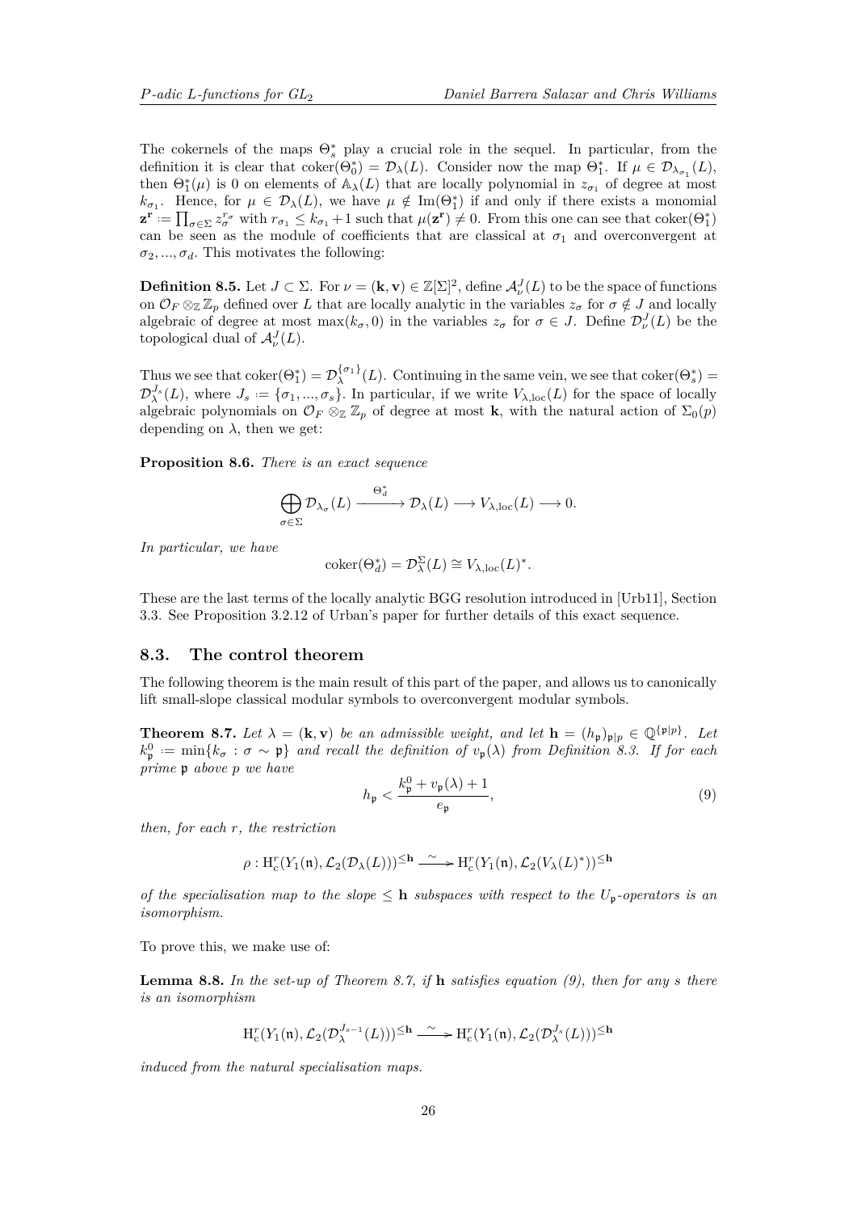The cokernels of the maps $\Theta_s^*$ play a crucial role in the sequel. In particular, from the definition it is clear that $\mathrm{coker}(\Theta_0^*) = \mathcal{D}_\lambda(L)$. Consider now the map $\Theta_1^*$. If $\mu \in \mathcal{D}_{\lambda_{\sigma_1}}(L)$, then $\Theta_1^*(\mu)$ is 0 on elements of $\mathbb{A}_\lambda(L)$ that are locally polynomial in $z_{\sigma_1}$ of degree at most $k_{\sigma_1}$. Hence, for $\mu \in \mathcal{D}_\lambda(L)$, we have $\mu \notin \mathrm{Im}(\Theta_1^*)$ if and only if there exists a monomial $\mathbf{z}^{\mathbf{r}} := \prod_{\sigma\in\Sigma} z_\sigma^{r_\sigma}$ with $r_{\sigma_1} \leq k_{\sigma_1}+1$ such that $\mu(\mathbf{z}^{\mathbf{r}}) \neq 0$. From this one can see that $\mathrm{coker}(\Theta_1^*)$ can be seen as the module of coefficients that are classical at $\sigma_1$ and overconvergent at $\sigma_2, ..., \sigma_d$. This motivates the following:

**Definition 8.5.** Let $J \subset \Sigma$. For $\nu = (\mathbf{k}, \mathbf{v}) \in \mathbb{Z}[\Sigma]^2$, define $\mathcal{A}_\nu^J(L)$ to be the space of functions on $\mathcal{O}_F \otimes_{\mathbb{Z}} \mathbb{Z}_p$ defined over $L$ that are locally analytic in the variables $z_\sigma$ for $\sigma \notin J$ and locally algebraic of degree at most $\max(k_\sigma, 0)$ in the variables $z_\sigma$ for $\sigma \in J$. Define $\mathcal{D}_\nu^J(L)$ be the topological dual of $\mathcal{A}_\nu^J(L)$.

Thus we see that $\mathrm{coker}(\Theta_1^*) = \mathcal{D}_\lambda^{\{\sigma_1\}}(L)$. Continuing in the same vein, we see that $\mathrm{coker}(\Theta_s^*) = \mathcal{D}_\lambda^{J_s}(L)$, where $J_s := \{\sigma_1, ..., \sigma_s\}$. In particular, if we write $V_{\lambda,\mathrm{loc}}(L)$ for the space of locally algebraic polynomials on $\mathcal{O}_F \otimes_{\mathbb{Z}} \mathbb{Z}_p$ of degree at most $\mathbf{k}$, with the natural action of $\Sigma_0(p)$ depending on $\lambda$, then we get:

**Proposition 8.6.** *There is an exact sequence*

$$\bigoplus_{\sigma\in\Sigma} \mathcal{D}_{\lambda_\sigma}(L) \xrightarrow{\Theta_d^*} \mathcal{D}_\lambda(L) \longrightarrow V_{\lambda,\mathrm{loc}}(L) \longrightarrow 0.$$

*In particular, we have*

$$\mathrm{coker}(\Theta_d^*) = \mathcal{D}_\lambda^\Sigma(L) \cong V_{\lambda,\mathrm{loc}}(L)^*.$$

These are the last terms of the locally analytic BGG resolution introduced in [Urb11], Section 3.3. See Proposition 3.2.12 of Urban's paper for further details of this exact sequence.

## 8.3. The control theorem

The following theorem is the main result of this part of the paper, and allows us to canonically lift small-slope classical modular symbols to overconvergent modular symbols.

**Theorem 8.7.** *Let $\lambda = (\mathbf{k}, \mathbf{v})$ be an admissible weight, and let $\mathbf{h} = (h_\mathfrak{p})_{\mathfrak{p}|p} \in \mathbb{Q}^{\{\mathfrak{p}|p\}}$. Let $k_\mathfrak{p}^0 := \min\{k_\sigma : \sigma \sim \mathfrak{p}\}$ and recall the definition of $v_\mathfrak{p}(\lambda)$ from Definition 8.3. If for each prime $\mathfrak{p}$ above $p$ we have*

$$h_\mathfrak{p} < \frac{k_\mathfrak{p}^0 + v_\mathfrak{p}(\lambda) + 1}{e_\mathfrak{p}}, \tag{9}$$

*then, for each $r$, the restriction*

$$\rho : \mathrm{H}_c^r(Y_1(\mathfrak{n}), \mathcal{L}_2(\mathcal{D}_\lambda(L)))^{\leq \mathbf{h}} \xrightarrow{\sim} \mathrm{H}_c^r(Y_1(\mathfrak{n}), \mathcal{L}_2(V_\lambda(L)^*))^{\leq \mathbf{h}}$$

*of the specialisation map to the slope $\leq \mathbf{h}$ subspaces with respect to the $U_\mathfrak{p}$-operators is an isomorphism.*

To prove this, we make use of:

**Lemma 8.8.** *In the set-up of Theorem 8.7, if $\mathbf{h}$ satisfies equation (9), then for any $s$ there is an isomorphism*

$$\mathrm{H}_c^r(Y_1(\mathfrak{n}), \mathcal{L}_2(\mathcal{D}_\lambda^{J_{s-1}}(L)))^{\leq \mathbf{h}} \xrightarrow{\sim} \mathrm{H}_c^r(Y_1(\mathfrak{n}), \mathcal{L}_2(\mathcal{D}_\lambda^{J_s}(L)))^{\leq \mathbf{h}}$$

*induced from the natural specialisation maps.*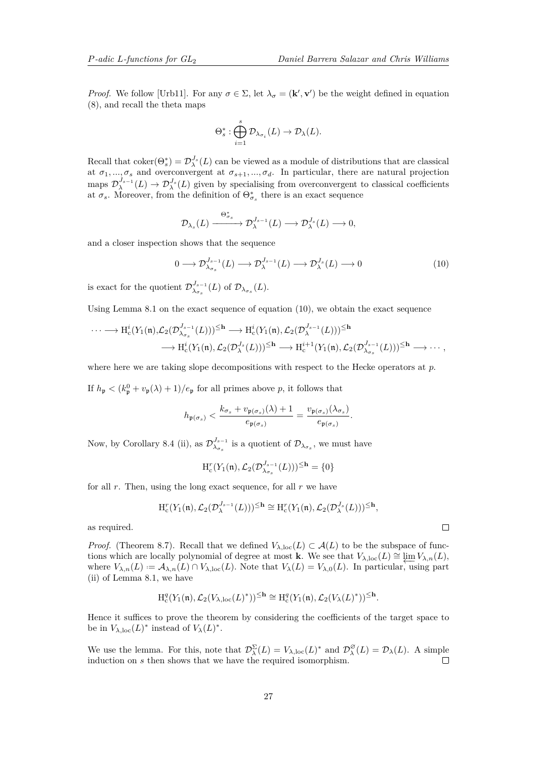*Proof.* We follow [Urb11]. For any $\sigma \in \Sigma$, let $\lambda_\sigma = (\mathbf{k}', \mathbf{v}')$ be the weight defined in equation (8), and recall the theta maps

$$\Theta_s^* : \bigoplus_{i=1}^{s} \mathcal{D}_{\lambda_{\sigma_i}}(L) \to \mathcal{D}_\lambda(L).$$

Recall that $\mathrm{coker}(\Theta_s^*) = \mathcal{D}_\lambda^{J_s}(L)$ can be viewed as a module of distributions that are classical at $\sigma_1, ..., \sigma_s$ and overconvergent at $\sigma_{s+1}, ..., \sigma_d$. In particular, there are natural projection maps $\mathcal{D}_\lambda^{J_{s-1}}(L) \to \mathcal{D}_\lambda^{J_s}(L)$ given by specialising from overconvergent to classical coefficients at $\sigma_s$. Moreover, from the definition of $\Theta_{\sigma_s}^*$ there is an exact sequence

$$\mathcal{D}_{\lambda_s}(L) \xrightarrow{\ \Theta_{\sigma_s}^*\ } \mathcal{D}_\lambda^{J_{s-1}}(L) \longrightarrow \mathcal{D}_\lambda^{J_s}(L) \longrightarrow 0,$$

and a closer inspection shows that the sequence

$$0 \longrightarrow \mathcal{D}_{\lambda_{\sigma_s}}^{J_{s-1}}(L) \longrightarrow \mathcal{D}_\lambda^{J_{s-1}}(L) \longrightarrow \mathcal{D}_\lambda^{J_s}(L) \longrightarrow 0 \tag{10}$$

is exact for the quotient $\mathcal{D}_{\lambda_{\sigma_s}}^{J_{s-1}}(L)$ of $\mathcal{D}_{\lambda_{\sigma_s}}(L)$.

Using Lemma 8.1 on the exact sequence of equation (10), we obtain the exact sequence

$$\begin{aligned}\cdots \longrightarrow \mathrm{H}_c^i(Y_1(\mathfrak{n}), &\mathcal{L}_2(\mathcal{D}_{\lambda_{\sigma_s}}^{J_{s-1}}(L)))^{\leq \mathbf{h}} \longrightarrow \mathrm{H}_c^i(Y_1(\mathfrak{n}), \mathcal{L}_2(\mathcal{D}_\lambda^{J_{s-1}}(L)))^{\leq \mathbf{h}} \\ &\longrightarrow \mathrm{H}_c^i(Y_1(\mathfrak{n}), \mathcal{L}_2(\mathcal{D}_\lambda^{J_s}(L)))^{\leq \mathbf{h}} \longrightarrow \mathrm{H}_c^{i+1}(Y_1(\mathfrak{n}), \mathcal{L}_2(\mathcal{D}_{\lambda_{\sigma_s}}^{J_{s-1}}(L)))^{\leq \mathbf{h}} \longrightarrow \cdots,\end{aligned}$$

where here we are taking slope decompositions with respect to the Hecke operators at $p$.

If $h_\mathfrak{p} < (k_\mathfrak{p}^0 + v_\mathfrak{p}(\lambda) + 1)/e_\mathfrak{p}$ for all primes above $p$, it follows that

$$h_{\mathfrak{p}(\sigma_s)} < \frac{k_{\sigma_s} + v_{\mathfrak{p}(\sigma_s)}(\lambda) + 1}{e_{\mathfrak{p}(\sigma_s)}} = \frac{v_{\mathfrak{p}(\sigma_s)}(\lambda_{\sigma_s})}{e_{\mathfrak{p}(\sigma_s)}}.$$

Now, by Corollary 8.4 (ii), as $\mathcal{D}_{\lambda_{\sigma_s}}^{J_{s-1}}$ is a quotient of $\mathcal{D}_{\lambda_{\sigma_s}}$, we must have

$$\mathrm{H}_c^r(Y_1(\mathfrak{n}), \mathcal{L}_2(\mathcal{D}_{\lambda_{\sigma_s}}^{J_{s-1}}(L)))^{\leq \mathbf{h}} = \{0\}$$

for all $r$. Then, using the long exact sequence, for all $r$ we have

$$\mathrm{H}_c^r(Y_1(\mathfrak{n}), \mathcal{L}_2(\mathcal{D}_\lambda^{J_{s-1}}(L)))^{\leq \mathbf{h}} \cong \mathrm{H}_c^r(Y_1(\mathfrak{n}), \mathcal{L}_2(\mathcal{D}_\lambda^{J_s}(L)))^{\leq \mathbf{h}},$$

as required. ∎

*Proof.* (Theorem 8.7). Recall that we defined $V_{\lambda,\mathrm{loc}}(L) \subset \mathcal{A}(L)$ to be the subspace of functions which are locally polynomial of degree at most $\mathbf{k}$. We see that $V_{\lambda,\mathrm{loc}}(L) \cong \varprojlim V_{\lambda,n}(L)$, where $V_{\lambda,n}(L) := \mathcal{A}_{\lambda,n}(L) \cap V_{\lambda,\mathrm{loc}}(L)$. Note that $V_\lambda(L) = V_{\lambda,0}(L)$. In particular, using part (ii) of Lemma 8.1, we have

$$\mathrm{H}_c^q(Y_1(\mathfrak{n}), \mathcal{L}_2(V_{\lambda,\mathrm{loc}}(L)^*))^{\leq \mathbf{h}} \cong \mathrm{H}_c^q(Y_1(\mathfrak{n}), \mathcal{L}_2(V_\lambda(L)^*))^{\leq \mathbf{h}}.$$

Hence it suffices to prove the theorem by considering the coefficients of the target space to be in $V_{\lambda,\mathrm{loc}}(L)^*$ instead of $V_\lambda(L)^*$.

We use the lemma. For this, note that $\mathcal{D}_\lambda^\Sigma(L) = V_{\lambda,\mathrm{loc}}(L)^*$ and $\mathcal{D}_\lambda^\varnothing(L) = \mathcal{D}_\lambda(L)$. A simple induction on $s$ then shows that we have the required isomorphism. ∎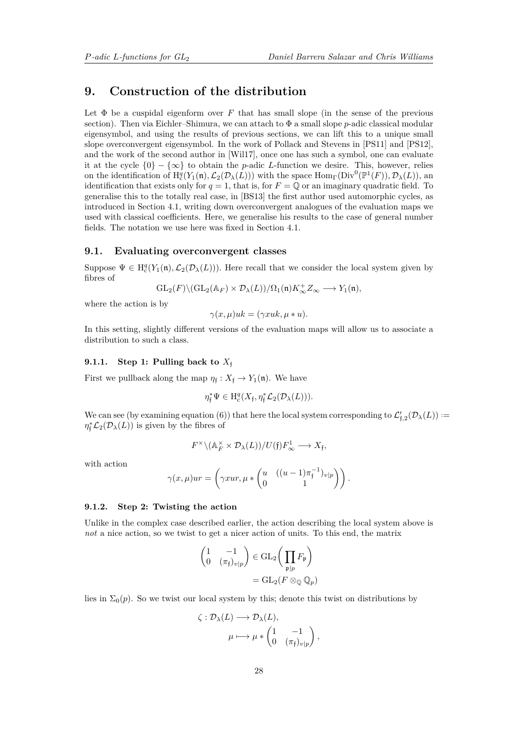# 9. Construction of the distribution

Let $\Phi$ be a cuspidal eigenform over $F$ that has small slope (in the sense of the previous section). Then via Eichler–Shimura, we can attach to $\Phi$ a small slope $p$-adic classical modular eigensymbol, and using the results of previous sections, we can lift this to a unique small slope overconvergent eigensymbol. In the work of Pollack and Stevens in [PS11] and [PS12], and the work of the second author in [Wil17], once one has such a symbol, one can evaluate it at the cycle $\{0\} - \{\infty\}$ to obtain the $p$-adic $L$-function we desire. This, however, relies on the identification of $\mathrm{H}^q_c(Y_1(\mathfrak{n}), \mathcal{L}_2(\mathcal{D}_\lambda(L)))$ with the space $\mathrm{Hom}_\Gamma(\mathrm{Div}^0(\mathbb{P}^1(F)), \mathcal{D}_\lambda(L))$, an identification that exists only for $q = 1$, that is, for $F = \mathbb{Q}$ or an imaginary quadratic field. To generalise this to the totally real case, in [BS13] the first author used automorphic cycles, as introduced in Section 4.1, writing down overconvergent analogues of the evaluation maps we used with classical coefficients. Here, we generalise his results to the case of general number fields. The notation we use here was fixed in Section 4.1.

## 9.1. Evaluating overconvergent classes

Suppose $\Psi \in \mathrm{H}^q_c(Y_1(\mathfrak{n}), \mathcal{L}_2(\mathcal{D}_\lambda(L)))$. Here recall that we consider the local system given by fibres of

$$\mathrm{GL}_2(F)\backslash(\mathrm{GL}_2(\mathbb{A}_F) \times \mathcal{D}_\lambda(L))/\Omega_1(\mathfrak{n})K_\infty^+ Z_\infty \longrightarrow Y_1(\mathfrak{n}),$$

where the action is by

$$\gamma(x, \mu)uk = (\gamma x u k, \mu * u).$$

In this setting, slightly different versions of the evaluation maps will allow us to associate a distribution to such a class.

### 9.1.1. Step 1: Pulling back to $X_{\mathfrak{f}}$

First we pullback along the map $\eta_{\mathfrak{f}} : X_{\mathfrak{f}} \to Y_1(\mathfrak{n})$. We have

$$\eta_{\mathfrak{f}}^* \Psi \in \mathrm{H}^q_c(X_{\mathfrak{f}}, \eta_{\mathfrak{f}}^* \mathcal{L}_2(\mathcal{D}_\lambda(L))).$$

We can see (by examining equation (6)) that here the local system corresponding to $\mathcal{L}'_{\mathfrak{f},2}(\mathcal{D}_\lambda(L)) := \eta_{\mathfrak{f}}^* \mathcal{L}_2(\mathcal{D}_\lambda(L))$ is given by the fibres of

$$F^\times\backslash(\mathbb{A}_F^\times \times \mathcal{D}_\lambda(L))/U(\mathfrak{f})F_\infty^1 \longrightarrow X_{\mathfrak{f}},$$

with action

$$\gamma(x, \mu)ur = \left(\gamma x u r, \mu * \begin{pmatrix} u & ((u-1)\pi_{\mathfrak{f}}^{-1})_{v|p} \\ 0 & 1 \end{pmatrix}\right).$$

### 9.1.2. Step 2: Twisting the action

Unlike in the complex case described earlier, the action describing the local system above is *not* a nice action, so we twist to get a nicer action of units. To this end, the matrix

$$\begin{aligned}\begin{pmatrix} 1 & -1 \\ 0 & (\pi_{\mathfrak{f}})_{v|p} \end{pmatrix} &\in \mathrm{GL}_2\bigg(\prod_{\mathfrak{p}|p} F_{\mathfrak{p}}\bigg) \\ &= \mathrm{GL}_2(F \otimes_{\mathbb{Q}} \mathbb{Q}_p)\end{aligned}$$

lies in $\Sigma_0(p)$. So we twist our local system by this; denote this twist on distributions by

$$\begin{aligned}\zeta : \mathcal{D}_\lambda(L) &\longrightarrow \mathcal{D}_\lambda(L), \\ \mu &\longmapsto \mu * \begin{pmatrix} 1 & -1 \\ 0 & (\pi_{\mathfrak{f}})_{v|p} \end{pmatrix},\end{aligned}$$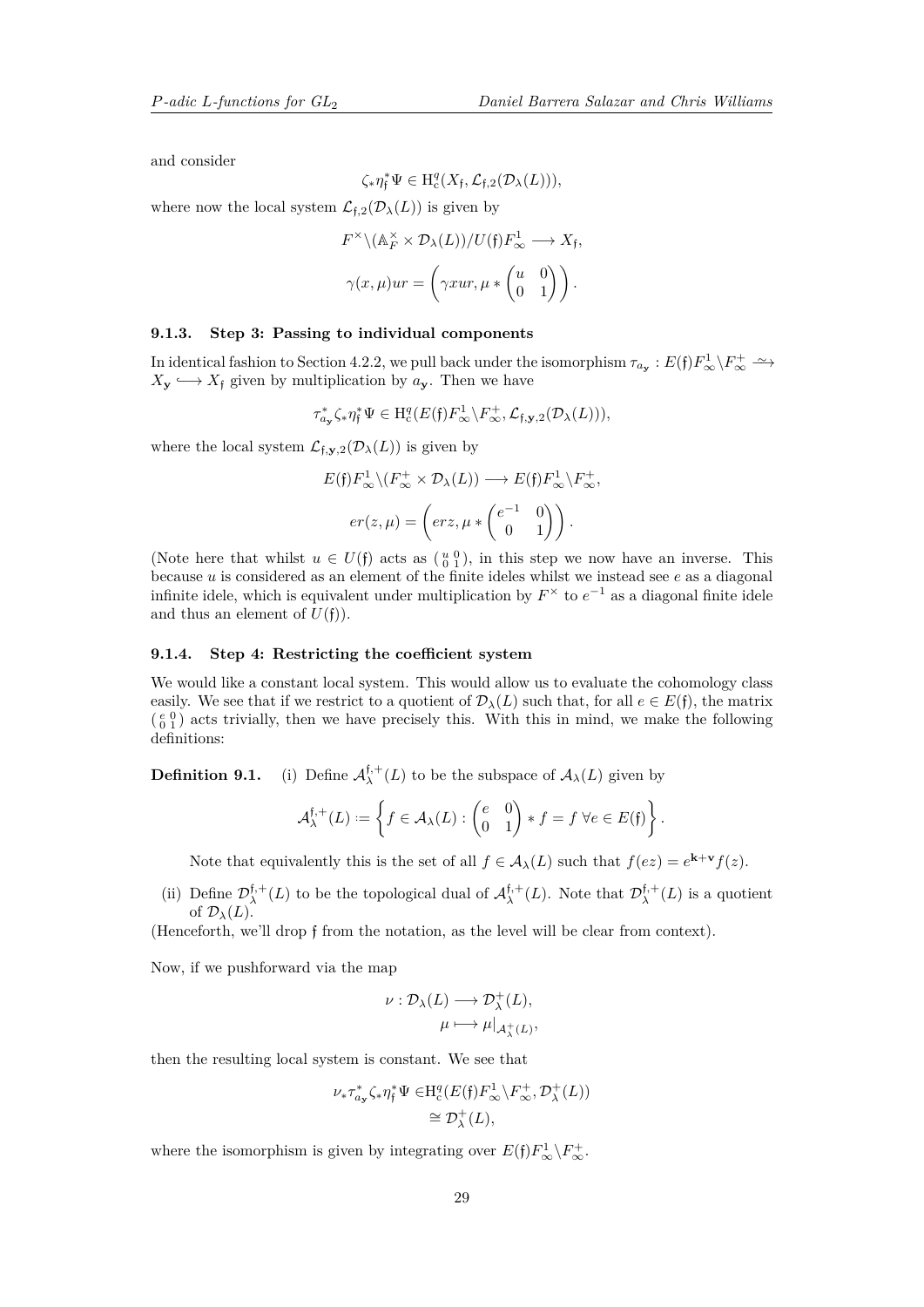and consider

$$\zeta_* \eta_{\mathfrak{f}}^* \Psi \in \mathrm{H}^q_{\mathrm{c}}(X_{\mathfrak{f}}, \mathcal{L}_{\mathfrak{f},2}(\mathcal{D}_\lambda(L))),$$

where now the local system $\mathcal{L}_{\mathfrak{f},2}(\mathcal{D}_\lambda(L))$ is given by

$$F^\times \backslash (\mathbb{A}_F^\times \times \mathcal{D}_\lambda(L))/U(\mathfrak{f})F_\infty^1 \longrightarrow X_{\mathfrak{f}},$$

$$\gamma(x,\mu)ur = \left(\gamma x u r, \mu * \begin{pmatrix} u & 0 \\ 0 & 1 \end{pmatrix}\right).$$

#### 9.1.3. Step 3: Passing to individual components

In identical fashion to Section 4.2.2, we pull back under the isomorphism $\tau_{a_{\mathbf{y}}} : E(\mathfrak{f})F_\infty^1 \backslash F_\infty^+ \xrightarrow{\sim} X_{\mathbf{y}} \hookrightarrow X_{\mathfrak{f}}$ given by multiplication by $a_{\mathbf{y}}$. Then we have

$$\tau_{a_{\mathbf{y}}}^* \zeta_* \eta_{\mathfrak{f}}^* \Psi \in \mathrm{H}^q_{\mathrm{c}}(E(\mathfrak{f})F_\infty^1 \backslash F_\infty^+, \mathcal{L}_{\mathfrak{f},\mathbf{y},2}(\mathcal{D}_\lambda(L))),$$

where the local system $\mathcal{L}_{\mathfrak{f},\mathbf{y},2}(\mathcal{D}_\lambda(L))$ is given by

$$E(\mathfrak{f})F_\infty^1 \backslash (F_\infty^+ \times \mathcal{D}_\lambda(L)) \longrightarrow E(\mathfrak{f})F_\infty^1 \backslash F_\infty^+,$$

$$er(z,\mu) = \left(erz, \mu * \begin{pmatrix} e^{-1} & 0 \\ 0 & 1 \end{pmatrix}\right).$$

(Note here that whilst $u \in U(\mathfrak{f})$ acts as $\left(\begin{smallmatrix} u & 0 \\ 0 & 1 \end{smallmatrix}\right)$, in this step we now have an inverse. This because $u$ is considered as an element of the finite ideles whilst we instead see $e$ as a diagonal infinite idele, which is equivalent under multiplication by $F^\times$ to $e^{-1}$ as a diagonal finite idele and thus an element of $U(\mathfrak{f})$).

#### 9.1.4. Step 4: Restricting the coefficient system

We would like a constant local system. This would allow us to evaluate the cohomology class easily. We see that if we restrict to a quotient of $\mathcal{D}_\lambda(L)$ such that, for all $e \in E(\mathfrak{f})$, the matrix $\left(\begin{smallmatrix} e & 0 \\ 0 & 1 \end{smallmatrix}\right)$ acts trivially, then we have precisely this. With this in mind, we make the following definitions:

**Definition 9.1.** (i) Define $\mathcal{A}_\lambda^{\mathfrak{f},+}(L)$ to be the subspace of $\mathcal{A}_\lambda(L)$ given by

$$\mathcal{A}_\lambda^{\mathfrak{f},+}(L) := \left\{ f \in \mathcal{A}_\lambda(L) : \begin{pmatrix} e & 0 \\ 0 & 1 \end{pmatrix} * f = f \;\forall e \in E(\mathfrak{f}) \right\}.$$

Note that equivalently this is the set of all $f \in \mathcal{A}_\lambda(L)$ such that $f(ez) = e^{\mathbf{k}+\mathbf{v}} f(z)$.

(ii) Define $\mathcal{D}_\lambda^{\mathfrak{f},+}(L)$ to be the topological dual of $\mathcal{A}_\lambda^{\mathfrak{f},+}(L)$. Note that $\mathcal{D}_\lambda^{\mathfrak{f},+}(L)$ is a quotient of $\mathcal{D}_\lambda(L)$.

(Henceforth, we'll drop $\mathfrak{f}$ from the notation, as the level will be clear from context).

Now, if we pushforward via the map

$$\nu : \mathcal{D}_\lambda(L) \longrightarrow \mathcal{D}_\lambda^+(L),$$
$$\mu \longmapsto \mu|_{\mathcal{A}_\lambda^+(L)},$$

then the resulting local system is constant. We see that

$$\nu_* \tau_{a_{\mathbf{y}}}^* \zeta_* \eta_{\mathfrak{f}}^* \Psi \in \mathrm{H}^q_{\mathrm{c}}(E(\mathfrak{f})F_\infty^1 \backslash F_\infty^+, \mathcal{D}_\lambda^+(L)) \cong \mathcal{D}_\lambda^+(L),$$

where the isomorphism is given by integrating over $E(\mathfrak{f})F_\infty^1 \backslash F_\infty^+$.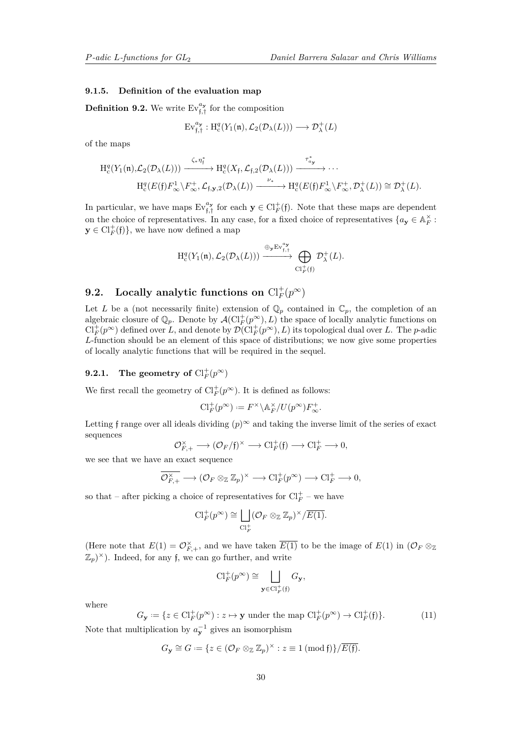#### 9.1.5. Definition of the evaluation map

**Definition 9.2.** We write $\mathrm{Ev}_{\mathfrak{f},\dagger}^{a_{\mathbf{y}}}$ for the composition

$$\mathrm{Ev}_{\mathfrak{f},\dagger}^{a_{\mathbf{y}}} : \mathrm{H}^q_{\mathrm{c}}(Y_1(\mathfrak{n}), \mathcal{L}_2(\mathcal{D}_\lambda(L))) \longrightarrow \mathcal{D}_\lambda^+(L)$$

of the maps

$$\begin{aligned}\mathrm{H}^q_{\mathrm{c}}(Y_1(\mathfrak{n}),\mathcal{L}_2(\mathcal{D}_\lambda(L))) &\xrightarrow{\zeta_*\eta_{\mathfrak{f}}^*} \mathrm{H}^q_{\mathrm{c}}(X_{\mathfrak{f}}, \mathcal{L}_{\mathfrak{f},2}(\mathcal{D}_\lambda(L))) \xrightarrow{\tau_{a_{\mathbf{y}}}^*} \cdots \\ \mathrm{H}^q_{\mathrm{c}}(E(\mathfrak{f})F_\infty^1\backslash F_\infty^+, \mathcal{L}_{\mathfrak{f},\mathbf{y},2}(\mathcal{D}_\lambda(L)) &\xrightarrow{\nu_*} \mathrm{H}^q_{\mathrm{c}}(E(\mathfrak{f})F_\infty^1\backslash F_\infty^+, \mathcal{D}_\lambda^+(L)) \cong \mathcal{D}_\lambda^+(L).\end{aligned}$$

In particular, we have maps $\mathrm{Ev}_{\mathfrak{f},\dagger}^{a_{\mathbf{y}}}$ for each $\mathbf{y} \in \mathrm{Cl}_F^+(\mathfrak{f})$. Note that these maps are dependent on the choice of representatives. In any case, for a fixed choice of representatives $\{a_{\mathbf{y}} \in \mathbb{A}_F^\times : \mathbf{y} \in \mathrm{Cl}_F^+(\mathfrak{f})\}$, we have now defined a map

$$\mathrm{H}^q_{\mathrm{c}}(Y_1(\mathfrak{n}), \mathcal{L}_2(\mathcal{D}_\lambda(L))) \xrightarrow{\oplus_{\mathbf{y}}\mathrm{Ev}_{\mathfrak{f},\dagger}^{a_{\mathbf{y}}}} \bigoplus_{\mathrm{Cl}_F^+(\mathfrak{f})} \mathcal{D}_\lambda^+(L).$$

## 9.2. Locally analytic functions on $\mathrm{Cl}_F^+(p^\infty)$

Let $L$ be a (not necessarily finite) extension of $\mathbb{Q}_p$ contained in $\mathbb{C}_p$, the completion of an algebraic closure of $\mathbb{Q}_p$. Denote by $\mathcal{A}(\mathrm{Cl}_F^+(p^\infty), L)$ the space of locally analytic functions on $\mathrm{Cl}_F^+(p^\infty)$ defined over $L$, and denote by $\mathcal{D}(\mathrm{Cl}_F^+(p^\infty), L)$ its topological dual over $L$. The $p$-adic $L$-function should be an element of this space of distributions; we now give some properties of locally analytic functions that will be required in the sequel.

### 9.2.1. The geometry of $\mathrm{Cl}_F^+(p^\infty)$

We first recall the geometry of $\mathrm{Cl}_F^+(p^\infty)$. It is defined as follows:

$$\mathrm{Cl}_F^+(p^\infty) := F^\times\backslash\mathbb{A}_F^\times/U(p^\infty)F_\infty^+.$$

Letting $\mathfrak{f}$ range over all ideals dividing $(p)^\infty$ and taking the inverse limit of the series of exact sequences

$$\mathcal{O}_{F,+}^\times \longrightarrow (\mathcal{O}_F/\mathfrak{f})^\times \longrightarrow \mathrm{Cl}_F^+(\mathfrak{f}) \longrightarrow \mathrm{Cl}_F^+ \longrightarrow 0,$$

we see that we have an exact sequence

$$\overline{\mathcal{O}_{F,+}^\times} \longrightarrow (\mathcal{O}_F \otimes_{\mathbb{Z}} \mathbb{Z}_p)^\times \longrightarrow \mathrm{Cl}_F^+(p^\infty) \longrightarrow \mathrm{Cl}_F^+ \longrightarrow 0,$$

so that – after picking a choice of representatives for $\mathrm{Cl}_F^+$ – we have

$$\mathrm{Cl}_F^+(p^\infty) \cong \bigsqcup_{\mathrm{Cl}_F^+} (\mathcal{O}_F \otimes_{\mathbb{Z}} \mathbb{Z}_p)^\times/\overline{E(1)}.$$

(Here note that $E(1) = \mathcal{O}_{F,+}^\times$, and we have taken $\overline{E(1)}$ to be the image of $E(1)$ in $(\mathcal{O}_F \otimes_{\mathbb{Z}} \mathbb{Z}_p)^\times$). Indeed, for any $\mathfrak{f}$, we can go further, and write

$$\mathrm{Cl}_F^+(p^\infty) \cong \bigsqcup_{\mathbf{y}\in\mathrm{Cl}_F^+(\mathfrak{f})} G_{\mathbf{y}},$$

where

$$G_{\mathbf{y}} := \{z \in \mathrm{Cl}_F^+(p^\infty) : z \mapsto \mathbf{y} \text{ under the map } \mathrm{Cl}_F^+(p^\infty) \to \mathrm{Cl}_F^+(\mathfrak{f})\}. \tag{11}$$

Note that multiplication by $a_{\mathbf{y}}^{-1}$ gives an isomorphism

$$G_{\mathbf{y}} \cong G := \{z \in (\mathcal{O}_F \otimes_{\mathbb{Z}} \mathbb{Z}_p)^\times : z \equiv 1 \,(\mathrm{mod}\, \mathfrak{f})\}/\overline{E(\mathfrak{f})}.$$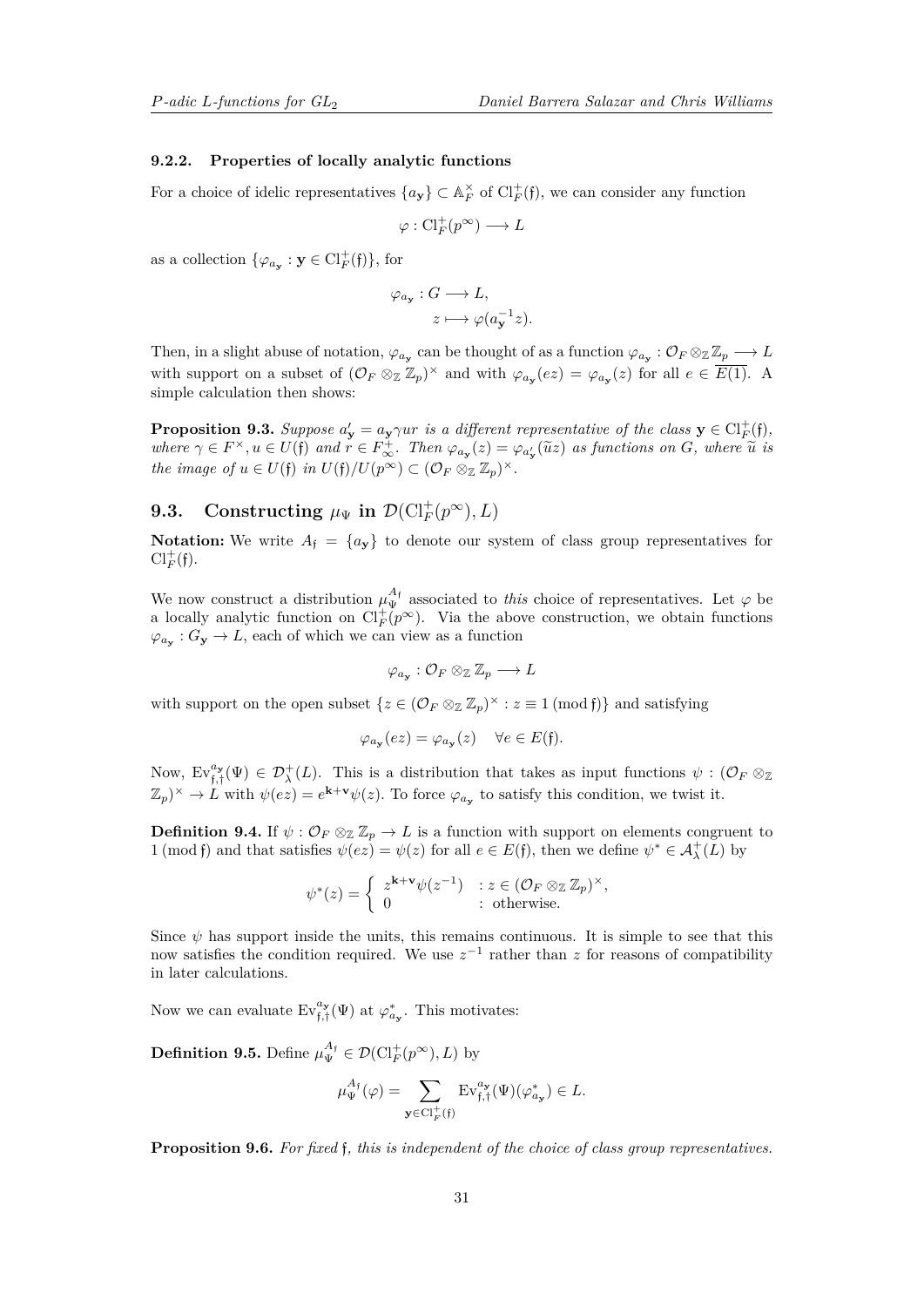#### 9.2.2. Properties of locally analytic functions

For a choice of idelic representatives $\{a_{\mathbf{y}}\} \subset \mathbb{A}_F^\times$ of $\mathrm{Cl}_F^+(\mathfrak{f})$, we can consider any function

$$\varphi : \mathrm{Cl}_F^+(p^\infty) \longrightarrow L$$

as a collection $\{\varphi_{a_{\mathbf{y}}} : \mathbf{y} \in \mathrm{Cl}_F^+(\mathfrak{f})\}$, for

$$\begin{aligned} \varphi_{a_{\mathbf{y}}} : G &\longrightarrow L, \\ z &\longmapsto \varphi(a_{\mathbf{y}}^{-1} z). \end{aligned}$$

Then, in a slight abuse of notation, $\varphi_{a_{\mathbf{y}}}$ can be thought of as a function $\varphi_{a_{\mathbf{y}}} : \mathcal{O}_F \otimes_{\mathbb{Z}} \mathbb{Z}_p \longrightarrow L$ with support on a subset of $(\mathcal{O}_F \otimes_{\mathbb{Z}} \mathbb{Z}_p)^\times$ and with $\varphi_{a_{\mathbf{y}}}(ez) = \varphi_{a_{\mathbf{y}}}(z)$ for all $e \in \overline{E(1)}$. A simple calculation then shows:

**Proposition 9.3.** *Suppose $a_{\mathbf{y}}' = a_{\mathbf{y}}\gamma u r$ is a different representative of the class $\mathbf{y} \in \mathrm{Cl}_F^+(\mathfrak{f})$, where $\gamma \in F^\times, u \in U(\mathfrak{f})$ and $r \in F_\infty^+$. Then $\varphi_{a_{\mathbf{y}}}(z) = \varphi_{a_{\mathbf{y}}'}(\widetilde{u}z)$ as functions on $G$, where $\widetilde{u}$ is the image of $u \in U(\mathfrak{f})$ in $U(\mathfrak{f})/U(p^\infty) \subset (\mathcal{O}_F \otimes_{\mathbb{Z}} \mathbb{Z}_p)^\times$.*

## 9.3. Constructing $\mu_\Psi$ in $\mathcal{D}(\mathrm{Cl}_F^+(p^\infty), L)$

**Notation:** We write $A_{\mathfrak{f}} = \{a_{\mathbf{y}}\}$ to denote our system of class group representatives for $\mathrm{Cl}_F^+(\mathfrak{f})$.

We now construct a distribution $\mu_\Psi^{A_{\mathfrak{f}}}$ associated to *this* choice of representatives. Let $\varphi$ be a locally analytic function on $\mathrm{Cl}_F^+(p^\infty)$. Via the above construction, we obtain functions $\varphi_{a_{\mathbf{y}}} : G_{\mathbf{y}} \to L$, each of which we can view as a function

$$\varphi_{a_{\mathbf{y}}} : \mathcal{O}_F \otimes_{\mathbb{Z}} \mathbb{Z}_p \longrightarrow L$$

with support on the open subset $\{z \in (\mathcal{O}_F \otimes_{\mathbb{Z}} \mathbb{Z}_p)^\times : z \equiv 1 \,(\mathrm{mod}\, \mathfrak{f})\}$ and satisfying

$$\varphi_{a_{\mathbf{y}}}(ez) = \varphi_{a_{\mathbf{y}}}(z) \quad \forall e \in E(\mathfrak{f}).$$

Now, $\mathrm{Ev}_{\mathfrak{f},\dagger}^{a_{\mathbf{y}}}(\Psi) \in \mathcal{D}_\lambda^+(L)$. This is a distribution that takes as input functions $\psi : (\mathcal{O}_F \otimes_{\mathbb{Z}} \mathbb{Z}_p)^\times \to L$ with $\psi(ez) = e^{\mathbf{k}+\mathbf{v}}\psi(z)$. To force $\varphi_{a_{\mathbf{y}}}$ to satisfy this condition, we twist it.

**Definition 9.4.** If $\psi : \mathcal{O}_F \otimes_{\mathbb{Z}} \mathbb{Z}_p \to L$ is a function with support on elements congruent to $1 \,(\mathrm{mod}\, \mathfrak{f})$ and that satisfies $\psi(ez) = \psi(z)$ for all $e \in E(\mathfrak{f})$, then we define $\psi^* \in \mathcal{A}_\lambda^+(L)$ by

$$\psi^*(z) = \begin{cases} z^{\mathbf{k}+\mathbf{v}}\psi(z^{-1}) & : z \in (\mathcal{O}_F \otimes_{\mathbb{Z}} \mathbb{Z}_p)^\times, \\ 0 & : \text{otherwise}. \end{cases}$$

Since $\psi$ has support inside the units, this remains continuous. It is simple to see that this now satisfies the condition required. We use $z^{-1}$ rather than $z$ for reasons of compatibility in later calculations.

Now we can evaluate $\mathrm{Ev}_{\mathfrak{f},\dagger}^{a_{\mathbf{y}}}(\Psi)$ at $\varphi_{a_{\mathbf{y}}}^*$. This motivates:

**Definition 9.5.** Define $\mu_\Psi^{A_{\mathfrak{f}}} \in \mathcal{D}(\mathrm{Cl}_F^+(p^\infty), L)$ by

$$\mu_\Psi^{A_{\mathfrak{f}}}(\varphi) = \sum_{\mathbf{y} \in \mathrm{Cl}_F^+(\mathfrak{f})} \mathrm{Ev}_{\mathfrak{f},\dagger}^{a_{\mathbf{y}}}(\Psi)(\varphi_{a_{\mathbf{y}}}^*) \in L.$$

**Proposition 9.6.** *For fixed $\mathfrak{f}$, this is independent of the choice of class group representatives.*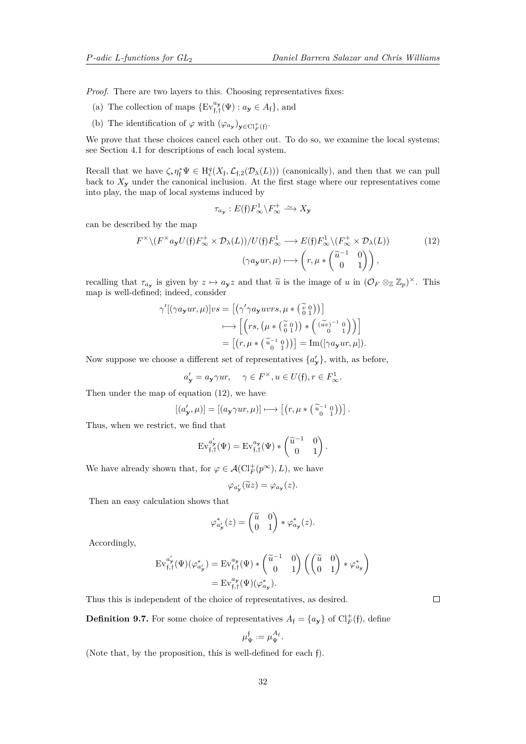*Proof.* There are two layers to this. Choosing representatives fixes:

(a) The collection of maps $\{\mathrm{Ev}_{\mathfrak{f},\dagger}^{a_{\mathbf{y}}}(\Psi) : a_{\mathbf{y}} \in A_{\mathfrak{f}}\}$, and

(b) The identification of $\varphi$ with $(\varphi_{a_{\mathbf{y}}})_{\mathbf{y}\in \mathrm{Cl}_F^+(\mathfrak{f})}$.

We prove that these choices cancel each other out. To do so, we examine the local systems; see Section 4.1 for descriptions of each local system.

Recall that we have $\zeta_*\eta_{\mathfrak{f}}^*\Psi \in \mathrm{H}_c^q(X_{\mathfrak{f}}, \mathcal{L}_{\mathfrak{f},2}(\mathcal{D}_\lambda(L)))$ (canonically), and then that we can pull back to $X_{\mathbf{y}}$ under the canonical inclusion. At the first stage where our representatives come into play, the map of local systems induced by

$$\tau_{a_{\mathbf{y}}} : E(\mathfrak{f})F_\infty^1\backslash F_\infty^+ \xrightarrow{\sim} X_{\mathbf{y}}$$

can be described by the map

$$F^\times\backslash(F^\times a_{\mathbf{y}} U(\mathfrak{f})F_\infty^+ \times \mathcal{D}_\lambda(L))/U(\mathfrak{f})F_\infty^1 \longrightarrow E(\mathfrak{f})F_\infty^1\backslash(F_\infty^+ \times \mathcal{D}_\lambda(L)) \tag{12}$$
$$(\gamma a_{\mathbf{y}} ur, \mu) \longmapsto \left(r, \mu * \begin{pmatrix}\widetilde{u}^{-1} & 0\\ 0 & 1\end{pmatrix}\right),$$

recalling that $\tau_{a_{\mathbf{y}}}$ is given by $z \mapsto a_{\mathbf{y}}z$ and that $\widetilde{u}$ is the image of $u$ in $(\mathcal{O}_F \otimes_{\mathbb{Z}} \mathbb{Z}_p)^\times$. This map is well-defined; indeed, consider

$$\begin{aligned}\gamma'[(\gamma a_{\mathbf{y}} ur, \mu)]vs &= \left[\left(\gamma'\gamma a_{\mathbf{y}} uvrs, \mu * \left(\begin{smallmatrix}\widetilde{v} & 0\\ 0 & 1\end{smallmatrix}\right)\right)\right]\\ &\longmapsto \left[\left(rs, \left(\mu * \left(\begin{smallmatrix}\widetilde{v} & 0\\ 0 & 1\end{smallmatrix}\right)\right) * \left(\begin{smallmatrix}(\widetilde{uv})^{-1} & 0\\ 0 & 1\end{smallmatrix}\right)\right)\right]\\ &= \left[\left(r, \mu * \left(\begin{smallmatrix}\widetilde{u}^{-1} & 0\\ 0 & 1\end{smallmatrix}\right)\right)\right] = \mathrm{Im}([\gamma a_{\mathbf{y}} ur, \mu]).\end{aligned}$$

Now suppose we choose a different set of representatives $\{a'_{\mathbf{y}}\}$, with, as before,

$$a'_{\mathbf{y}} = a_{\mathbf{y}}\gamma ur, \quad \gamma \in F^\times, u \in U(\mathfrak{f}), r \in F_\infty^1.$$

Then under the map of equation (12), we have

$$[(a'_{\mathbf{y}}, \mu)] = [(a_{\mathbf{y}}\gamma ur, \mu)] \longmapsto \left[\left(r, \mu * \left(\begin{smallmatrix}\widetilde{u}^{-1} & 0\\ 0 & 1\end{smallmatrix}\right)\right)\right].$$

Thus, when we restrict, we find that

$$\mathrm{Ev}_{\mathfrak{f},\dagger}^{a'_{\mathbf{y}}}(\Psi) = \mathrm{Ev}_{\mathfrak{f},\dagger}^{a_{\mathbf{y}}}(\Psi) * \begin{pmatrix}\widetilde{u}^{-1} & 0\\ 0 & 1\end{pmatrix}.$$

We have already shown that, for $\varphi \in \mathcal{A}(\mathrm{Cl}_F^+(p^\infty), L)$, we have

$$\varphi_{a'_{\mathbf{y}}}(\widetilde{u}z) = \varphi_{a_{\mathbf{y}}}(z).$$

Then an easy calculation shows that

$$\varphi_{a'_{\mathbf{y}}}^*(z) = \begin{pmatrix}\widetilde{u} & 0\\ 0 & 1\end{pmatrix} * \varphi_{a_{\mathbf{y}}}^*(z).$$

Accordingly,

$$\begin{aligned}\mathrm{Ev}_{\mathfrak{f},\dagger}^{a'_{\mathbf{y}}}(\Psi)(\varphi_{a'_{\mathbf{y}}}^*) &= \mathrm{Ev}_{\mathfrak{f},\dagger}^{a_{\mathbf{y}}}(\Psi) * \begin{pmatrix}\widetilde{u}^{-1} & 0\\ 0 & 1\end{pmatrix}\left(\begin{pmatrix}\widetilde{u} & 0\\ 0 & 1\end{pmatrix} * \varphi_{a_{\mathbf{y}}}^*\right)\\ &= \mathrm{Ev}_{\mathfrak{f},\dagger}^{a_{\mathbf{y}}}(\Psi)(\varphi_{a_{\mathbf{y}}}^*).\end{aligned}$$

Thus this is independent of the choice of representatives, as desired. $\square$

**Definition 9.7.** For some choice of representatives $A_{\mathfrak{f}} = \{a_{\mathbf{y}}\}$ of $\mathrm{Cl}_F^+(\mathfrak{f})$, define

$$\mu_\Psi^{\mathfrak{f}} := \mu_\Psi^{A_{\mathfrak{f}}}.$$

(Note that, by the proposition, this is well-defined for each $\mathfrak{f}$).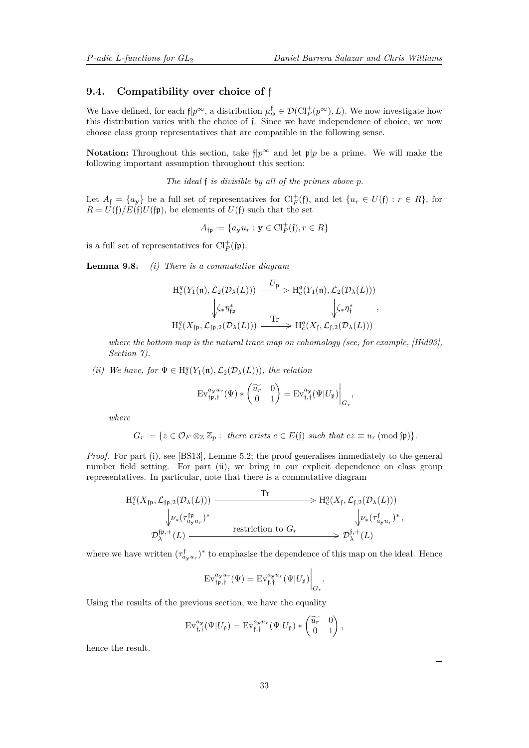### 9.4. Compatibility over choice of $\mathfrak{f}$

We have defined, for each $\mathfrak{f}|p^\infty$, a distribution $\mu_\Psi^{\mathfrak{f}} \in \mathcal{D}(\mathrm{Cl}_F^+(p^\infty), L)$. We now investigate how this distribution varies with the choice of $\mathfrak{f}$. Since we have independence of choice, we now choose class group representatives that are compatible in the following sense.

**Notation:** Throughout this section, take $\mathfrak{f}|p^\infty$ and let $\mathfrak{p}|p$ be a prime. We will make the following important assumption throughout this section:

*The ideal $\mathfrak{f}$ is divisible by all of the primes above $p$.*

Let $A_{\mathfrak{f}} = \{a_{\mathbf{y}}\}$ be a full set of representatives for $\mathrm{Cl}_F^+(\mathfrak{f})$, and let $\{u_r \in U(\mathfrak{f}) : r \in R\}$, for $R = U(\mathfrak{f})/E(\mathfrak{f})U(\mathfrak{f}\mathfrak{p})$, be elements of $U(\mathfrak{f})$ such that the set

$$A_{\mathfrak{f}\mathfrak{p}} := \{a_{\mathbf{y}}u_r : \mathbf{y} \in \mathrm{Cl}_F^+(\mathfrak{f}), r \in R\}$$

is a full set of representatives for $\mathrm{Cl}_F^+(\mathfrak{f}\mathfrak{p})$.

**Lemma 9.8.** *(i) There is a commutative diagram*

$$\begin{array}{ccc}
\mathrm{H}^q_c(Y_1(\mathfrak{n}), \mathcal{L}_2(\mathcal{D}_\lambda(L))) & \xrightarrow{\ U_{\mathfrak{p}}\ } & \mathrm{H}^q_c(Y_1(\mathfrak{n}), \mathcal{L}_2(\mathcal{D}_\lambda(L))) \\
\Big\downarrow \zeta_*\eta_{\mathfrak{f}\mathfrak{p}}^* & & \Big\downarrow \zeta_*\eta_{\mathfrak{f}}^* \\
\mathrm{H}^q_c(X_{\mathfrak{f}\mathfrak{p}}, \mathcal{L}_{\mathfrak{f}\mathfrak{p},2}(\mathcal{D}_\lambda(L))) & \xrightarrow{\ \mathrm{Tr}\ } & \mathrm{H}^q_c(X_{\mathfrak{f}}, \mathcal{L}_{\mathfrak{f},2}(\mathcal{D}_\lambda(L)))
\end{array},$$

*where the bottom map is the natural trace map on cohomology (see, for example, [Hid93], Section 7).*

*(ii) We have, for $\Psi \in \mathrm{H}^q_c(Y_1(\mathfrak{n}), \mathcal{L}_2(\mathcal{D}_\lambda(L)))$, the relation*

$$\mathrm{Ev}_{\mathfrak{f}\mathfrak{p},\dagger}^{a_{\mathbf{y}}u_r}(\Psi) * \begin{pmatrix} \widetilde{u_r} & 0 \\ 0 & 1 \end{pmatrix} = \mathrm{Ev}_{\mathfrak{f},\dagger}^{a_{\mathbf{y}}}(\Psi|U_{\mathfrak{p}})\Big|_{G_r},$$

*where*

$$G_r := \{z \in \mathcal{O}_F \otimes_{\mathbb{Z}} \mathbb{Z}_p : \text{ there exists } e \in E(\mathfrak{f}) \text{ such that } ez \equiv u_r \ (\mathrm{mod}\ \mathfrak{f}\mathfrak{p})\}.$$

*Proof.* For part (i), see [BS13], Lemme 5.2; the proof generalises immediately to the general number field setting. For part (ii), we bring in our explicit dependence on class group representatives. In particular, note that there is a commutative diagram

$$\begin{array}{ccc}
\mathrm{H}^q_c(X_{\mathfrak{f}\mathfrak{p}}, \mathcal{L}_{\mathfrak{f}\mathfrak{p},2}(\mathcal{D}_\lambda(L))) & \xrightarrow{\qquad \mathrm{Tr} \qquad} & \mathrm{H}^q_c(X_{\mathfrak{f}}, \mathcal{L}_{\mathfrak{f},2}(\mathcal{D}_\lambda(L))) \\
\Big\downarrow \nu_*(\tau_{a_{\mathbf{y}}u_r}^{\mathfrak{f}\mathfrak{p}})^* & & \Big\downarrow \nu_*(\tau_{a_{\mathbf{y}}u_r}^{\mathfrak{f}})^* \\
\mathcal{D}_\lambda^{\mathfrak{f}\mathfrak{p},+}(L) & \xrightarrow{\text{restriction to } G_r} & \mathcal{D}_\lambda^{\mathfrak{f},+}(L)
\end{array},$$

where we have written $(\tau_{a_{\mathbf{y}}u_r}^{\mathfrak{f}})^*$ to emphasise the dependence of this map on the ideal. Hence

$$\mathrm{Ev}_{\mathfrak{f}\mathfrak{p},\dagger}^{a_{\mathbf{y}}u_r}(\Psi) = \mathrm{Ev}_{\mathfrak{f},\dagger}^{a_{\mathbf{y}}u_r}(\Psi|U_{\mathfrak{p}})\Big|_{G_r}.$$

Using the results of the previous section, we have the equality

$$\mathrm{Ev}_{\mathfrak{f},\dagger}^{a_{\mathbf{y}}}(\Psi|U_{\mathfrak{p}}) = \mathrm{Ev}_{\mathfrak{f},\dagger}^{a_{\mathbf{y}}u_r}(\Psi|U_{\mathfrak{p}}) * \begin{pmatrix} \widetilde{u_r} & 0 \\ 0 & 1 \end{pmatrix},$$

hence the result. $\square$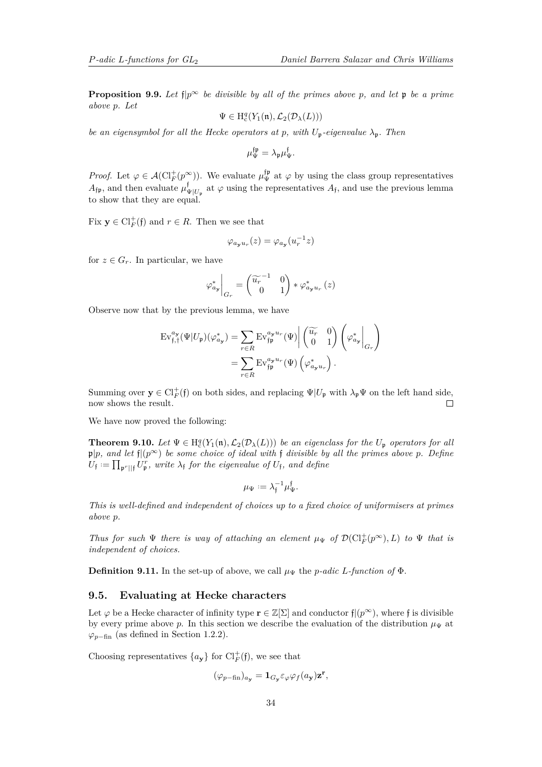**Proposition 9.9.** *Let $\mathfrak{f}|p^\infty$ be divisible by all of the primes above $p$, and let $\mathfrak{p}$ be a prime above $p$. Let*

$$\Psi \in \mathrm{H}^q_c(Y_1(\mathfrak{n}), \mathcal{L}_2(\mathcal{D}_\lambda(L)))$$

*be an eigensymbol for all the Hecke operators at $p$, with $U_\mathfrak{p}$-eigenvalue $\lambda_\mathfrak{p}$. Then*

$$\mu_\Psi^{\mathfrak{f}\mathfrak{p}} = \lambda_\mathfrak{p}\mu_\Psi^{\mathfrak{f}}.$$

*Proof.* Let $\varphi \in \mathcal{A}(\mathrm{Cl}_F^+(p^\infty))$. We evaluate $\mu_\Psi^{\mathfrak{f}\mathfrak{p}}$ at $\varphi$ by using the class group representatives $A_{\mathfrak{f}\mathfrak{p}}$, and then evaluate $\mu^{\mathfrak{f}}_{\Psi|U_\mathfrak{p}}$ at $\varphi$ using the representatives $A_\mathfrak{f}$, and use the previous lemma to show that they are equal.

Fix $\mathbf{y} \in \mathrm{Cl}_F^+(\mathfrak{f})$ and $r \in R$. Then we see that

$$\varphi_{a_\mathbf{y}u_r}(z) = \varphi_{a_\mathbf{y}}(u_r^{-1}z)$$

for $z \in G_r$. In particular, we have

$$\varphi^*_{a_\mathbf{y}}\Big|_{G_r} = \begin{pmatrix} \widetilde{u_r}^{-1} & 0 \\ 0 & 1 \end{pmatrix} * \varphi^*_{a_\mathbf{y}u_r}(z)$$

Observe now that by the previous lemma, we have

$$\begin{aligned} \mathrm{Ev}^{a_\mathbf{y}}_{\mathfrak{f},\dagger}(\Psi|U_\mathfrak{p})(\varphi^*_{a_\mathbf{y}}) &= \sum_{r\in R} \mathrm{Ev}^{a_\mathbf{y}u_r}_{\mathfrak{f}\mathfrak{p}}(\Psi)\Bigg| \begin{pmatrix} \widetilde{u_r} & 0 \\ 0 & 1 \end{pmatrix} \left(\varphi^*_{a_\mathbf{y}}\Big|_{G_r}\right) \\ &= \sum_{r\in R} \mathrm{Ev}^{a_\mathbf{y}u_r}_{\mathfrak{f}\mathfrak{p}}(\Psi)\left(\varphi^*_{a_\mathbf{y}u_r}\right). \end{aligned}$$

Summing over $\mathbf{y} \in \mathrm{Cl}_F^+(\mathfrak{f})$ on both sides, and replacing $\Psi|U_\mathfrak{p}$ with $\lambda_\mathfrak{p}\Psi$ on the left hand side, now shows the result. □

We have now proved the following:

**Theorem 9.10.** *Let $\Psi \in \mathrm{H}^q_c(Y_1(\mathfrak{n}), \mathcal{L}_2(\mathcal{D}_\lambda(L)))$ be an eigenclass for the $U_\mathfrak{p}$ operators for all $\mathfrak{p}|p$, and let $\mathfrak{f}|(p^\infty)$ be some choice of ideal with $\mathfrak{f}$ divisible by all the primes above $p$. Define $U_\mathfrak{f} := \prod_{\mathfrak{p}^r||\mathfrak{f}} U_\mathfrak{p}^r$, write $\lambda_\mathfrak{f}$ for the eigenvalue of $U_\mathfrak{f}$, and define*

$$\mu_\Psi := \lambda_\mathfrak{f}^{-1}\mu_\Psi^\mathfrak{f}.$$

*This is well-defined and independent of choices up to a fixed choice of uniformisers at primes above $p$.*

*Thus for such $\Psi$ there is way of attaching an element $\mu_\Psi$ of $\mathcal{D}(\mathrm{Cl}_F^+(p^\infty), L)$ to $\Psi$ that is independent of choices.*

**Definition 9.11.** In the set-up of above, we call $\mu_\Psi$ the *p-adic L-function of* $\Phi$.

## 9.5. Evaluating at Hecke characters

Let $\varphi$ be a Hecke character of infinity type $\mathbf{r} \in \mathbb{Z}[\Sigma]$ and conductor $\mathfrak{f}|(p^\infty)$, where $\mathfrak{f}$ is divisible by every prime above $p$. In this section we describe the evaluation of the distribution $\mu_\Psi$ at $\varphi_{p-\mathrm{fin}}$ (as defined in Section 1.2.2).

Choosing representatives $\{a_\mathbf{y}\}$ for $\mathrm{Cl}_F^+(\mathfrak{f})$, we see that

$$(\varphi_{p-\mathrm{fin}})_{a_\mathbf{y}} = \mathbf{1}_{G_\mathbf{y}}\varepsilon_\varphi\varphi_f(a_\mathbf{y})\mathbf{z}^\mathbf{r},$$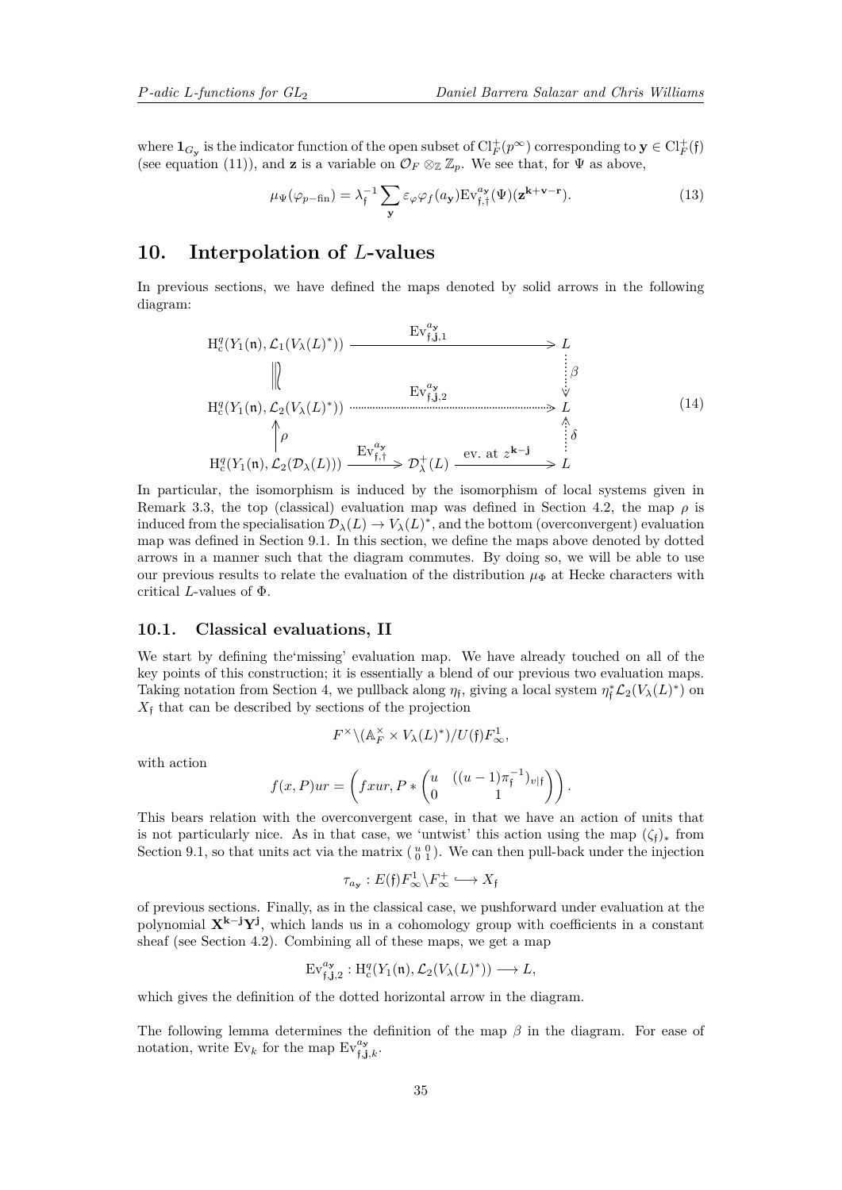where $\mathbf{1}_{G_{\mathbf{y}}}$ is the indicator function of the open subset of $\mathrm{Cl}_F^+(p^\infty)$ corresponding to $\mathbf{y} \in \mathrm{Cl}_F^+(\mathfrak{f})$ (see equation (11)), and $\mathbf{z}$ is a variable on $\mathcal{O}_F \otimes_{\mathbb{Z}} \mathbb{Z}_p$. We see that, for $\Psi$ as above,

$$\mu_\Psi(\varphi_{p-\mathrm{fin}}) = \lambda_{\mathfrak{f}}^{-1} \sum_{\mathbf{y}} \varepsilon_\varphi \varphi_f(a_{\mathbf{y}}) \mathrm{Ev}_{\mathfrak{f},\dagger}^{a_{\mathbf{y}}}(\Psi)(\mathbf{z}^{\mathbf{k}+\mathbf{v}-\mathbf{r}}). \tag{13}$$

# 10. Interpolation of $L$-values

In previous sections, we have defined the maps denoted by solid arrows in the following diagram:

$$\begin{array}{ccccc}
\mathrm{H}_c^q(Y_1(\mathfrak{n}), \mathcal{L}_1(V_\lambda(L)^*)) & & \xrightarrow{\quad \mathrm{Ev}_{\mathfrak{f},\mathbf{j},1}^{a_{\mathbf{y}}} \quad} & & L \\
\Big\| \wr & & & & \Big\downarrow \beta \\
\mathrm{H}_c^q(Y_1(\mathfrak{n}), \mathcal{L}_2(V_\lambda(L)^*)) & & \xrightarrow{\quad \mathrm{Ev}_{\mathfrak{f},\mathbf{j},2}^{a_{\mathbf{y}}} \quad} & & L \\
\Big\uparrow \rho & & & & \Big\uparrow \delta \\
\mathrm{H}_c^q(Y_1(\mathfrak{n}), \mathcal{L}_2(\mathcal{D}_\lambda(L))) & \xrightarrow{\mathrm{Ev}_{\mathfrak{f},\dagger}^{a_{\mathbf{y}}}} & \mathcal{D}_\lambda^+(L) & \xrightarrow{\text{ev. at } z^{\mathbf{k}-\mathbf{j}}} & L
\end{array} \tag{14}$$

In particular, the isomorphism is induced by the isomorphism of local systems given in Remark 3.3, the top (classical) evaluation map was defined in Section 4.2, the map $\rho$ is induced from the specialisation $\mathcal{D}_\lambda(L) \to V_\lambda(L)^*$, and the bottom (overconvergent) evaluation map was defined in Section 9.1. In this section, we define the maps above denoted by dotted arrows in a manner such that the diagram commutes. By doing so, we will be able to use our previous results to relate the evaluation of the distribution $\mu_\Phi$ at Hecke characters with critical $L$-values of $\Phi$.

## 10.1. Classical evaluations, II

We start by defining the'missing' evaluation map. We have already touched on all of the key points of this construction; it is essentially a blend of our previous two evaluation maps. Taking notation from Section 4, we pullback along $\eta_{\mathfrak{f}}$, giving a local system $\eta_{\mathfrak{f}}^*\mathcal{L}_2(V_\lambda(L)^*)$ on $X_{\mathfrak{f}}$ that can be described by sections of the projection

$$F^\times \backslash (\mathbb{A}_F^\times \times V_\lambda(L)^*)/U(\mathfrak{f})F_\infty^1,$$

with action

$$f(x,P)ur = \left(fxur, P * \begin{pmatrix} u & ((u-1)\pi_{\mathfrak{f}}^{-1})_{v|\mathfrak{f}} \\ 0 & 1 \end{pmatrix}\right).$$

This bears relation with the overconvergent case, in that we have an action of units that is not particularly nice. As in that case, we 'untwist' this action using the map $(\zeta_{\mathfrak{f}})_*$ from Section 9.1, so that units act via the matrix $\left(\begin{smallmatrix} u & 0 \\ 0 & 1 \end{smallmatrix}\right)$. We can then pull-back under the injection

$$\tau_{a_{\mathbf{y}}} : E(\mathfrak{f})F_\infty^1 \backslash F_\infty^+ \longhookrightarrow X_{\mathfrak{f}}$$

of previous sections. Finally, as in the classical case, we pushforward under evaluation at the polynomial $\mathbf{X}^{\mathbf{k}-\mathbf{j}}\mathbf{Y}^{\mathbf{j}}$, which lands us in a cohomology group with coefficients in a constant sheaf (see Section 4.2). Combining all of these maps, we get a map

$$\mathrm{Ev}_{\mathfrak{f},\mathbf{j},2}^{a_{\mathbf{y}}} : \mathrm{H}_c^q(Y_1(\mathfrak{n}), \mathcal{L}_2(V_\lambda(L)^*)) \longrightarrow L,$$

which gives the definition of the dotted horizontal arrow in the diagram.

The following lemma determines the definition of the map $\beta$ in the diagram. For ease of notation, write $\mathrm{Ev}_k$ for the map $\mathrm{Ev}_{\mathfrak{f},\mathbf{j},k}^{a_{\mathbf{y}}}$.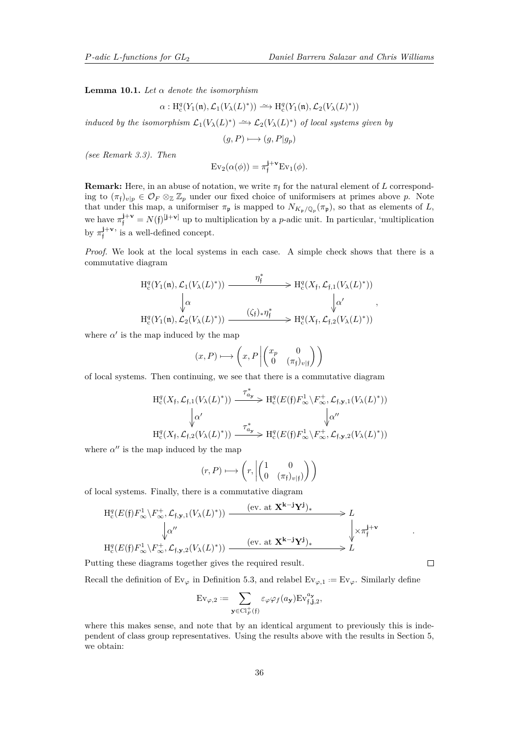**Lemma 10.1.** *Let $\alpha$ denote the isomorphism*

$$\alpha : \mathrm{H}^q_c(Y_1(\mathfrak{n}), \mathcal{L}_1(V_\lambda(L)^*)) \xrightarrow{\sim} \mathrm{H}^q_c(Y_1(\mathfrak{n}), \mathcal{L}_2(V_\lambda(L)^*))$$

*induced by the isomorphism $\mathcal{L}_1(V_\lambda(L)^*) \xrightarrow{\sim} \mathcal{L}_2(V_\lambda(L)^*)$ of local systems given by*

$$(g, P) \longmapsto (g, P|g_p)$$

*(see Remark 3.3). Then*

$$\mathrm{Ev}_2(\alpha(\phi)) = \pi_{\mathfrak{f}}^{\mathbf{j}+\mathbf{v}}\mathrm{Ev}_1(\phi).$$

**Remark:** Here, in an abuse of notation, we write $\pi_{\mathfrak{f}}$ for the natural element of $L$ corresponding to $(\pi_{\mathfrak{f}})_{v|p} \in \mathcal{O}_F \otimes_{\mathbb{Z}} \mathbb{Z}_p$ under our fixed choice of uniformisers at primes above $p$. Note that under this map, a uniformiser $\pi_{\mathfrak{p}}$ is mapped to $N_{K_{\mathfrak{p}}/\mathbb{Q}_p}(\pi_{\mathfrak{p}})$, so that as elements of $L$, we have $\pi_{\mathfrak{f}}^{\mathbf{j}+\mathbf{v}} = N(\mathfrak{f})^{[\mathbf{j}+\mathbf{v}]}$ up to multiplication by a $p$-adic unit. In particular, 'multiplication by $\pi_{\mathfrak{f}}^{\mathbf{j}+\mathbf{v}}$' is a well-defined concept.

*Proof.* We look at the local systems in each case. A simple check shows that there is a commutative diagram

$$\begin{array}{ccc}
\mathrm{H}^q_c(Y_1(\mathfrak{n}), \mathcal{L}_1(V_\lambda(L)^*)) & \xrightarrow{\quad \eta_{\mathfrak{f}}^* \quad} & \mathrm{H}^q_c(X_{\mathfrak{f}}, \mathcal{L}_{\mathfrak{f},1}(V_\lambda(L)^*)) \\
\big\downarrow \alpha & & \big\downarrow \alpha' \\
\mathrm{H}^q_c(Y_1(\mathfrak{n}), \mathcal{L}_2(V_\lambda(L)^*)) & \xrightarrow{\quad (\zeta_{\mathfrak{f}})_*\eta_{\mathfrak{f}}^* \quad} & \mathrm{H}^q_c(X_{\mathfrak{f}}, \mathcal{L}_{\mathfrak{f},2}(V_\lambda(L)^*))
\end{array},$$

where $\alpha'$ is the map induced by the map

$$(x, P) \longmapsto \left(x, P \left| \begin{pmatrix} x_p & 0 \\ 0 & (\pi_{\mathfrak{f}})_{v|\mathfrak{f}} \end{pmatrix} \right.\right)$$

of local systems. Then continuing, we see that there is a commutative diagram

$$\begin{array}{ccc}
\mathrm{H}^q_c(X_{\mathfrak{f}}, \mathcal{L}_{\mathfrak{f},1}(V_\lambda(L)^*)) & \xrightarrow{\ \tau_{a_{\mathbf{y}}}^*\ } & \mathrm{H}^q_c(E(\mathfrak{f})F_\infty^1\backslash F_\infty^+, \mathcal{L}_{\mathfrak{f},\mathbf{y},1}(V_\lambda(L)^*)) \\
\big\downarrow \alpha' & & \big\downarrow \alpha'' \\
\mathrm{H}^q_c(X_{\mathfrak{f}}, \mathcal{L}_{\mathfrak{f},2}(V_\lambda(L)^*)) & \xrightarrow{\ \tau_{a_{\mathbf{y}}}^*\ } & \mathrm{H}^q_c(E(\mathfrak{f})F_\infty^1\backslash F_\infty^+, \mathcal{L}_{\mathfrak{f},\mathbf{y},2}(V_\lambda(L)^*))
\end{array}$$

where $\alpha''$ is the map induced by the map

$$(r, P) \longmapsto \left(r, \left| \begin{pmatrix} 1 & 0 \\ 0 & (\pi_{\mathfrak{f}})_{v|\mathfrak{f}} \end{pmatrix} \right.\right)$$

of local systems. Finally, there is a commutative diagram

$$\begin{array}{ccc}
\mathrm{H}^q_c(E(\mathfrak{f})F_\infty^1\backslash F_\infty^+, \mathcal{L}_{\mathfrak{f},\mathbf{y},1}(V_\lambda(L)^*)) & \xrightarrow{\quad (\text{ev. at } \mathbf{X}^{\mathbf{k}-\mathbf{j}}\mathbf{Y}^{\mathbf{j}})_* \quad} & L \\
\big\downarrow \alpha'' & & \big\downarrow \times\pi_{\mathfrak{f}}^{\mathbf{j}+\mathbf{v}} \\
\mathrm{H}^q_c(E(\mathfrak{f})F_\infty^1\backslash F_\infty^+, \mathcal{L}_{\mathfrak{f},\mathbf{y},2}(V_\lambda(L)^*)) & \xrightarrow{\quad (\text{ev. at } \mathbf{X}^{\mathbf{k}-\mathbf{j}}\mathbf{Y}^{\mathbf{j}})_* \quad} & L
\end{array}.$$

Putting these diagrams together gives the required result. $\square$

Recall the definition of $\mathrm{Ev}_\varphi$ in Definition 5.3, and relabel $\mathrm{Ev}_{\varphi,1} := \mathrm{Ev}_\varphi$. Similarly define

$$\mathrm{Ev}_{\varphi,2} := \sum_{\mathbf{y}\in \mathrm{Cl}_F^+(\mathfrak{f})} \varepsilon_\varphi \varphi_f(a_{\mathbf{y}})\mathrm{Ev}_{\mathfrak{f},\mathbf{j},2}^{a_{\mathbf{y}}},$$

where this makes sense, and note that by an identical argument to previously this is independent of class group representatives. Using the results above with the results in Section 5, we obtain: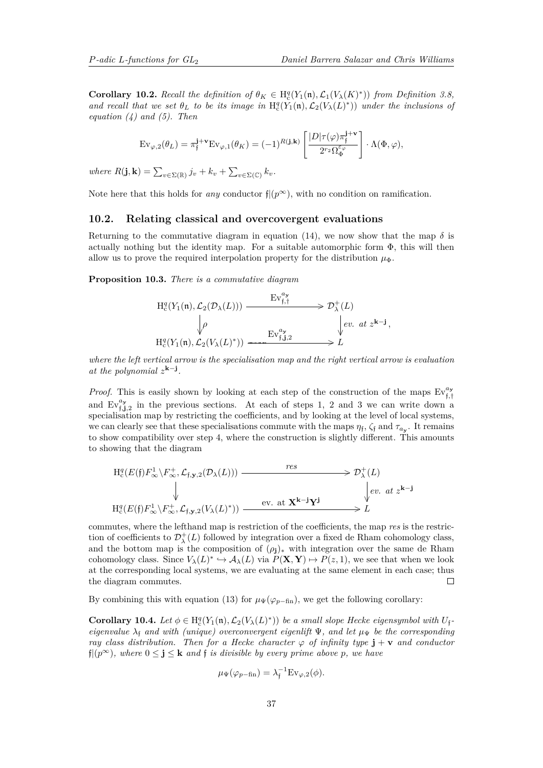**Corollary 10.2.** *Recall the definition of $\theta_K \in \mathrm{H}^q_c(Y_1(\mathfrak{n}), \mathcal{L}_1(V_\lambda(K)^*))$ from Definition 3.8, and recall that we set $\theta_L$ to be its image in $\mathrm{H}^q_c(Y_1(\mathfrak{n}), \mathcal{L}_2(V_\lambda(L)^*))$ under the inclusions of equation (4) and (5). Then*

$$\mathrm{Ev}_{\varphi,2}(\theta_L) = \pi_{\mathfrak{f}}^{\mathbf{j}+\mathbf{v}} \mathrm{Ev}_{\varphi,1}(\theta_K) = (-1)^{R(\mathbf{j},\mathbf{k})} \left[ \frac{|D|\tau(\varphi)\pi_{\mathfrak{f}}^{\mathbf{j}+\mathbf{v}}}{2^{r_2}\Omega_\Phi^{\varepsilon_\varphi}} \right] \cdot \Lambda(\Phi, \varphi),$$

*where $R(\mathbf{j},\mathbf{k}) = \sum_{v\in\Sigma(\mathbb{R})} j_v + k_v + \sum_{v \in \Sigma(\mathbb{C})} k_v$.*

Note here that this holds for *any* conductor $\mathfrak{f}|(p^\infty)$, with no condition on ramification.

## 10.2. Relating classical and overcovergent evaluations

Returning to the commutative diagram in equation (14), we now show that the map $\delta$ is actually nothing but the identity map. For a suitable automorphic form $\Phi$, this will then allow us to prove the required interpolation property for the distribution $\mu_\Phi$.

**Proposition 10.3.** *There is a commutative diagram*

$$\begin{array}{ccc}
\mathrm{H}^q_c(Y_1(\mathfrak{n}), \mathcal{L}_2(\mathcal{D}_\lambda(L))) & \xrightarrow{\mathrm{Ev}^{a_{\mathbf{y}}}_{\mathfrak{f},\dagger}} & \mathcal{D}^+_\lambda(L) \\
\downarrow \rho & & \downarrow \text{ev. at } z^{\mathbf{k}-\mathbf{j}} \\
\mathrm{H}^q_c(Y_1(\mathfrak{n}), \mathcal{L}_2(V_\lambda(L)^*)) & \xrightarrow{\mathrm{Ev}^{a_{\mathbf{y}}}_{\mathfrak{f},\mathbf{j},2}} & L
\end{array},$$

*where the left vertical arrow is the specialisation map and the right vertical arrow is evaluation at the polynomial $z^{\mathbf{k}-\mathbf{j}}$.*

*Proof.* This is easily shown by looking at each step of the construction of the maps $\mathrm{Ev}^{a_{\mathbf{y}}}_{\mathfrak{f},\dagger}$ and $\mathrm{Ev}^{a_{\mathbf{y}}}_{\mathfrak{f},\mathbf{j},2}$ in the previous sections. At each of steps 1, 2 and 3 we can write down a specialisation map by restricting the coefficients, and by looking at the level of local systems, we can clearly see that these specialisations commute with the maps $\eta_{\mathfrak{f}}$, $\zeta_{\mathfrak{f}}$ and $\tau_{a_{\mathbf{y}}}$. It remains to show compatibility over step 4, where the construction is slightly different. This amounts to showing that the diagram

$$\begin{array}{ccc}
\mathrm{H}^q_c(E(\mathfrak{f})F^1_\infty\backslash F^+_\infty, \mathcal{L}_{\mathfrak{f},\mathbf{y},2}(\mathcal{D}_\lambda(L))) & \xrightarrow{res} & \mathcal{D}^+_\lambda(L) \\
\downarrow & & \downarrow \text{ev. at } z^{\mathbf{k}-\mathbf{j}} \\
\mathrm{H}^q_c(E(\mathfrak{f})F^1_\infty\backslash F^+_\infty, \mathcal{L}_{\mathfrak{f},\mathbf{y},2}(V_\lambda(L)^*)) & \xrightarrow{\text{ev. at } \mathbf{X}^{\mathbf{k}-\mathbf{j}}\mathbf{Y}^{\mathbf{j}}} & L
\end{array}$$

commutes, where the lefthand map is restriction of the coefficients, the map *res* is the restriction of coefficients to $\mathcal{D}^+_\lambda(L)$ followed by integration over a fixed de Rham cohomology class, and the bottom map is the composition of $(\rho_{\mathbf{j}})_*$ with integration over the same de Rham cohomology class. Since $V_\lambda(L)^* \hookrightarrow \mathcal{A}_\lambda(L)$ via $P(\mathbf{X},\mathbf{Y}) \mapsto P(z,1)$, we see that when we look at the corresponding local systems, we are evaluating at the same element in each case; thus the diagram commutes. $\square$

By combining this with equation (13) for $\mu_\Psi(\varphi_{p-\mathrm{fin}})$, we get the following corollary:

**Corollary 10.4.** *Let $\phi \in \mathrm{H}^q_c(Y_1(\mathfrak{n}), \mathcal{L}_2(V_\lambda(L)^*))$ be a small slope Hecke eigensymbol with $U_{\mathfrak{f}}$-eigenvalue $\lambda_{\mathfrak{f}}$ and with (unique) overconvergent eigenlift $\Psi$, and let $\mu_\Psi$ be the corresponding ray class distribution. Then for a Hecke character $\varphi$ of infinity type $\mathbf{j}+\mathbf{v}$ and conductor $\mathfrak{f}|(p^\infty)$, where $0 \leq \mathbf{j} \leq \mathbf{k}$ and $\mathfrak{f}$ is divisible by every prime above $p$, we have*

$$\mu_\Psi(\varphi_{p-\mathrm{fin}}) = \lambda_{\mathfrak{f}}^{-1}\mathrm{Ev}_{\varphi,2}(\phi).$$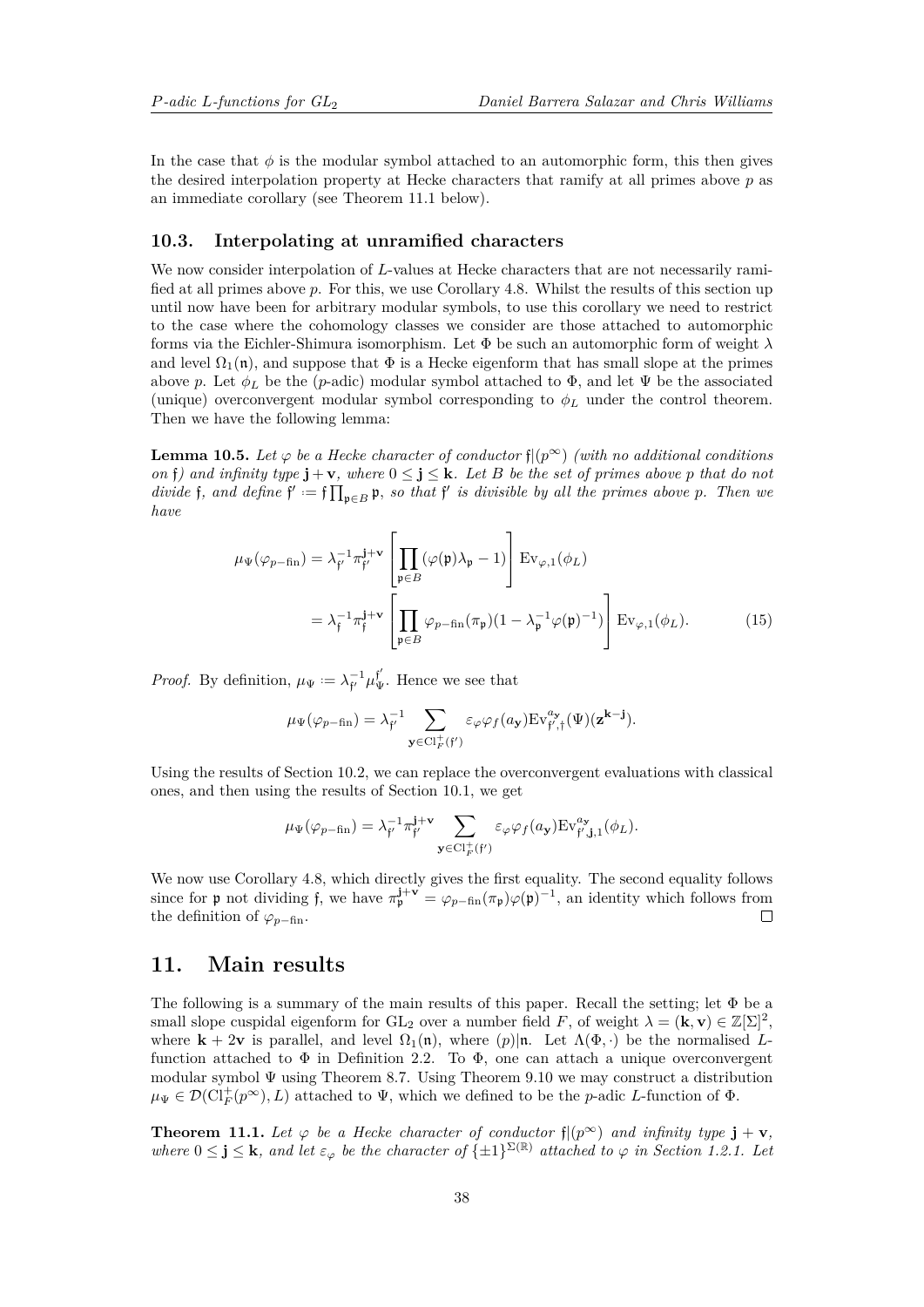In the case that $\phi$ is the modular symbol attached to an automorphic form, this then gives the desired interpolation property at Hecke characters that ramify at all primes above $p$ as an immediate corollary (see Theorem 11.1 below).

### 10.3. Interpolating at unramified characters

We now consider interpolation of $L$-values at Hecke characters that are not necessarily ramified at all primes above $p$. For this, we use Corollary 4.8. Whilst the results of this section up until now have been for arbitrary modular symbols, to use this corollary we need to restrict to the case where the cohomology classes we consider are those attached to automorphic forms via the Eichler-Shimura isomorphism. Let $\Phi$ be such an automorphic form of weight $\lambda$ and level $\Omega_1(\mathfrak{n})$, and suppose that $\Phi$ is a Hecke eigenform that has small slope at the primes above $p$. Let $\phi_L$ be the ($p$-adic) modular symbol attached to $\Phi$, and let $\Psi$ be the associated (unique) overconvergent modular symbol corresponding to $\phi_L$ under the control theorem. Then we have the following lemma:

**Lemma 10.5.** *Let $\varphi$ be a Hecke character of conductor $\mathfrak{f}|(p^\infty)$ (with no additional conditions on $\mathfrak{f}$) and infinity type $\mathbf{j}+\mathbf{v}$, where $0 \leq \mathbf{j} \leq \mathbf{k}$. Let $B$ be the set of primes above $p$ that do not divide $\mathfrak{f}$, and define $\mathfrak{f}' := \mathfrak{f}\prod_{\mathfrak{p}\in B}\mathfrak{p}$, so that $\mathfrak{f}'$ is divisible by all the primes above $p$. Then we have*

$$\begin{aligned}
\mu_\Psi(\varphi_{p-\text{fin}}) &= \lambda_{\mathfrak{f}'}^{-1}\pi_{\mathfrak{f}'}^{\mathbf{j}+\mathbf{v}}\left[\prod_{\mathfrak{p}\in B}(\varphi(\mathfrak{p})\lambda_{\mathfrak{p}} - 1)\right]\mathrm{Ev}_{\varphi,1}(\phi_L)\\
&= \lambda_{\mathfrak{f}}^{-1}\pi_{\mathfrak{f}}^{\mathbf{j}+\mathbf{v}}\left[\prod_{\mathfrak{p}\in B}\varphi_{p-\text{fin}}(\pi_{\mathfrak{p}})(1-\lambda_{\mathfrak{p}}^{-1}\varphi(\mathfrak{p})^{-1})\right]\mathrm{Ev}_{\varphi,1}(\phi_L). \qquad (15)
\end{aligned}$$

*Proof.* By definition, $\mu_\Psi := \lambda_{\mathfrak{f}'}^{-1}\mu_\Psi^{\mathfrak{f}'}$. Hence we see that

$$\mu_\Psi(\varphi_{p-\text{fin}}) = \lambda_{\mathfrak{f}'}^{-1}\sum_{\mathbf{y}\in \mathrm{Cl}_F^+(\mathfrak{f}')}\varepsilon_\varphi\varphi_f(a_{\mathbf{y}})\mathrm{Ev}_{\mathfrak{f}',\dagger}^{a_{\mathbf{y}}}(\Psi)(\mathbf{z}^{\mathbf{k}-\mathbf{j}}).$$

Using the results of Section 10.2, we can replace the overconvergent evaluations with classical ones, and then using the results of Section 10.1, we get

$$\mu_\Psi(\varphi_{p-\text{fin}}) = \lambda_{\mathfrak{f}'}^{-1}\pi_{\mathfrak{f}'}^{\mathbf{j}+\mathbf{v}}\sum_{\mathbf{y}\in \mathrm{Cl}_F^+(\mathfrak{f}')}\varepsilon_\varphi\varphi_f(a_{\mathbf{y}})\mathrm{Ev}_{\mathfrak{f}',\mathbf{j},1}^{a_{\mathbf{y}}}(\phi_L).$$

We now use Corollary 4.8, which directly gives the first equality. The second equality follows since for $\mathfrak{p}$ not dividing $\mathfrak{f}$, we have $\pi_{\mathfrak{p}}^{\mathbf{j}+\mathbf{v}} = \varphi_{p-\text{fin}}(\pi_{\mathfrak{p}})\varphi(\mathfrak{p})^{-1}$, an identity which follows from the definition of $\varphi_{p-\text{fin}}$. $\square$

## 11. Main results

The following is a summary of the main results of this paper. Recall the setting; let $\Phi$ be a small slope cuspidal eigenform for $\mathrm{GL}_2$ over a number field $F$, of weight $\lambda = (\mathbf{k},\mathbf{v}) \in \mathbb{Z}[\Sigma]^2$, where $\mathbf{k}+2\mathbf{v}$ is parallel, and level $\Omega_1(\mathfrak{n})$, where $(p)|\mathfrak{n}$. Let $\Lambda(\Phi,\cdot)$ be the normalised $L$-function attached to $\Phi$ in Definition 2.2. To $\Phi$, one can attach a unique overconvergent modular symbol $\Psi$ using Theorem 8.7. Using Theorem 9.10 we may construct a distribution $\mu_\Psi \in \mathcal{D}(\mathrm{Cl}_F^+(p^\infty), L)$ attached to $\Psi$, which we defined to be the $p$-adic $L$-function of $\Phi$.

**Theorem 11.1.** *Let $\varphi$ be a Hecke character of conductor $\mathfrak{f}|(p^\infty)$ and infinity type $\mathbf{j}+\mathbf{v}$, where $0 \leq \mathbf{j} \leq \mathbf{k}$, and let $\varepsilon_\varphi$ be the character of $\{\pm 1\}^{\Sigma(\mathbb{R})}$ attached to $\varphi$ in Section 1.2.1. Let*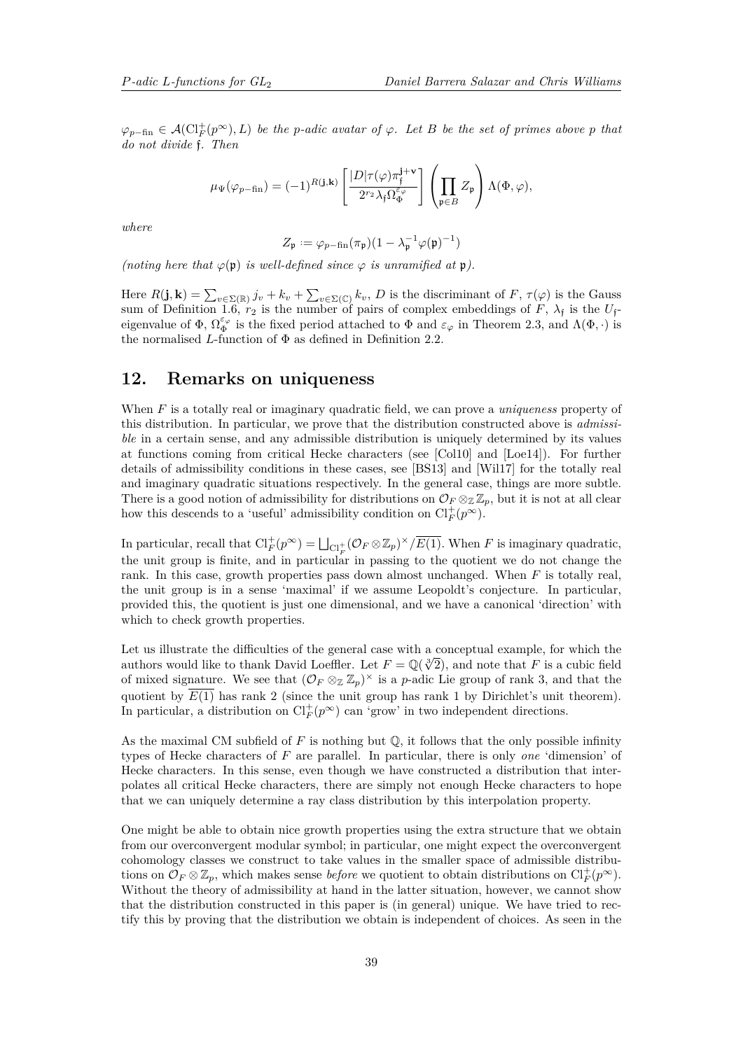$\varphi_{p-\mathrm{fin}} \in \mathcal{A}(\mathrm{Cl}_F^+(p^\infty), L)$ *be the p-adic avatar of* $\varphi$*. Let* $B$ *be the set of primes above* $p$ *that do not divide* $\mathfrak{f}$*. Then*

$$\mu_\Psi(\varphi_{p-\mathrm{fin}}) = (-1)^{R(\mathbf{j},\mathbf{k})} \left[\frac{|D|\tau(\varphi)\pi_{\mathfrak{f}}^{\mathbf{j}+\mathbf{v}}}{2^{r_2}\lambda_{\mathfrak{f}}\Omega_\Phi^{\varepsilon_\varphi}}\right] \left(\prod_{\mathfrak{p}\in B} Z_{\mathfrak{p}}\right) \Lambda(\Phi, \varphi),$$

*where*

$$Z_{\mathfrak{p}} := \varphi_{p-\mathrm{fin}}(\pi_{\mathfrak{p}})(1 - \lambda_{\mathfrak{p}}^{-1}\varphi(\mathfrak{p})^{-1})$$

*(noting here that* $\varphi(\mathfrak{p})$ *is well-defined since* $\varphi$ *is unramified at* $\mathfrak{p}$*).*

Here $R(\mathbf{j},\mathbf{k}) = \sum_{v\in\Sigma(\mathbb{R})} j_v + k_v + \sum_{v\in\Sigma(\mathbb{C})} k_v$, $D$ is the discriminant of $F$, $\tau(\varphi)$ is the Gauss sum of Definition 1.6, $r_2$ is the number of pairs of complex embeddings of $F$, $\lambda_{\mathfrak{f}}$ is the $U_{\mathfrak{f}}$-eigenvalue of $\Phi$, $\Omega_\Phi^{\varepsilon_\varphi}$ is the fixed period attached to $\Phi$ and $\varepsilon_\varphi$ in Theorem 2.3, and $\Lambda(\Phi,\cdot)$ is the normalised $L$-function of $\Phi$ as defined in Definition 2.2.

## 12. Remarks on uniqueness

When $F$ is a totally real or imaginary quadratic field, we can prove a *uniqueness* property of this distribution. In particular, we prove that the distribution constructed above is *admissible* in a certain sense, and any admissible distribution is uniquely determined by its values at functions coming from critical Hecke characters (see [Col10] and [Loe14]). For further details of admissibility conditions in these cases, see [BS13] and [Wil17] for the totally real and imaginary quadratic situations respectively. In the general case, things are more subtle. There is a good notion of admissibility for distributions on $\mathcal{O}_F \otimes_{\mathbb{Z}} \mathbb{Z}_p$, but it is not at all clear how this descends to a 'useful' admissibility condition on $\mathrm{Cl}_F^+(p^\infty)$.

In particular, recall that $\mathrm{Cl}_F^+(p^\infty) = \bigsqcup_{\mathrm{Cl}_F^+} (\mathcal{O}_F \otimes \mathbb{Z}_p)^\times / \overline{E(1)}$. When $F$ is imaginary quadratic, the unit group is finite, and in particular in passing to the quotient we do not change the rank. In this case, growth properties pass down almost unchanged. When $F$ is totally real, the unit group is in a sense 'maximal' if we assume Leopoldt's conjecture. In particular, provided this, the quotient is just one dimensional, and we have a canonical 'direction' with which to check growth properties.

Let us illustrate the difficulties of the general case with a conceptual example, for which the authors would like to thank David Loeffler. Let $F = \mathbb{Q}(\sqrt[3]{2})$, and note that $F$ is a cubic field of mixed signature. We see that $(\mathcal{O}_F \otimes_{\mathbb{Z}} \mathbb{Z}_p)^\times$ is a $p$-adic Lie group of rank 3, and that the quotient by $\overline{E(1)}$ has rank 2 (since the unit group has rank 1 by Dirichlet's unit theorem). In particular, a distribution on $\mathrm{Cl}_F^+(p^\infty)$ can 'grow' in two independent directions.

As the maximal CM subfield of $F$ is nothing but $\mathbb{Q}$, it follows that the only possible infinity types of Hecke characters of $F$ are parallel. In particular, there is only *one* 'dimension' of Hecke characters. In this sense, even though we have constructed a distribution that interpolates all critical Hecke characters, there are simply not enough Hecke characters to hope that we can uniquely determine a ray class distribution by this interpolation property.

One might be able to obtain nice growth properties using the extra structure that we obtain from our overconvergent modular symbol; in particular, one might expect the overconvergent cohomology classes we construct to take values in the smaller space of admissible distributions on $\mathcal{O}_F \otimes \mathbb{Z}_p$, which makes sense *before* we quotient to obtain distributions on $\mathrm{Cl}_F^+(p^\infty)$. Without the theory of admissibility at hand in the latter situation, however, we cannot show that the distribution constructed in this paper is (in general) unique. We have tried to rectify this by proving that the distribution we obtain is independent of choices. As seen in the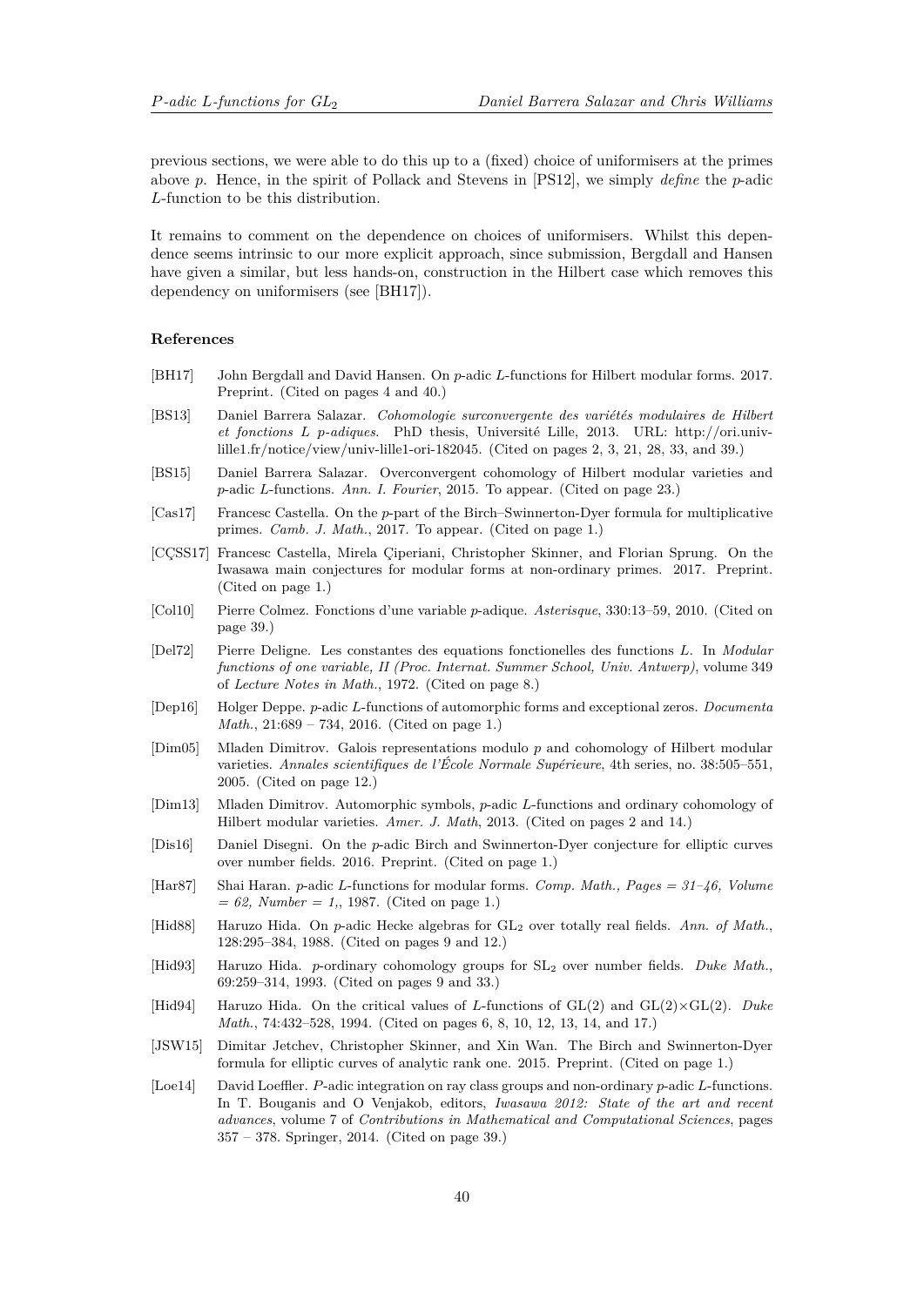previous sections, we were able to do this up to a (fixed) choice of uniformisers at the primes above $p$. Hence, in the spirit of Pollack and Stevens in [PS12], we simply *define* the $p$-adic $L$-function to be this distribution.

It remains to comment on the dependence on choices of uniformisers. Whilst this dependence seems intrinsic to our more explicit approach, since submission, Bergdall and Hansen have given a similar, but less hands-on, construction in the Hilbert case which removes this dependency on uniformisers (see [BH17]).

### References

- [BH17] John Bergdall and David Hansen. On $p$-adic $L$-functions for Hilbert modular forms. 2017. Preprint. (Cited on pages 4 and 40.)
- [BS13] Daniel Barrera Salazar. *Cohomologie surconvergente des variétés modulaires de Hilbert et fonctions L p-adiques*. PhD thesis, Université Lille, 2013. URL: http://ori.univ-lille1.fr/notice/view/univ-lille1-ori-182045. (Cited on pages 2, 3, 21, 28, 33, and 39.)
- [BS15] Daniel Barrera Salazar. Overconvergent cohomology of Hilbert modular varieties and $p$-adic $L$-functions. *Ann. I. Fourier*, 2015. To appear. (Cited on page 23.)
- [Cas17] Francesc Castella. On the $p$-part of the Birch–Swinnerton-Dyer formula for multiplicative primes. *Camb. J. Math.*, 2017. To appear. (Cited on page 1.)
- [ÇŞS17] Francesc Castella, Mirela Çiperiani, Christopher Skinner, and Florian Sprung. On the Iwasawa main conjectures for modular forms at non-ordinary primes. 2017. Preprint. (Cited on page 1.)
- [Col10] Pierre Colmez. Fonctions d'une variable $p$-adique. *Asterisque*, 330:13–59, 2010. (Cited on page 39.)
- [Del72] Pierre Deligne. Les constantes des equations fonctionelles des functions $L$. In *Modular functions of one variable, II (Proc. Internat. Summer School, Univ. Antwerp)*, volume 349 of *Lecture Notes in Math.*, 1972. (Cited on page 8.)
- [Dep16] Holger Deppe. $p$-adic $L$-functions of automorphic forms and exceptional zeros. *Documenta Math.*, 21:689 – 734, 2016. (Cited on page 1.)
- [Dim05] Mladen Dimitrov. Galois representations modulo $p$ and cohomology of Hilbert modular varieties. *Annales scientifiques de l'École Normale Supérieure*, 4th series, no. 38:505–551, 2005. (Cited on page 12.)
- [Dim13] Mladen Dimitrov. Automorphic symbols, $p$-adic $L$-functions and ordinary cohomology of Hilbert modular varieties. *Amer. J. Math*, 2013. (Cited on pages 2 and 14.)
- [Dis16] Daniel Disegni. On the $p$-adic Birch and Swinnerton-Dyer conjecture for elliptic curves over number fields. 2016. Preprint. (Cited on page 1.)
- [Har87] Shai Haran. $p$-adic $L$-functions for modular forms. *Comp. Math., Pages = 31–46, Volume = 62, Number = 1,*, 1987. (Cited on page 1.)
- [Hid88] Haruzo Hida. On $p$-adic Hecke algebras for $\mathrm{GL}_2$ over totally real fields. *Ann. of Math.*, 128:295–384, 1988. (Cited on pages 9 and 12.)
- [Hid93] Haruzo Hida. $p$-ordinary cohomology groups for $\mathrm{SL}_2$ over number fields. *Duke Math.*, 69:259–314, 1993. (Cited on pages 9 and 33.)
- [Hid94] Haruzo Hida. On the critical values of $L$-functions of $\mathrm{GL}(2)$ and $\mathrm{GL}(2)\times\mathrm{GL}(2)$. *Duke Math.*, 74:432–528, 1994. (Cited on pages 6, 8, 10, 12, 13, 14, and 17.)
- [JSW15] Dimitar Jetchev, Christopher Skinner, and Xin Wan. The Birch and Swinnerton-Dyer formula for elliptic curves of analytic rank one. 2015. Preprint. (Cited on page 1.)
- [Loe14] David Loeffler. $P$-adic integration on ray class groups and non-ordinary $p$-adic $L$-functions. In T. Bouganis and O Venjakob, editors, *Iwasawa 2012: State of the art and recent advances*, volume 7 of *Contributions in Mathematical and Computational Sciences*, pages 357 – 378. Springer, 2014. (Cited on page 39.)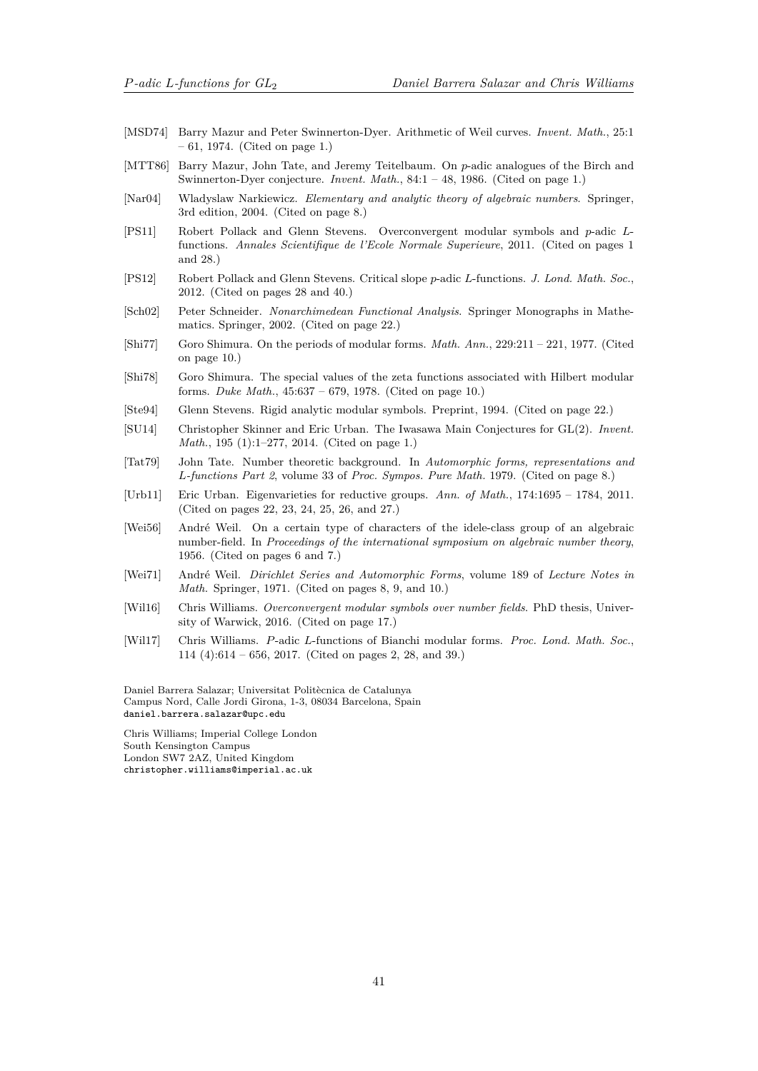[MSD74] Barry Mazur and Peter Swinnerton-Dyer. Arithmetic of Weil curves. *Invent. Math.*, 25:1 – 61, 1974. (Cited on page 1.)

[MTT86] Barry Mazur, John Tate, and Jeremy Teitelbaum. On $p$-adic analogues of the Birch and Swinnerton-Dyer conjecture. *Invent. Math.*, 84:1 – 48, 1986. (Cited on page 1.)

[Nar04] Wladyslaw Narkiewicz. *Elementary and analytic theory of algebraic numbers*. Springer, 3rd edition, 2004. (Cited on page 8.)

[PS11] Robert Pollack and Glenn Stevens. Overconvergent modular symbols and $p$-adic $L$-functions. *Annales Scientifique de l'Ecole Normale Superieure*, 2011. (Cited on pages 1 and 28.)

[PS12] Robert Pollack and Glenn Stevens. Critical slope $p$-adic $L$-functions. *J. Lond. Math. Soc.*, 2012. (Cited on pages 28 and 40.)

[Sch02] Peter Schneider. *Nonarchimedean Functional Analysis*. Springer Monographs in Mathematics. Springer, 2002. (Cited on page 22.)

[Shi77] Goro Shimura. On the periods of modular forms. *Math. Ann.*, 229:211 – 221, 1977. (Cited on page 10.)

[Shi78] Goro Shimura. The special values of the zeta functions associated with Hilbert modular forms. *Duke Math.*, 45:637 – 679, 1978. (Cited on page 10.)

[Ste94] Glenn Stevens. Rigid analytic modular symbols. Preprint, 1994. (Cited on page 22.)

[SU14] Christopher Skinner and Eric Urban. The Iwasawa Main Conjectures for GL(2). *Invent. Math.*, 195 (1):1–277, 2014. (Cited on page 1.)

[Tat79] John Tate. Number theoretic background. In *Automorphic forms, representations and L-functions Part 2*, volume 33 of *Proc. Sympos. Pure Math.* 1979. (Cited on page 8.)

[Urb11] Eric Urban. Eigenvarieties for reductive groups. *Ann. of Math.*, 174:1695 – 1784, 2011. (Cited on pages 22, 23, 24, 25, 26, and 27.)

[Wei56] André Weil. On a certain type of characters of the idele-class group of an algebraic number-field. In *Proceedings of the international symposium on algebraic number theory*, 1956. (Cited on pages 6 and 7.)

[Wei71] André Weil. *Dirichlet Series and Automorphic Forms*, volume 189 of *Lecture Notes in Math.* Springer, 1971. (Cited on pages 8, 9, and 10.)

[Wil16] Chris Williams. *Overconvergent modular symbols over number fields*. PhD thesis, University of Warwick, 2016. (Cited on page 17.)

[Wil17] Chris Williams. $P$-adic $L$-functions of Bianchi modular forms. *Proc. Lond. Math. Soc.*, 114 (4):614 – 656, 2017. (Cited on pages 2, 28, and 39.)

Daniel Barrera Salazar; Universitat Politècnica de Catalunya
Campus Nord, Calle Jordi Girona, 1-3, 08034 Barcelona, Spain
daniel.barrera.salazar@upc.edu

Chris Williams; Imperial College London
South Kensington Campus
London SW7 2AZ, United Kingdom
christopher.williams@imperial.ac.uk